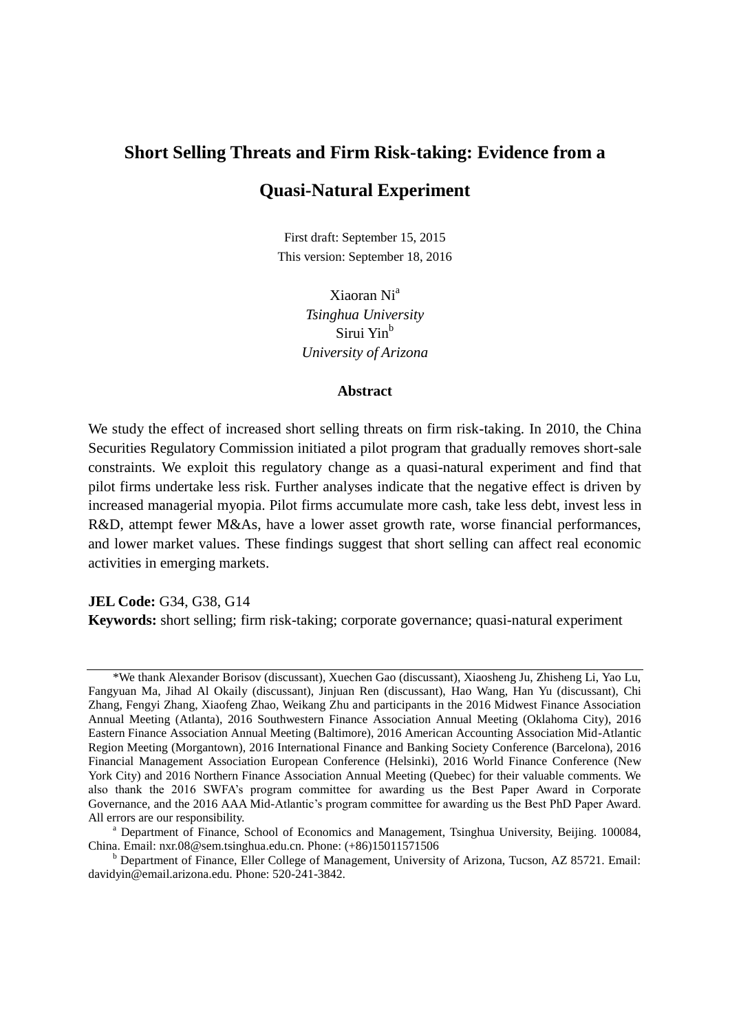# Short Selling Threats and Firm Risk-taking: Evidence from a Quasi-Natural Experiment

First draft: September 15, 2015
This version: September 18, 2016

Xiaoran Ni[a]
*Tsinghua University*
Sirui Yin[b]
*University of Arizona*

### Abstract

We study the effect of increased short selling threats on firm risk-taking. In 2010, the China Securities Regulatory Commission initiated a pilot program that gradually removes short-sale constraints. We exploit this regulatory change as a quasi-natural experiment and find that pilot firms undertake less risk. Further analyses indicate that the negative effect is driven by increased managerial myopia. Pilot firms accumulate more cash, take less debt, invest less in R&D, attempt fewer M&As, have a lower asset growth rate, worse financial performances, and lower market values. These findings suggest that short selling can affect real economic activities in emerging markets.

**JEL Code:** G34, G38, G14
**Keywords:** short selling; firm risk-taking; corporate governance; quasi-natural experiment

---

*We thank Alexander Borisov (discussant), Xuechen Gao (discussant), Xiaosheng Ju, Zhisheng Li, Yao Lu, Fangyuan Ma, Jihad Al Okaily (discussant), Jinjuan Ren (discussant), Hao Wang, Han Yu (discussant), Chi Zhang, Fengyi Zhang, Xiaofeng Zhao, Weikang Zhu and participants in the 2016 Midwest Finance Association Annual Meeting (Atlanta), 2016 Southwestern Finance Association Annual Meeting (Oklahoma City), 2016 Eastern Finance Association Annual Meeting (Baltimore), 2016 American Accounting Association Mid-Atlantic Region Meeting (Morgantown), 2016 International Finance and Banking Society Conference (Barcelona), 2016 Financial Management Association European Conference (Helsinki), 2016 World Finance Conference (New York City) and 2016 Northern Finance Association Annual Meeting (Quebec) for their valuable comments. We also thank the 2016 SWFA's program committee for awarding us the Best Paper Award in Corporate Governance, and the 2016 AAA Mid-Atlantic's program committee for awarding us the Best PhD Paper Award. All errors are our responsibility.

[a] Department of Finance, School of Economics and Management, Tsinghua University, Beijing. 100084, China. Email: nxr.08@sem.tsinghua.edu.cn. Phone: (+86)15011571506

[b] Department of Finance, Eller College of Management, University of Arizona, Tucson, AZ 85721. Email: davidyin@email.arizona.edu. Phone: 520-241-3842.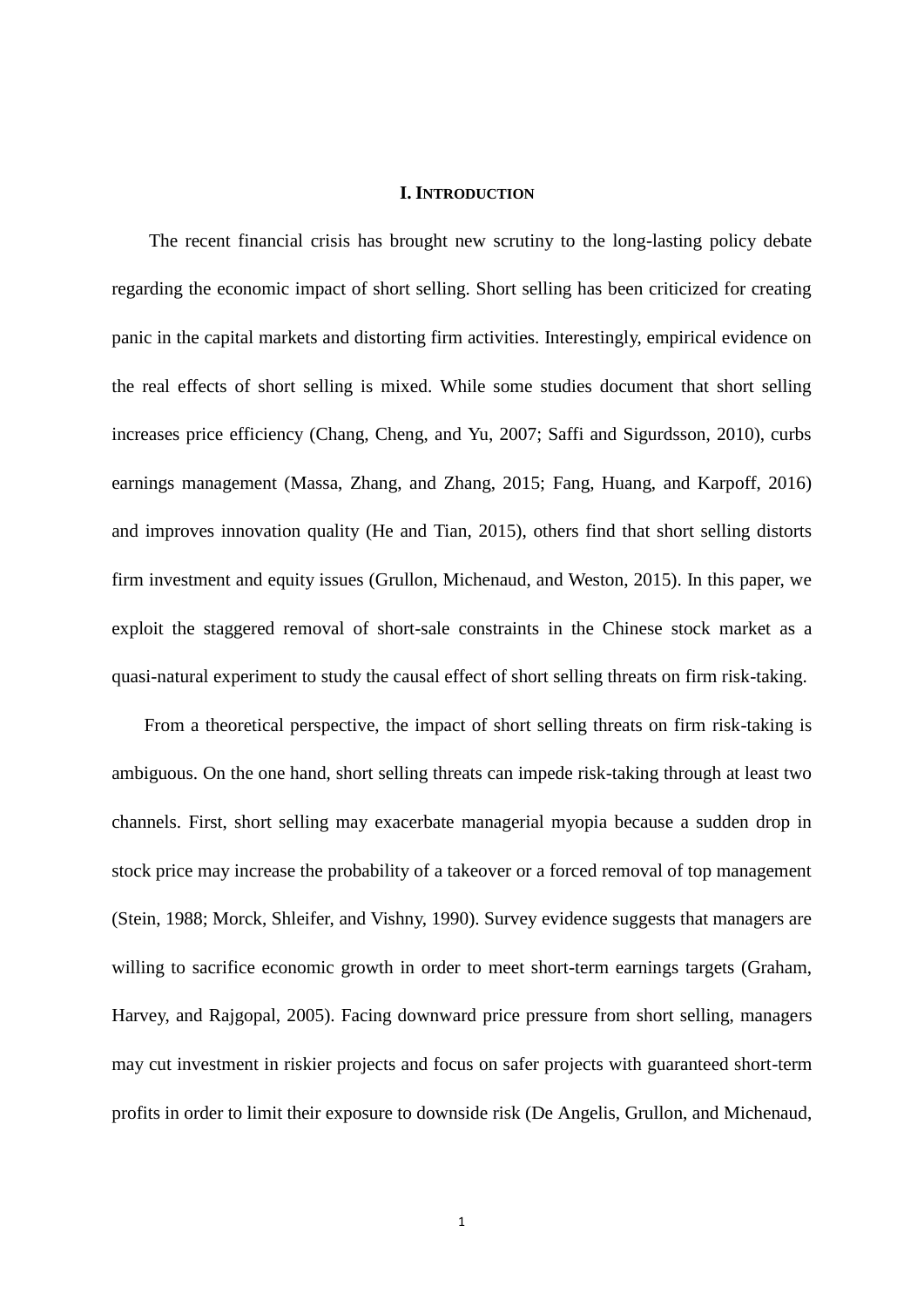## I. INTRODUCTION

The recent financial crisis has brought new scrutiny to the long-lasting policy debate regarding the economic impact of short selling. Short selling has been criticized for creating panic in the capital markets and distorting firm activities. Interestingly, empirical evidence on the real effects of short selling is mixed. While some studies document that short selling increases price efficiency (Chang, Cheng, and Yu, 2007; Saffi and Sigurdsson, 2010), curbs earnings management (Massa, Zhang, and Zhang, 2015; Fang, Huang, and Karpoff, 2016) and improves innovation quality (He and Tian, 2015), others find that short selling distorts firm investment and equity issues (Grullon, Michenaud, and Weston, 2015). In this paper, we exploit the staggered removal of short-sale constraints in the Chinese stock market as a quasi-natural experiment to study the causal effect of short selling threats on firm risk-taking.

From a theoretical perspective, the impact of short selling threats on firm risk-taking is ambiguous. On the one hand, short selling threats can impede risk-taking through at least two channels. First, short selling may exacerbate managerial myopia because a sudden drop in stock price may increase the probability of a takeover or a forced removal of top management (Stein, 1988; Morck, Shleifer, and Vishny, 1990). Survey evidence suggests that managers are willing to sacrifice economic growth in order to meet short-term earnings targets (Graham, Harvey, and Rajgopal, 2005). Facing downward price pressure from short selling, managers may cut investment in riskier projects and focus on safer projects with guaranteed short-term profits in order to limit their exposure to downside risk (De Angelis, Grullon, and Michenaud,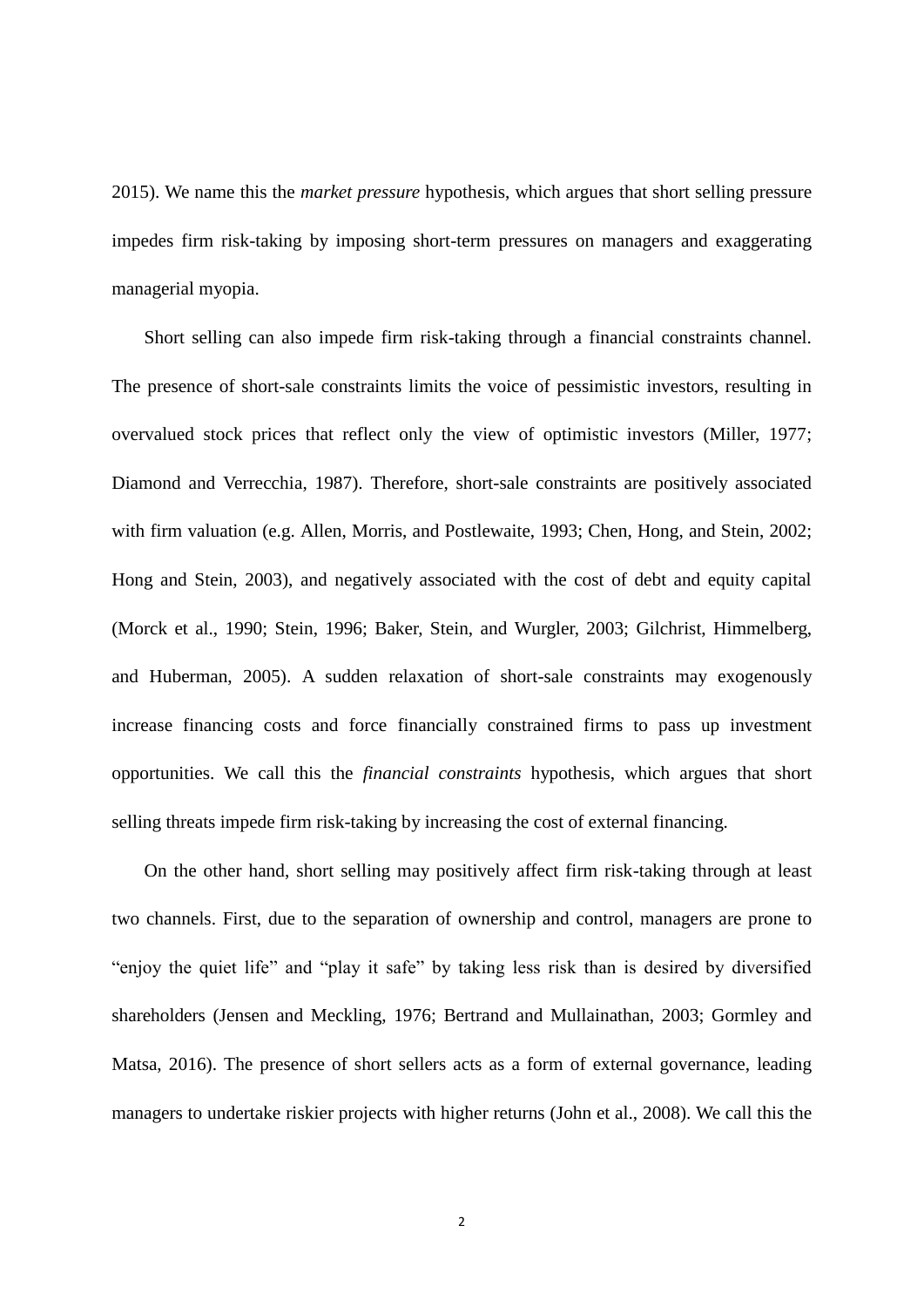2015). We name this the *market pressure* hypothesis, which argues that short selling pressure impedes firm risk-taking by imposing short-term pressures on managers and exaggerating managerial myopia.

Short selling can also impede firm risk-taking through a financial constraints channel. The presence of short-sale constraints limits the voice of pessimistic investors, resulting in overvalued stock prices that reflect only the view of optimistic investors (Miller, 1977; Diamond and Verrecchia, 1987). Therefore, short-sale constraints are positively associated with firm valuation (e.g. Allen, Morris, and Postlewaite, 1993; Chen, Hong, and Stein, 2002; Hong and Stein, 2003), and negatively associated with the cost of debt and equity capital (Morck et al., 1990; Stein, 1996; Baker, Stein, and Wurgler, 2003; Gilchrist, Himmelberg, and Huberman, 2005). A sudden relaxation of short-sale constraints may exogenously increase financing costs and force financially constrained firms to pass up investment opportunities. We call this the *financial constraints* hypothesis, which argues that short selling threats impede firm risk-taking by increasing the cost of external financing.

On the other hand, short selling may positively affect firm risk-taking through at least two channels. First, due to the separation of ownership and control, managers are prone to "enjoy the quiet life" and "play it safe" by taking less risk than is desired by diversified shareholders (Jensen and Meckling, 1976; Bertrand and Mullainathan, 2003; Gormley and Matsa, 2016). The presence of short sellers acts as a form of external governance, leading managers to undertake riskier projects with higher returns (John et al., 2008). We call this the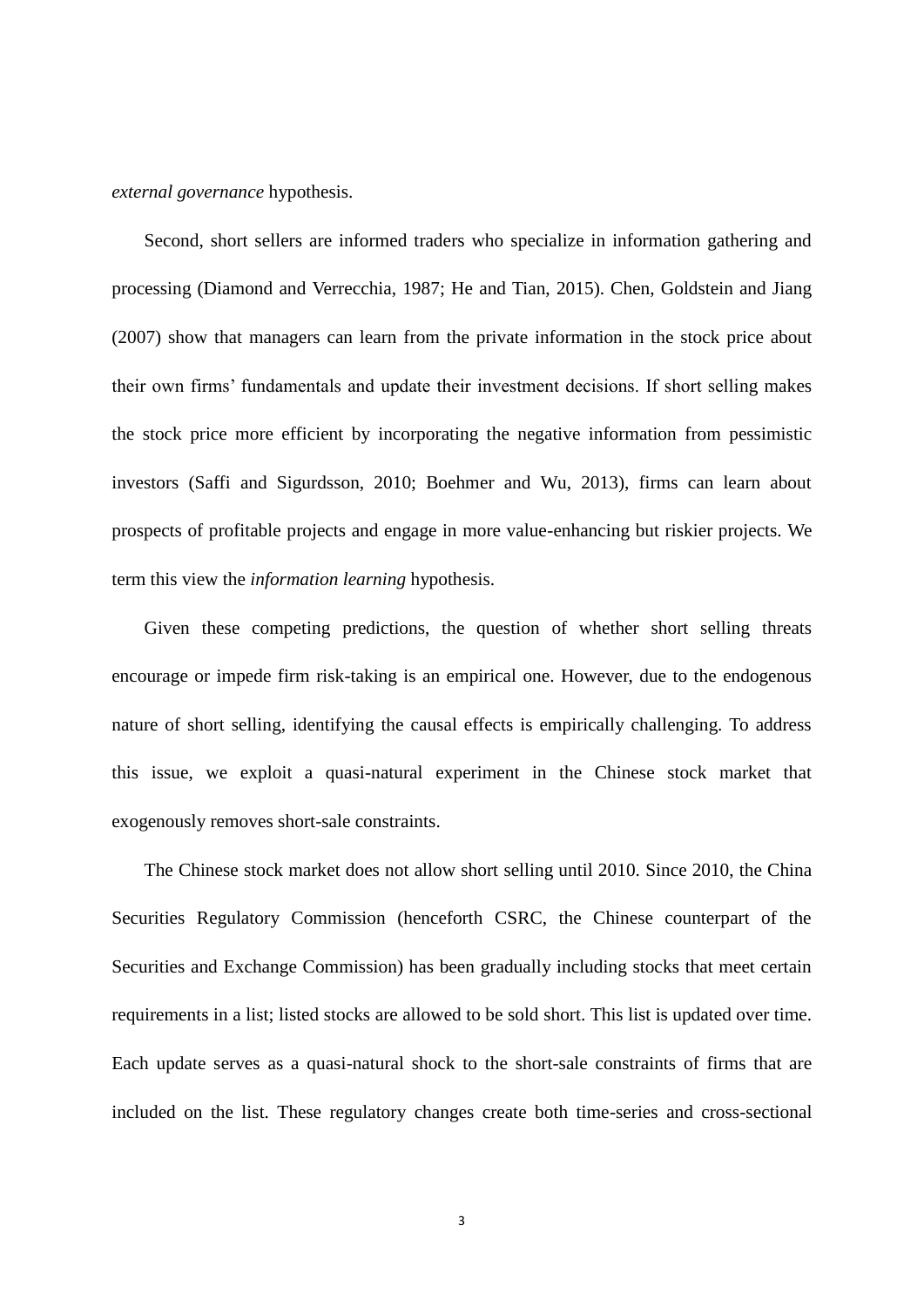*external governance* hypothesis.

Second, short sellers are informed traders who specialize in information gathering and processing (Diamond and Verrecchia, 1987; He and Tian, 2015). Chen, Goldstein and Jiang (2007) show that managers can learn from the private information in the stock price about their own firms' fundamentals and update their investment decisions. If short selling makes the stock price more efficient by incorporating the negative information from pessimistic investors (Saffi and Sigurdsson, 2010; Boehmer and Wu, 2013), firms can learn about prospects of profitable projects and engage in more value-enhancing but riskier projects. We term this view the *information learning* hypothesis.

Given these competing predictions, the question of whether short selling threats encourage or impede firm risk-taking is an empirical one. However, due to the endogenous nature of short selling, identifying the causal effects is empirically challenging. To address this issue, we exploit a quasi-natural experiment in the Chinese stock market that exogenously removes short-sale constraints.

The Chinese stock market does not allow short selling until 2010. Since 2010, the China Securities Regulatory Commission (henceforth CSRC, the Chinese counterpart of the Securities and Exchange Commission) has been gradually including stocks that meet certain requirements in a list; listed stocks are allowed to be sold short. This list is updated over time. Each update serves as a quasi-natural shock to the short-sale constraints of firms that are included on the list. These regulatory changes create both time-series and cross-sectional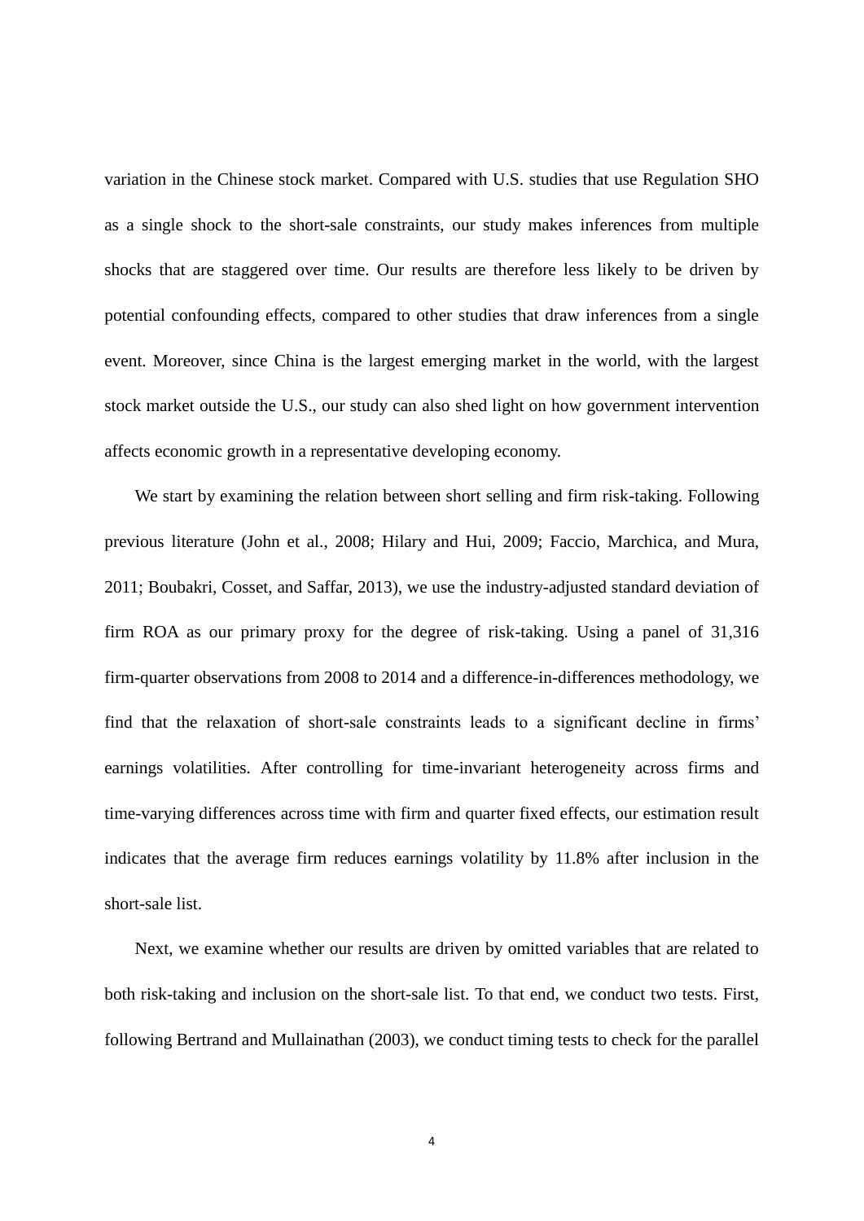variation in the Chinese stock market. Compared with U.S. studies that use Regulation SHO as a single shock to the short-sale constraints, our study makes inferences from multiple shocks that are staggered over time. Our results are therefore less likely to be driven by potential confounding effects, compared to other studies that draw inferences from a single event. Moreover, since China is the largest emerging market in the world, with the largest stock market outside the U.S., our study can also shed light on how government intervention affects economic growth in a representative developing economy.

We start by examining the relation between short selling and firm risk-taking. Following previous literature (John et al., 2008; Hilary and Hui, 2009; Faccio, Marchica, and Mura, 2011; Boubakri, Cosset, and Saffar, 2013), we use the industry-adjusted standard deviation of firm ROA as our primary proxy for the degree of risk-taking. Using a panel of 31,316 firm-quarter observations from 2008 to 2014 and a difference-in-differences methodology, we find that the relaxation of short-sale constraints leads to a significant decline in firms' earnings volatilities. After controlling for time-invariant heterogeneity across firms and time-varying differences across time with firm and quarter fixed effects, our estimation result indicates that the average firm reduces earnings volatility by 11.8% after inclusion in the short-sale list.

Next, we examine whether our results are driven by omitted variables that are related to both risk-taking and inclusion on the short-sale list. To that end, we conduct two tests. First, following Bertrand and Mullainathan (2003), we conduct timing tests to check for the parallel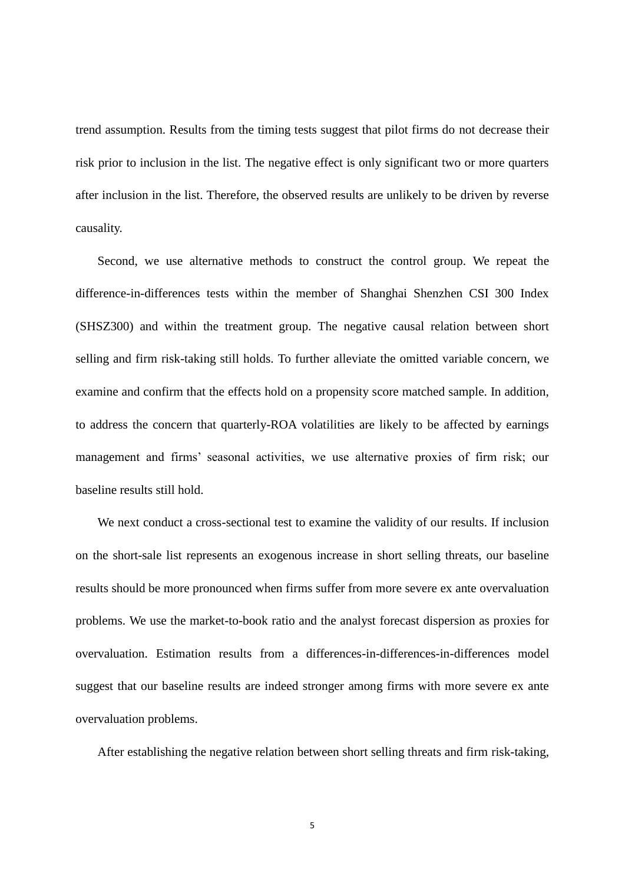trend assumption. Results from the timing tests suggest that pilot firms do not decrease their risk prior to inclusion in the list. The negative effect is only significant two or more quarters after inclusion in the list. Therefore, the observed results are unlikely to be driven by reverse causality.

Second, we use alternative methods to construct the control group. We repeat the difference-in-differences tests within the member of Shanghai Shenzhen CSI 300 Index (SHSZ300) and within the treatment group. The negative causal relation between short selling and firm risk-taking still holds. To further alleviate the omitted variable concern, we examine and confirm that the effects hold on a propensity score matched sample. In addition, to address the concern that quarterly-ROA volatilities are likely to be affected by earnings management and firms' seasonal activities, we use alternative proxies of firm risk; our baseline results still hold.

We next conduct a cross-sectional test to examine the validity of our results. If inclusion on the short-sale list represents an exogenous increase in short selling threats, our baseline results should be more pronounced when firms suffer from more severe ex ante overvaluation problems. We use the market-to-book ratio and the analyst forecast dispersion as proxies for overvaluation. Estimation results from a differences-in-differences-in-differences model suggest that our baseline results are indeed stronger among firms with more severe ex ante overvaluation problems.

After establishing the negative relation between short selling threats and firm risk-taking,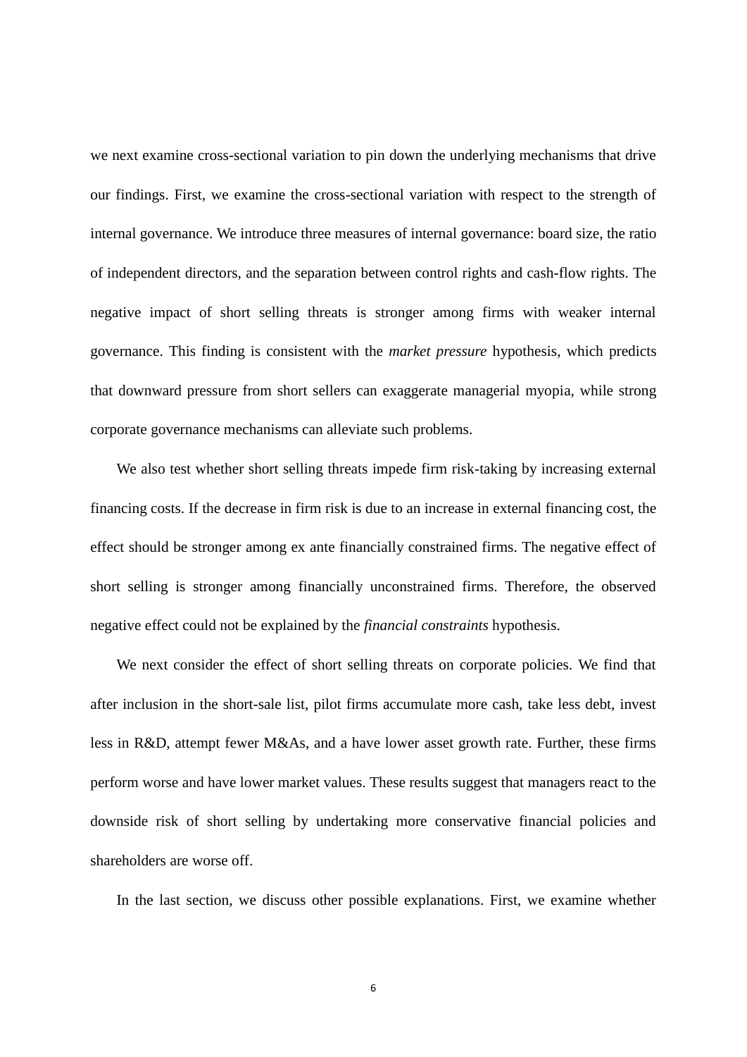we next examine cross-sectional variation to pin down the underlying mechanisms that drive our findings. First, we examine the cross-sectional variation with respect to the strength of internal governance. We introduce three measures of internal governance: board size, the ratio of independent directors, and the separation between control rights and cash-flow rights. The negative impact of short selling threats is stronger among firms with weaker internal governance. This finding is consistent with the *market pressure* hypothesis, which predicts that downward pressure from short sellers can exaggerate managerial myopia, while strong corporate governance mechanisms can alleviate such problems.

We also test whether short selling threats impede firm risk-taking by increasing external financing costs. If the decrease in firm risk is due to an increase in external financing cost, the effect should be stronger among ex ante financially constrained firms. The negative effect of short selling is stronger among financially unconstrained firms. Therefore, the observed negative effect could not be explained by the *financial constraints* hypothesis.

We next consider the effect of short selling threats on corporate policies. We find that after inclusion in the short-sale list, pilot firms accumulate more cash, take less debt, invest less in R&D, attempt fewer M&As, and a have lower asset growth rate. Further, these firms perform worse and have lower market values. These results suggest that managers react to the downside risk of short selling by undertaking more conservative financial policies and shareholders are worse off.

In the last section, we discuss other possible explanations. First, we examine whether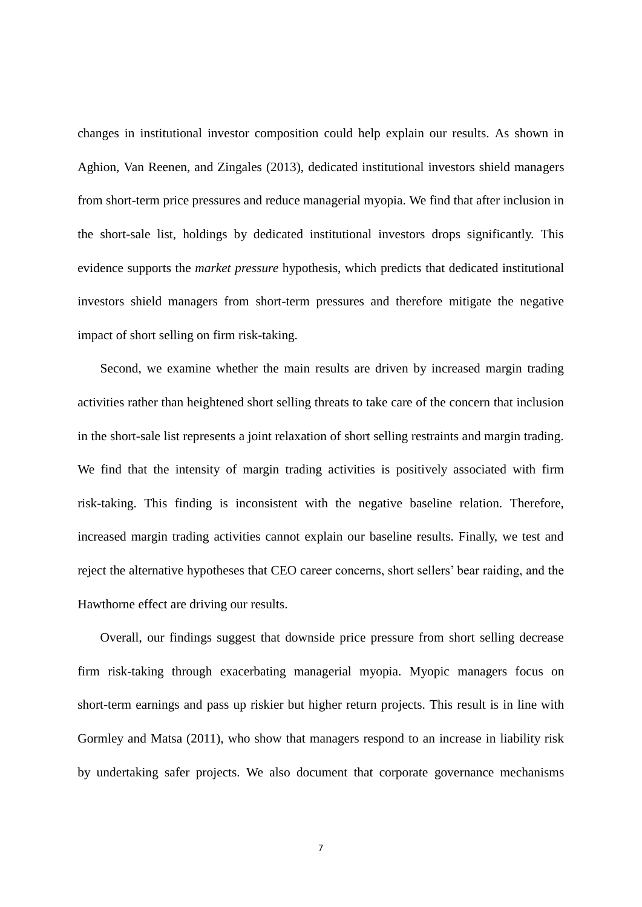changes in institutional investor composition could help explain our results. As shown in Aghion, Van Reenen, and Zingales (2013), dedicated institutional investors shield managers from short-term price pressures and reduce managerial myopia. We find that after inclusion in the short-sale list, holdings by dedicated institutional investors drops significantly. This evidence supports the *market pressure* hypothesis, which predicts that dedicated institutional investors shield managers from short-term pressures and therefore mitigate the negative impact of short selling on firm risk-taking.

Second, we examine whether the main results are driven by increased margin trading activities rather than heightened short selling threats to take care of the concern that inclusion in the short-sale list represents a joint relaxation of short selling restraints and margin trading. We find that the intensity of margin trading activities is positively associated with firm risk-taking. This finding is inconsistent with the negative baseline relation. Therefore, increased margin trading activities cannot explain our baseline results. Finally, we test and reject the alternative hypotheses that CEO career concerns, short sellers' bear raiding, and the Hawthorne effect are driving our results.

Overall, our findings suggest that downside price pressure from short selling decrease firm risk-taking through exacerbating managerial myopia. Myopic managers focus on short-term earnings and pass up riskier but higher return projects. This result is in line with Gormley and Matsa (2011), who show that managers respond to an increase in liability risk by undertaking safer projects. We also document that corporate governance mechanisms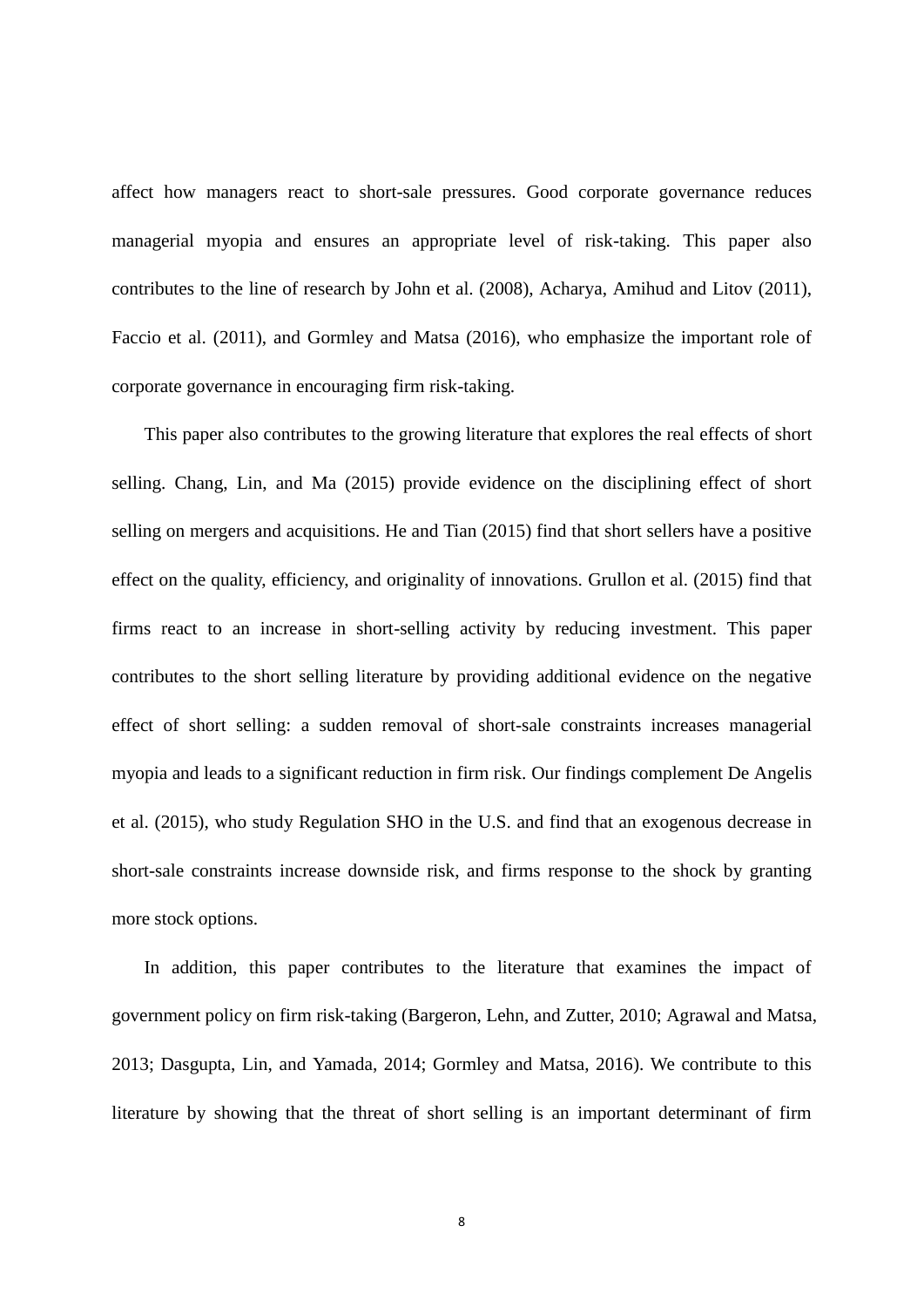affect how managers react to short-sale pressures. Good corporate governance reduces managerial myopia and ensures an appropriate level of risk-taking. This paper also contributes to the line of research by John et al. (2008), Acharya, Amihud and Litov (2011), Faccio et al. (2011), and Gormley and Matsa (2016), who emphasize the important role of corporate governance in encouraging firm risk-taking.

This paper also contributes to the growing literature that explores the real effects of short selling. Chang, Lin, and Ma (2015) provide evidence on the disciplining effect of short selling on mergers and acquisitions. He and Tian (2015) find that short sellers have a positive effect on the quality, efficiency, and originality of innovations. Grullon et al. (2015) find that firms react to an increase in short-selling activity by reducing investment. This paper contributes to the short selling literature by providing additional evidence on the negative effect of short selling: a sudden removal of short-sale constraints increases managerial myopia and leads to a significant reduction in firm risk. Our findings complement De Angelis et al. (2015), who study Regulation SHO in the U.S. and find that an exogenous decrease in short-sale constraints increase downside risk, and firms response to the shock by granting more stock options.

In addition, this paper contributes to the literature that examines the impact of government policy on firm risk-taking (Bargeron, Lehn, and Zutter, 2010; Agrawal and Matsa, 2013; Dasgupta, Lin, and Yamada, 2014; Gormley and Matsa, 2016). We contribute to this literature by showing that the threat of short selling is an important determinant of firm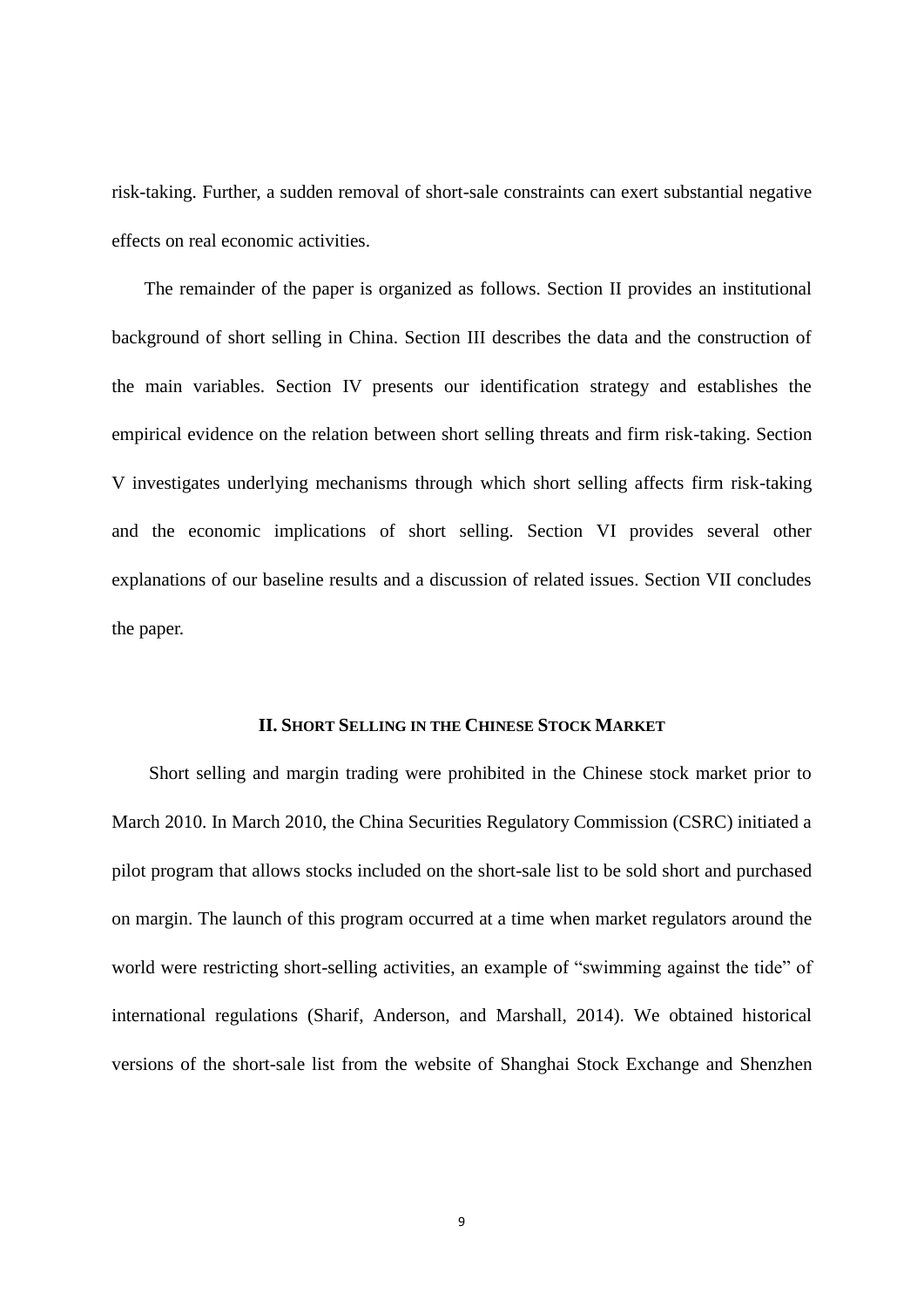risk-taking. Further, a sudden removal of short-sale constraints can exert substantial negative effects on real economic activities.

The remainder of the paper is organized as follows. Section II provides an institutional background of short selling in China. Section III describes the data and the construction of the main variables. Section IV presents our identification strategy and establishes the empirical evidence on the relation between short selling threats and firm risk-taking. Section V investigates underlying mechanisms through which short selling affects firm risk-taking and the economic implications of short selling. Section VI provides several other explanations of our baseline results and a discussion of related issues. Section VII concludes the paper.

## II. SHORT SELLING IN THE CHINESE STOCK MARKET

Short selling and margin trading were prohibited in the Chinese stock market prior to March 2010. In March 2010, the China Securities Regulatory Commission (CSRC) initiated a pilot program that allows stocks included on the short-sale list to be sold short and purchased on margin. The launch of this program occurred at a time when market regulators around the world were restricting short-selling activities, an example of "swimming against the tide" of international regulations (Sharif, Anderson, and Marshall, 2014). We obtained historical versions of the short-sale list from the website of Shanghai Stock Exchange and Shenzhen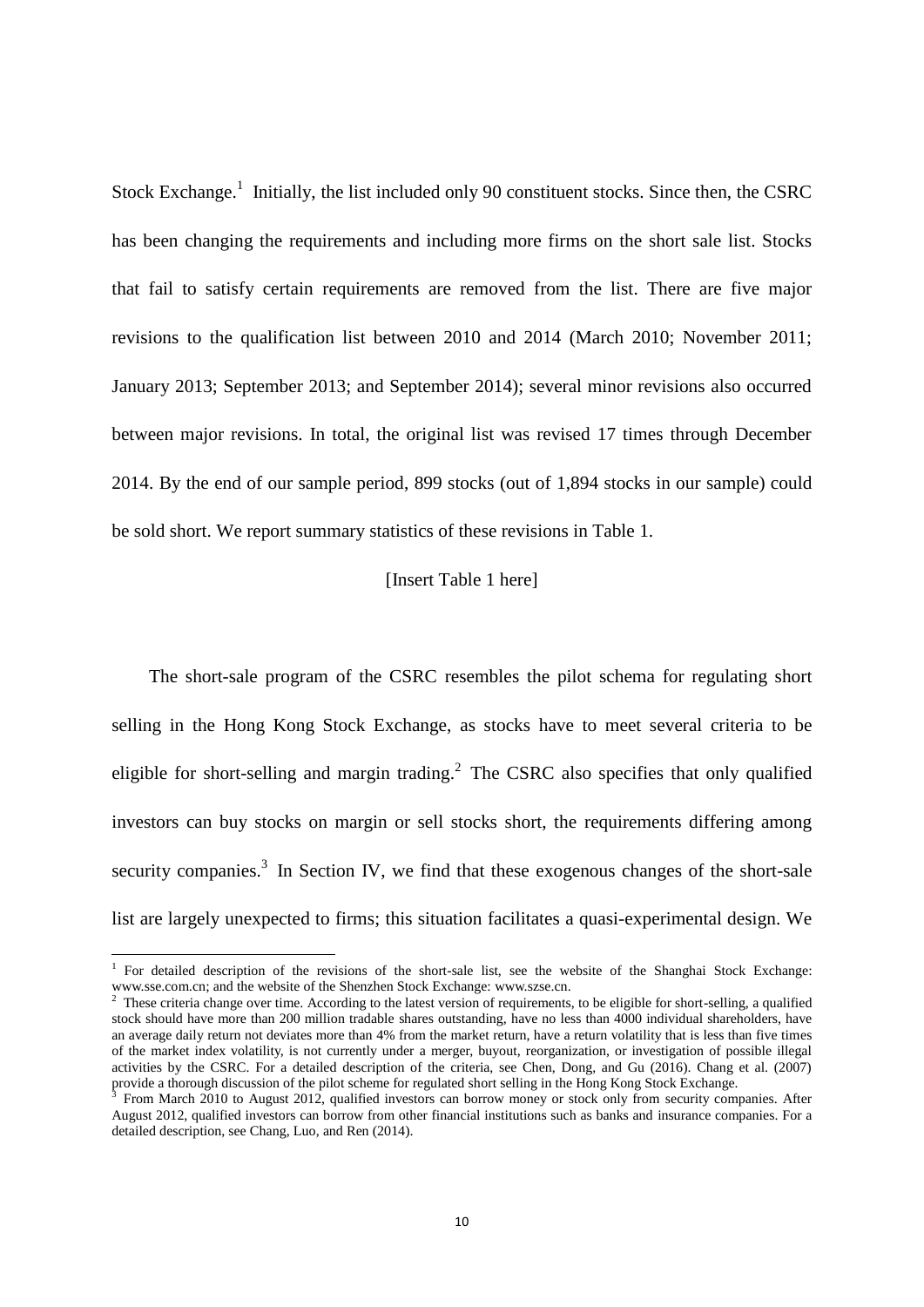Stock Exchange.[1] Initially, the list included only 90 constituent stocks. Since then, the CSRC has been changing the requirements and including more firms on the short sale list. Stocks that fail to satisfy certain requirements are removed from the list. There are five major revisions to the qualification list between 2010 and 2014 (March 2010; November 2011; January 2013; September 2013; and September 2014); several minor revisions also occurred between major revisions. In total, the original list was revised 17 times through December 2014. By the end of our sample period, 899 stocks (out of 1,894 stocks in our sample) could be sold short. We report summary statistics of these revisions in Table 1.

[Insert Table 1 here]

The short-sale program of the CSRC resembles the pilot schema for regulating short selling in the Hong Kong Stock Exchange, as stocks have to meet several criteria to be eligible for short-selling and margin trading.[2] The CSRC also specifies that only qualified investors can buy stocks on margin or sell stocks short, the requirements differing among security companies.[3] In Section IV, we find that these exogenous changes of the short-sale list are largely unexpected to firms; this situation facilitates a quasi-experimental design. We

---

[1] For detailed description of the revisions of the short-sale list, see the website of the Shanghai Stock Exchange: www.sse.com.cn; and the website of the Shenzhen Stock Exchange: www.szse.cn.

[2] These criteria change over time. According to the latest version of requirements, to be eligible for short-selling, a qualified stock should have more than 200 million tradable shares outstanding, have no less than 4000 individual shareholders, have an average daily return not deviates more than 4% from the market return, have a return volatility that is less than five times of the market index volatility, is not currently under a merger, buyout, reorganization, or investigation of possible illegal activities by the CSRC. For a detailed description of the criteria, see Chen, Dong, and Gu (2016). Chang et al. (2007) provide a thorough discussion of the pilot scheme for regulated short selling in the Hong Kong Stock Exchange.

[3] From March 2010 to August 2012, qualified investors can borrow money or stock only from security companies. After August 2012, qualified investors can borrow from other financial institutions such as banks and insurance companies. For a detailed description, see Chang, Luo, and Ren (2014).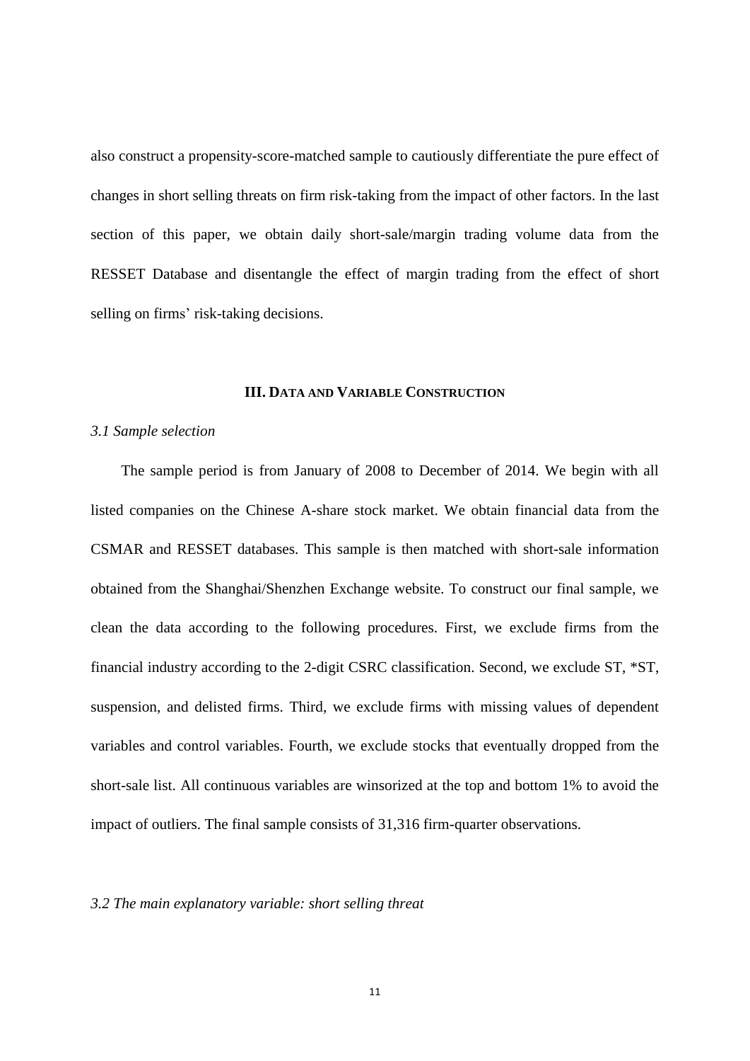also construct a propensity-score-matched sample to cautiously differentiate the pure effect of changes in short selling threats on firm risk-taking from the impact of other factors. In the last section of this paper, we obtain daily short-sale/margin trading volume data from the RESSET Database and disentangle the effect of margin trading from the effect of short selling on firms' risk-taking decisions.

## III. DATA AND VARIABLE CONSTRUCTION

### *3.1 Sample selection*

The sample period is from January of 2008 to December of 2014. We begin with all listed companies on the Chinese A-share stock market. We obtain financial data from the CSMAR and RESSET databases. This sample is then matched with short-sale information obtained from the Shanghai/Shenzhen Exchange website. To construct our final sample, we clean the data according to the following procedures. First, we exclude firms from the financial industry according to the 2-digit CSRC classification. Second, we exclude ST, *ST, suspension, and delisted firms. Third, we exclude firms with missing values of dependent variables and control variables. Fourth, we exclude stocks that eventually dropped from the short-sale list. All continuous variables are winsorized at the top and bottom 1% to avoid the impact of outliers. The final sample consists of 31,316 firm-quarter observations.

### *3.2 The main explanatory variable: short selling threat*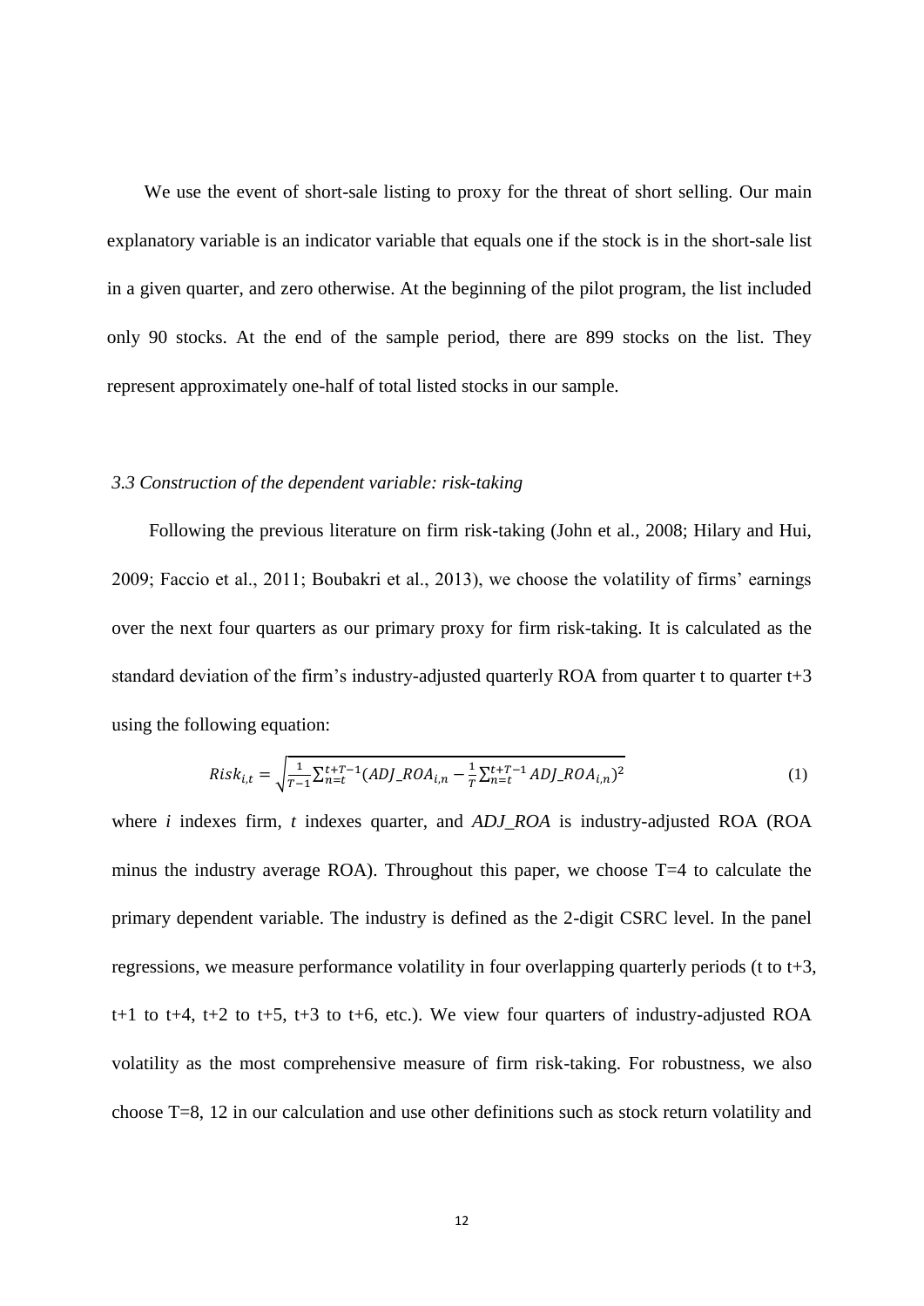We use the event of short-sale listing to proxy for the threat of short selling. Our main explanatory variable is an indicator variable that equals one if the stock is in the short-sale list in a given quarter, and zero otherwise. At the beginning of the pilot program, the list included only 90 stocks. At the end of the sample period, there are 899 stocks on the list. They represent approximately one-half of total listed stocks in our sample.

### *3.3 Construction of the dependent variable: risk-taking*

Following the previous literature on firm risk-taking (John et al., 2008; Hilary and Hui, 2009; Faccio et al., 2011; Boubakri et al., 2013), we choose the volatility of firms' earnings over the next four quarters as our primary proxy for firm risk-taking. It is calculated as the standard deviation of the firm's industry-adjusted quarterly ROA from quarter t to quarter t+3 using the following equation:

$$Risk_{i,t} = \sqrt{\frac{1}{T-1}\sum_{n=t}^{t+T-1}(ADJ\_ROA_{i,n} - \frac{1}{T}\sum_{n=t}^{t+T-1} ADJ\_ROA_{i,n})^2} \tag{1}$$

where *i* indexes firm, *t* indexes quarter, and *ADJ_ROA* is industry-adjusted ROA (ROA minus the industry average ROA). Throughout this paper, we choose T=4 to calculate the primary dependent variable. The industry is defined as the 2-digit CSRC level. In the panel regressions, we measure performance volatility in four overlapping quarterly periods (t to t+3, t+1 to t+4, t+2 to t+5, t+3 to t+6, etc.). We view four quarters of industry-adjusted ROA volatility as the most comprehensive measure of firm risk-taking. For robustness, we also choose T=8, 12 in our calculation and use other definitions such as stock return volatility and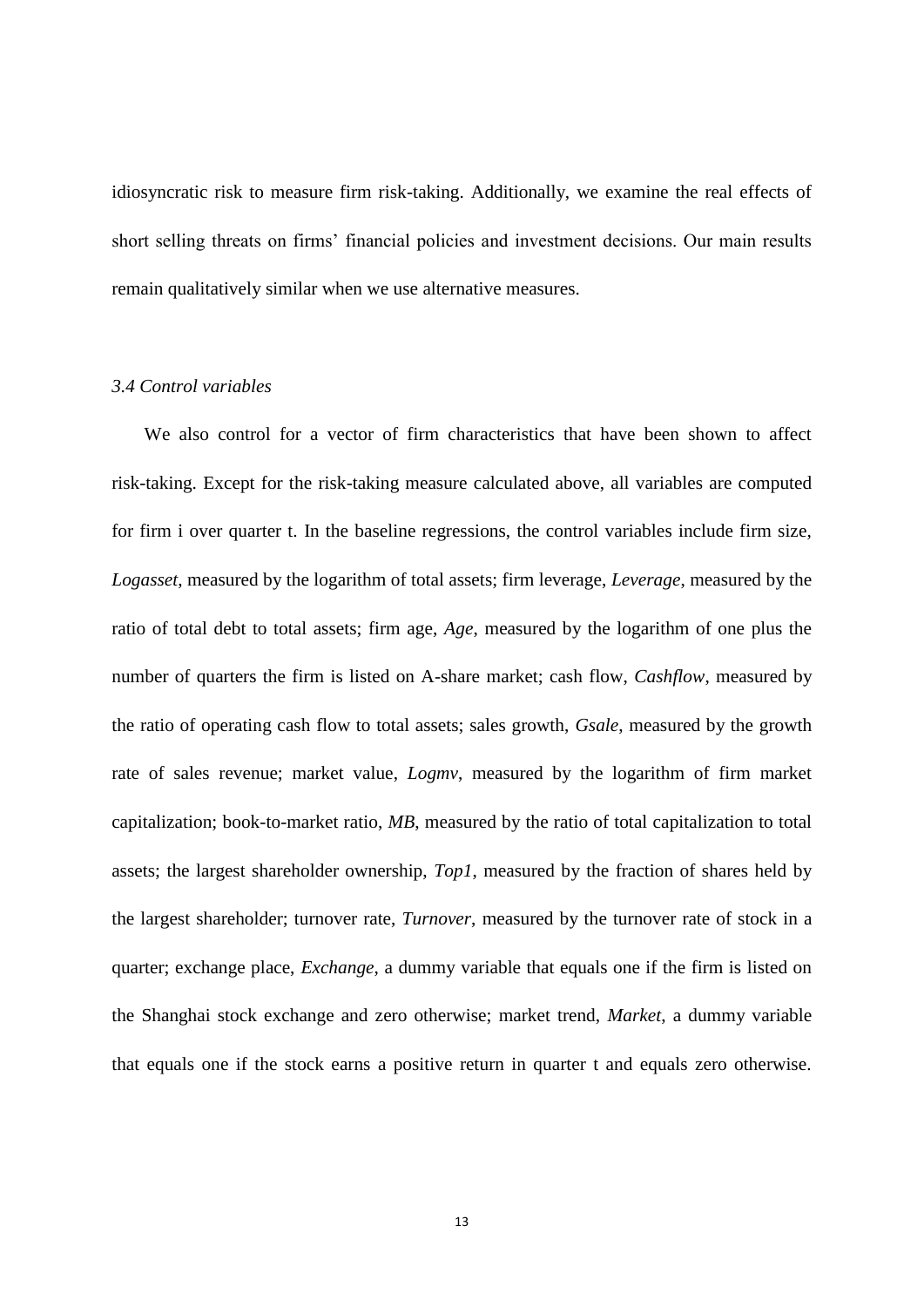idiosyncratic risk to measure firm risk-taking. Additionally, we examine the real effects of short selling threats on firms' financial policies and investment decisions. Our main results remain qualitatively similar when we use alternative measures.

### *3.4 Control variables*

We also control for a vector of firm characteristics that have been shown to affect risk-taking. Except for the risk-taking measure calculated above, all variables are computed for firm i over quarter t. In the baseline regressions, the control variables include firm size, *Logasset*, measured by the logarithm of total assets; firm leverage, *Leverage*, measured by the ratio of total debt to total assets; firm age, *Age*, measured by the logarithm of one plus the number of quarters the firm is listed on A-share market; cash flow, *Cashflow*, measured by the ratio of operating cash flow to total assets; sales growth, *Gsale*, measured by the growth rate of sales revenue; market value, *Logmv*, measured by the logarithm of firm market capitalization; book-to-market ratio, *MB*, measured by the ratio of total capitalization to total assets; the largest shareholder ownership, *Top1*, measured by the fraction of shares held by the largest shareholder; turnover rate, *Turnover*, measured by the turnover rate of stock in a quarter; exchange place, *Exchange*, a dummy variable that equals one if the firm is listed on the Shanghai stock exchange and zero otherwise; market trend, *Market*, a dummy variable that equals one if the stock earns a positive return in quarter t and equals zero otherwise.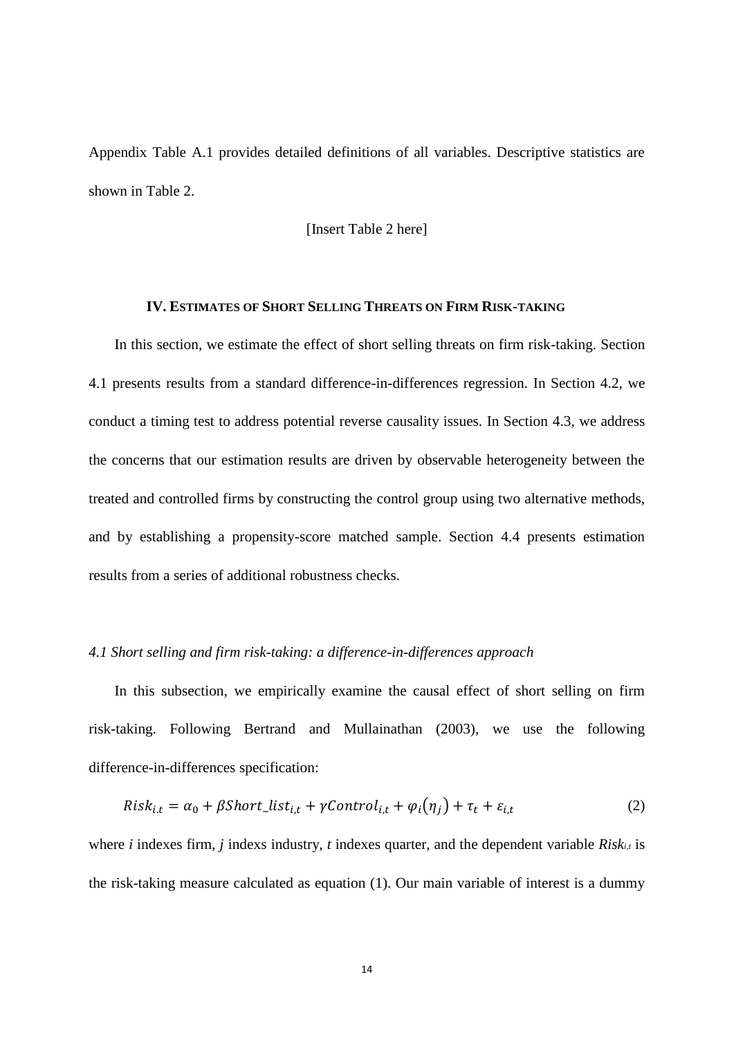Appendix Table A.1 provides detailed definitions of all variables. Descriptive statistics are shown in Table 2.

[Insert Table 2 here]

## IV. ESTIMATES OF SHORT SELLING THREATS ON FIRM RISK-TAKING

In this section, we estimate the effect of short selling threats on firm risk-taking. Section 4.1 presents results from a standard difference-in-differences regression. In Section 4.2, we conduct a timing test to address potential reverse causality issues. In Section 4.3, we address the concerns that our estimation results are driven by observable heterogeneity between the treated and controlled firms by constructing the control group using two alternative methods, and by establishing a propensity-score matched sample. Section 4.4 presents estimation results from a series of additional robustness checks.

### *4.1 Short selling and firm risk-taking: a difference-in-differences approach*

In this subsection, we empirically examine the causal effect of short selling on firm risk-taking. Following Bertrand and Mullainathan (2003), we use the following difference-in-differences specification:

$$Risk_{i.t} = \alpha_0 + \beta Short\_list_{i,t} + \gamma Control_{i,t} + \varphi_i(\eta_j) + \tau_t + \varepsilon_{i,t} \tag{2}$$

where *i* indexes firm, *j* indexs industry, *t* indexes quarter, and the dependent variable $Risk_{i,t}$ is the risk-taking measure calculated as equation (1). Our main variable of interest is a dummy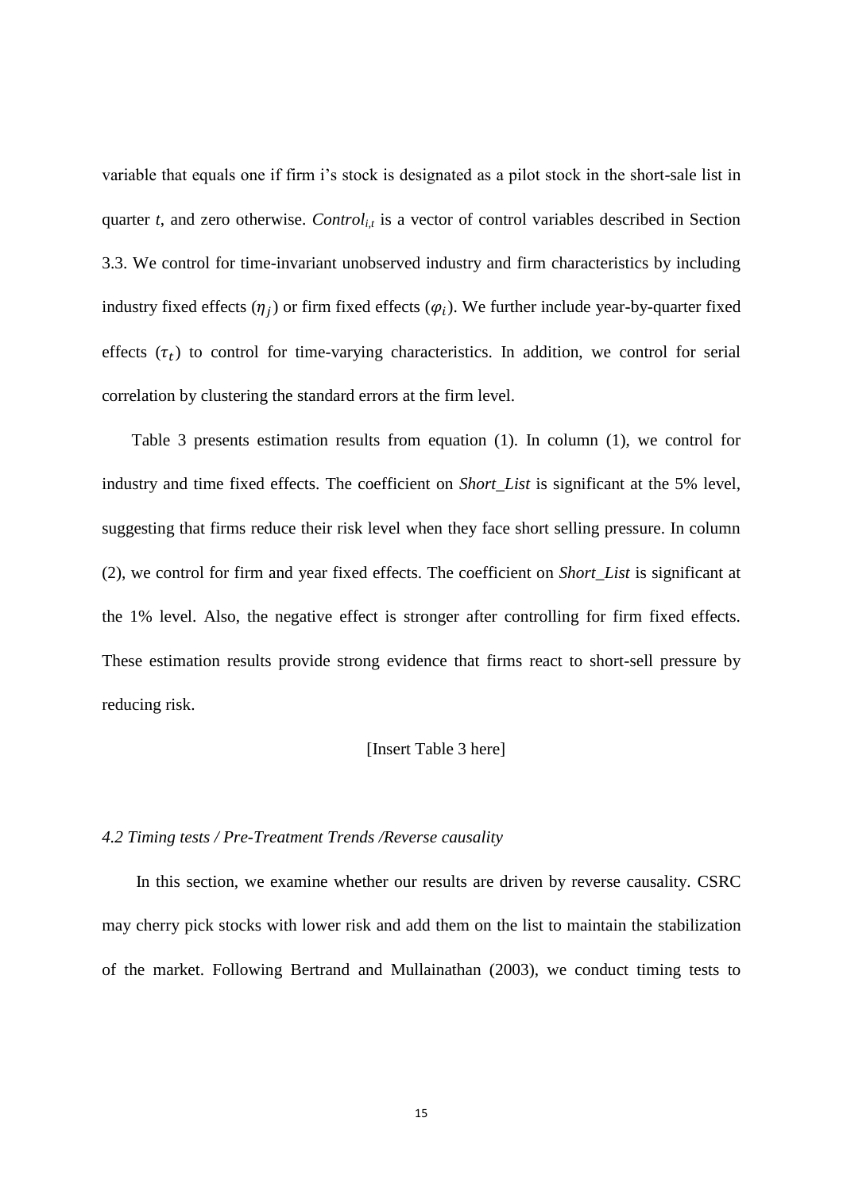variable that equals one if firm i's stock is designated as a pilot stock in the short-sale list in quarter *t*, and zero otherwise. *Control$_{i,t}$* is a vector of control variables described in Section 3.3. We control for time-invariant unobserved industry and firm characteristics by including industry fixed effects ($\eta_j$) or firm fixed effects ($\varphi_i$). We further include year-by-quarter fixed effects ($\tau_t$) to control for time-varying characteristics. In addition, we control for serial correlation by clustering the standard errors at the firm level.

Table 3 presents estimation results from equation (1). In column (1), we control for industry and time fixed effects. The coefficient on *Short_List* is significant at the 5% level, suggesting that firms reduce their risk level when they face short selling pressure. In column (2), we control for firm and year fixed effects. The coefficient on *Short_List* is significant at the 1% level. Also, the negative effect is stronger after controlling for firm fixed effects. These estimation results provide strong evidence that firms react to short-sell pressure by reducing risk.

[Insert Table 3 here]

*4.2 Timing tests / Pre-Treatment Trends /Reverse causality*

In this section, we examine whether our results are driven by reverse causality. CSRC may cherry pick stocks with lower risk and add them on the list to maintain the stabilization of the market. Following Bertrand and Mullainathan (2003), we conduct timing tests to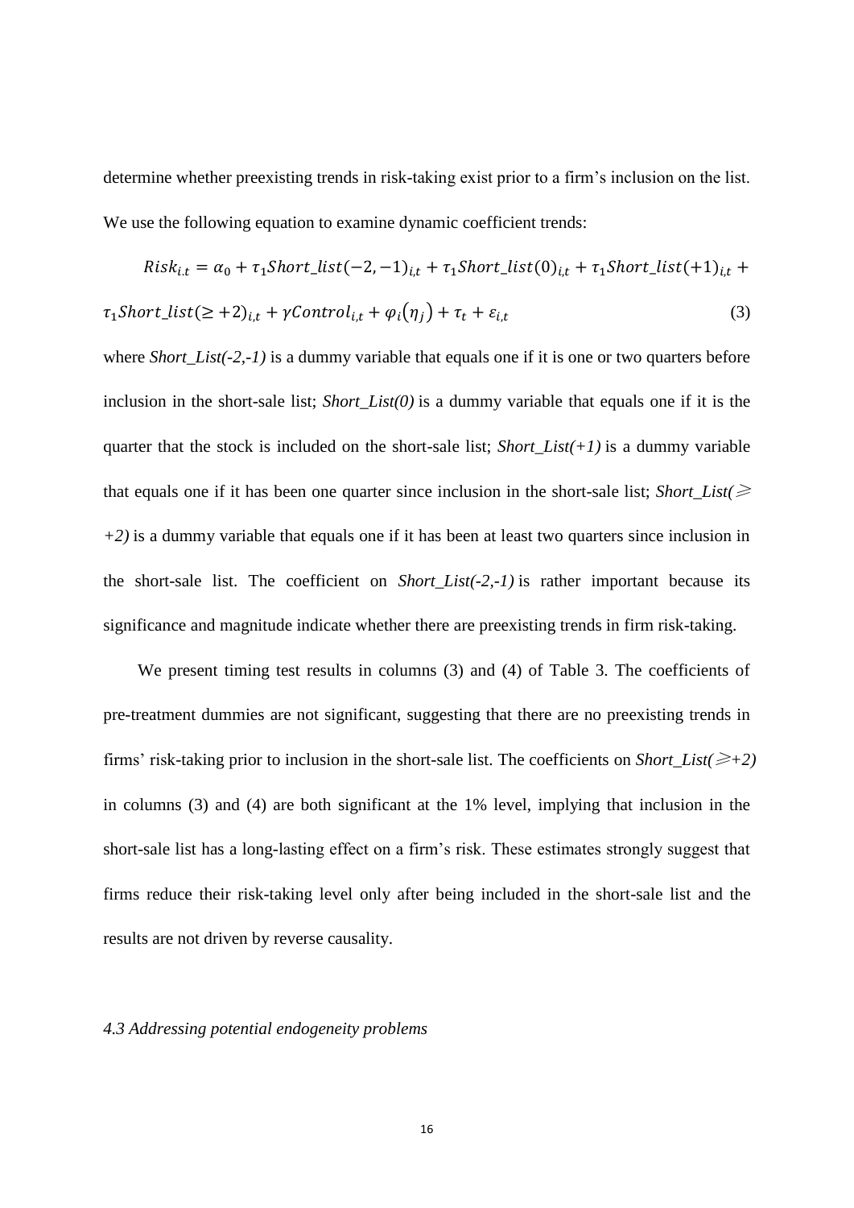determine whether preexisting trends in risk-taking exist prior to a firm's inclusion on the list. We use the following equation to examine dynamic coefficient trends:

$$Risk_{i.t} = \alpha_0 + \tau_1 Short\_list(-2,-1)_{i,t} + \tau_1 Short\_list(0)_{i,t} + \tau_1 Short\_list(+1)_{i,t} + \tau_1 Short\_list(\geq +2)_{i,t} + \gamma Control_{i,t} + \varphi_i(\eta_j) + \tau_t + \varepsilon_{i,t} \tag{3}$$

where *Short_List(-2,-1)* is a dummy variable that equals one if it is one or two quarters before inclusion in the short-sale list; *Short_List(0)* is a dummy variable that equals one if it is the quarter that the stock is included on the short-sale list; *Short_List(+1)* is a dummy variable that equals one if it has been one quarter since inclusion in the short-sale list; *Short_List(⩾ +2)* is a dummy variable that equals one if it has been at least two quarters since inclusion in the short-sale list. The coefficient on *Short_List(-2,-1)* is rather important because its significance and magnitude indicate whether there are preexisting trends in firm risk-taking.

We present timing test results in columns (3) and (4) of Table 3. The coefficients of pre-treatment dummies are not significant, suggesting that there are no preexisting trends in firms' risk-taking prior to inclusion in the short-sale list. The coefficients on *Short_List(⩾+2)* in columns (3) and (4) are both significant at the 1% level, implying that inclusion in the short-sale list has a long-lasting effect on a firm's risk. These estimates strongly suggest that firms reduce their risk-taking level only after being included in the short-sale list and the results are not driven by reverse causality.

*4.3 Addressing potential endogeneity problems*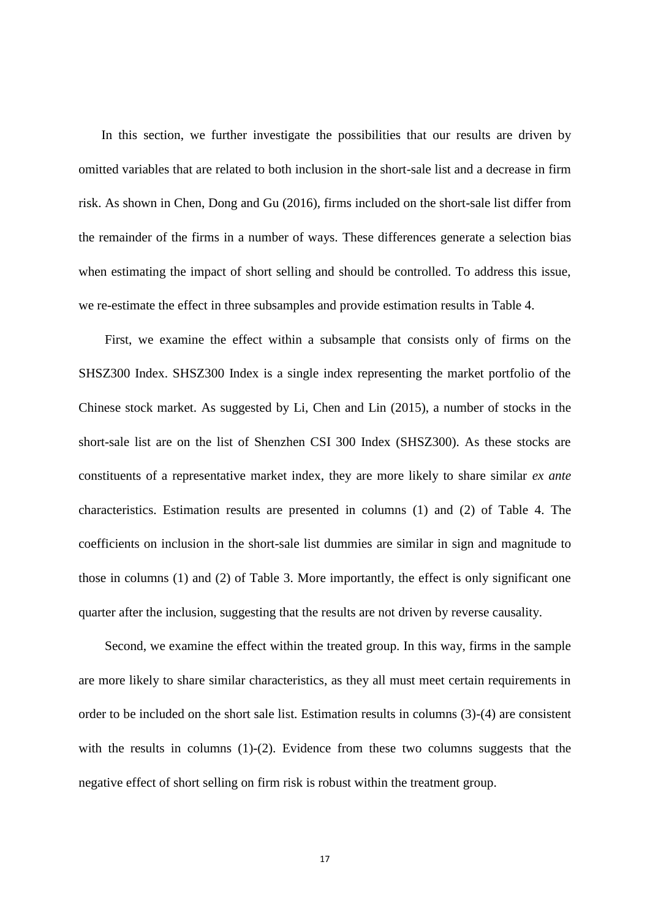In this section, we further investigate the possibilities that our results are driven by omitted variables that are related to both inclusion in the short-sale list and a decrease in firm risk. As shown in Chen, Dong and Gu (2016), firms included on the short-sale list differ from the remainder of the firms in a number of ways. These differences generate a selection bias when estimating the impact of short selling and should be controlled. To address this issue, we re-estimate the effect in three subsamples and provide estimation results in Table 4.

First, we examine the effect within a subsample that consists only of firms on the SHSZ300 Index. SHSZ300 Index is a single index representing the market portfolio of the Chinese stock market. As suggested by Li, Chen and Lin (2015), a number of stocks in the short-sale list are on the list of Shenzhen CSI 300 Index (SHSZ300). As these stocks are constituents of a representative market index, they are more likely to share similar *ex ante* characteristics. Estimation results are presented in columns (1) and (2) of Table 4. The coefficients on inclusion in the short-sale list dummies are similar in sign and magnitude to those in columns (1) and (2) of Table 3. More importantly, the effect is only significant one quarter after the inclusion, suggesting that the results are not driven by reverse causality.

Second, we examine the effect within the treated group. In this way, firms in the sample are more likely to share similar characteristics, as they all must meet certain requirements in order to be included on the short sale list. Estimation results in columns (3)-(4) are consistent with the results in columns (1)-(2). Evidence from these two columns suggests that the negative effect of short selling on firm risk is robust within the treatment group.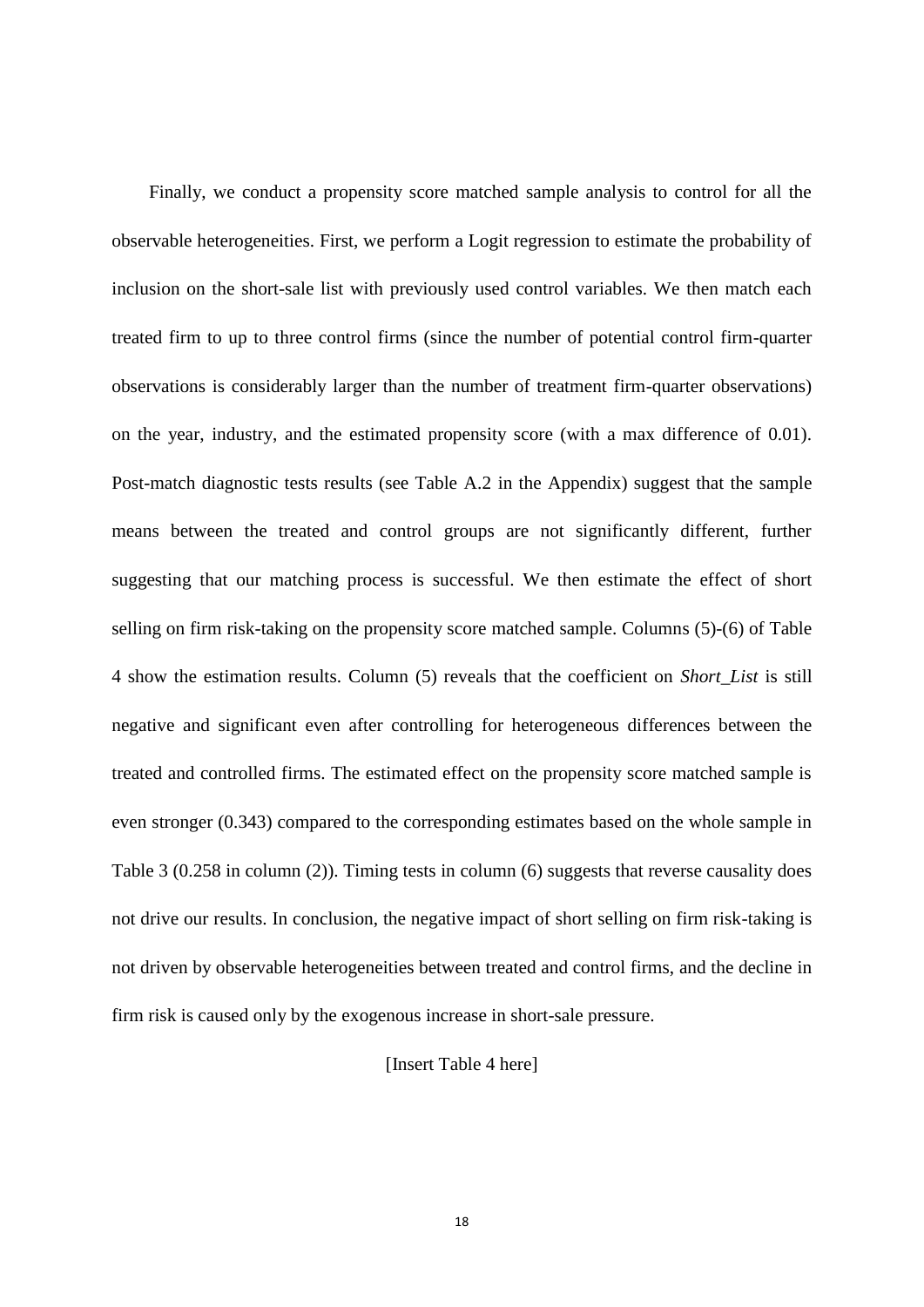Finally, we conduct a propensity score matched sample analysis to control for all the observable heterogeneities. First, we perform a Logit regression to estimate the probability of inclusion on the short-sale list with previously used control variables. We then match each treated firm to up to three control firms (since the number of potential control firm-quarter observations is considerably larger than the number of treatment firm-quarter observations) on the year, industry, and the estimated propensity score (with a max difference of 0.01). Post-match diagnostic tests results (see Table A.2 in the Appendix) suggest that the sample means between the treated and control groups are not significantly different, further suggesting that our matching process is successful. We then estimate the effect of short selling on firm risk-taking on the propensity score matched sample. Columns (5)-(6) of Table 4 show the estimation results. Column (5) reveals that the coefficient on *Short_List* is still negative and significant even after controlling for heterogeneous differences between the treated and controlled firms. The estimated effect on the propensity score matched sample is even stronger (0.343) compared to the corresponding estimates based on the whole sample in Table 3 (0.258 in column (2)). Timing tests in column (6) suggests that reverse causality does not drive our results. In conclusion, the negative impact of short selling on firm risk-taking is not driven by observable heterogeneities between treated and control firms, and the decline in firm risk is caused only by the exogenous increase in short-sale pressure.

[Insert Table 4 here]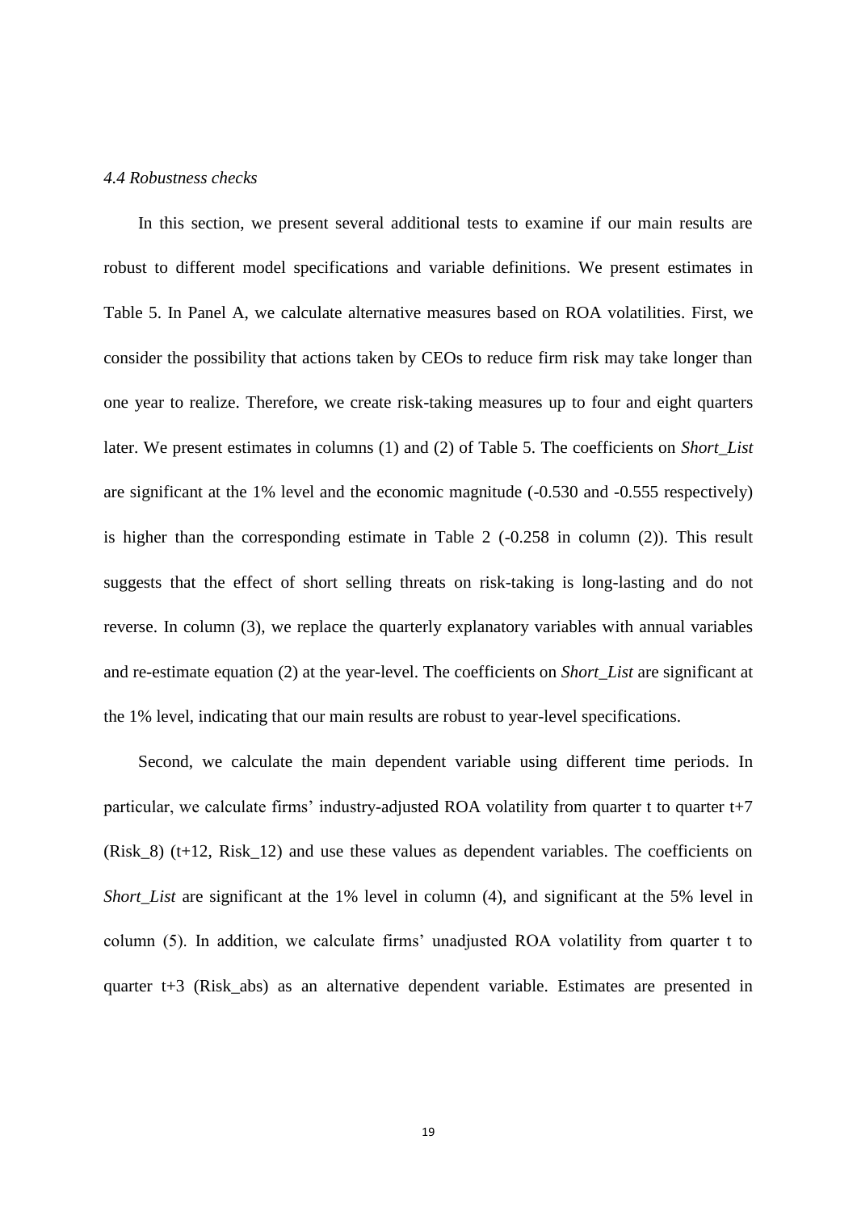### *4.4 Robustness checks*

In this section, we present several additional tests to examine if our main results are robust to different model specifications and variable definitions. We present estimates in Table 5. In Panel A, we calculate alternative measures based on ROA volatilities. First, we consider the possibility that actions taken by CEOs to reduce firm risk may take longer than one year to realize. Therefore, we create risk-taking measures up to four and eight quarters later. We present estimates in columns (1) and (2) of Table 5. The coefficients on *Short_List* are significant at the 1% level and the economic magnitude (-0.530 and -0.555 respectively) is higher than the corresponding estimate in Table 2 (-0.258 in column (2)). This result suggests that the effect of short selling threats on risk-taking is long-lasting and do not reverse. In column (3), we replace the quarterly explanatory variables with annual variables and re-estimate equation (2) at the year-level. The coefficients on *Short_List* are significant at the 1% level, indicating that our main results are robust to year-level specifications.

Second, we calculate the main dependent variable using different time periods. In particular, we calculate firms' industry-adjusted ROA volatility from quarter t to quarter t+7 (Risk_8) (t+12, Risk_12) and use these values as dependent variables. The coefficients on *Short_List* are significant at the 1% level in column (4), and significant at the 5% level in column (5). In addition, we calculate firms' unadjusted ROA volatility from quarter t to quarter t+3 (Risk_abs) as an alternative dependent variable. Estimates are presented in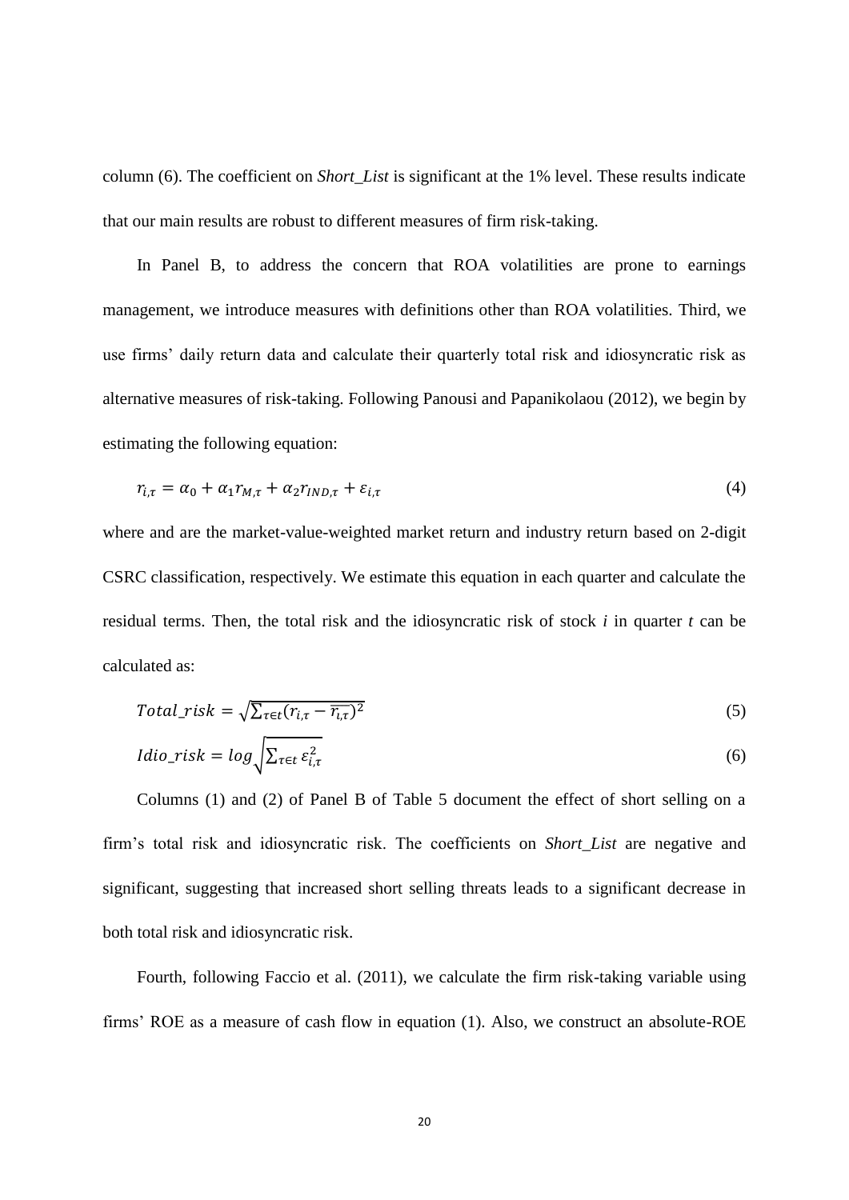column (6). The coefficient on *Short_List* is significant at the 1% level. These results indicate that our main results are robust to different measures of firm risk-taking.

In Panel B, to address the concern that ROA volatilities are prone to earnings management, we introduce measures with definitions other than ROA volatilities. Third, we use firms' daily return data and calculate their quarterly total risk and idiosyncratic risk as alternative measures of risk-taking. Following Panousi and Papanikolaou (2012), we begin by estimating the following equation:

$$r_{i,\tau} = \alpha_0 + \alpha_1 r_{M,\tau} + \alpha_2 r_{IND,\tau} + \varepsilon_{i,\tau} \tag{4}$$

where and are the market-value-weighted market return and industry return based on 2-digit CSRC classification, respectively. We estimate this equation in each quarter and calculate the residual terms. Then, the total risk and the idiosyncratic risk of stock *i* in quarter *t* can be calculated as:

$$Total\_risk = \sqrt{\sum_{\tau \in t} (r_{i,\tau} - \overline{r_{i,\tau}})^2} \tag{5}$$

$$Idio\_risk = log\sqrt{\sum_{\tau \in t} \varepsilon_{i,\tau}^2} \tag{6}$$

Columns (1) and (2) of Panel B of Table 5 document the effect of short selling on a firm's total risk and idiosyncratic risk. The coefficients on *Short_List* are negative and significant, suggesting that increased short selling threats leads to a significant decrease in both total risk and idiosyncratic risk.

Fourth, following Faccio et al. (2011), we calculate the firm risk-taking variable using firms' ROE as a measure of cash flow in equation (1). Also, we construct an absolute-ROE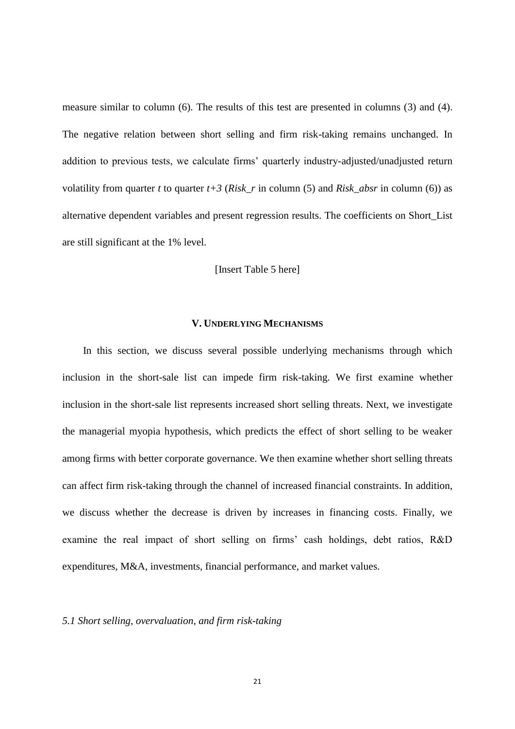measure similar to column (6). The results of this test are presented in columns (3) and (4). The negative relation between short selling and firm risk-taking remains unchanged. In addition to previous tests, we calculate firms' quarterly industry-adjusted/unadjusted return volatility from quarter *t* to quarter *t+3* (*Risk_r* in column (5) and *Risk_absr* in column (6)) as alternative dependent variables and present regression results. The coefficients on Short_List are still significant at the 1% level.

[Insert Table 5 here]

## V. UNDERLYING MECHANISMS

In this section, we discuss several possible underlying mechanisms through which inclusion in the short-sale list can impede firm risk-taking. We first examine whether inclusion in the short-sale list represents increased short selling threats. Next, we investigate the managerial myopia hypothesis, which predicts the effect of short selling to be weaker among firms with better corporate governance. We then examine whether short selling threats can affect firm risk-taking through the channel of increased financial constraints. In addition, we discuss whether the decrease is driven by increases in financing costs. Finally, we examine the real impact of short selling on firms' cash holdings, debt ratios, R&D expenditures, M&A, investments, financial performance, and market values.

### *5.1 Short selling, overvaluation, and firm risk-taking*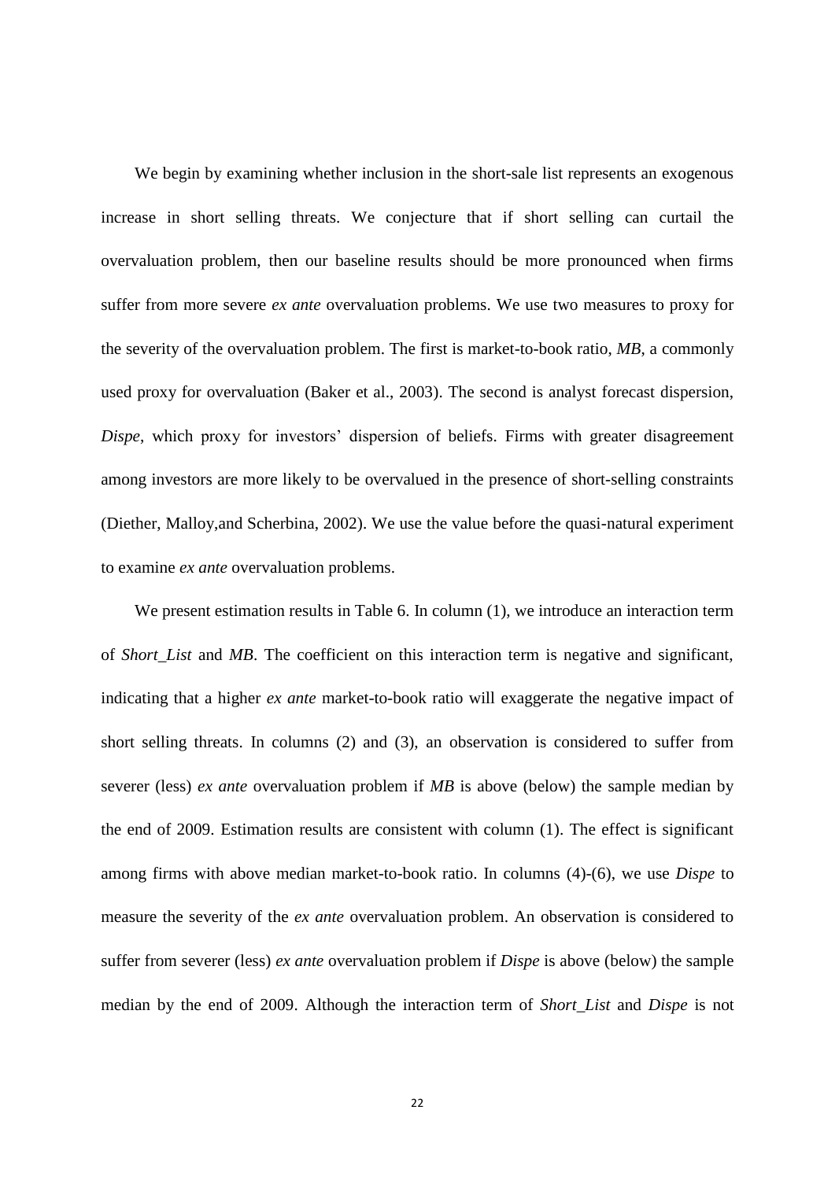We begin by examining whether inclusion in the short-sale list represents an exogenous increase in short selling threats. We conjecture that if short selling can curtail the overvaluation problem, then our baseline results should be more pronounced when firms suffer from more severe *ex ante* overvaluation problems. We use two measures to proxy for the severity of the overvaluation problem. The first is market-to-book ratio, *MB*, a commonly used proxy for overvaluation (Baker et al., 2003). The second is analyst forecast dispersion, *Dispe*, which proxy for investors' dispersion of beliefs. Firms with greater disagreement among investors are more likely to be overvalued in the presence of short-selling constraints (Diether, Malloy,and Scherbina, 2002). We use the value before the quasi-natural experiment to examine *ex ante* overvaluation problems.

We present estimation results in Table 6. In column (1), we introduce an interaction term of *Short_List* and *MB*. The coefficient on this interaction term is negative and significant, indicating that a higher *ex ante* market-to-book ratio will exaggerate the negative impact of short selling threats. In columns (2) and (3), an observation is considered to suffer from severer (less) *ex ante* overvaluation problem if *MB* is above (below) the sample median by the end of 2009. Estimation results are consistent with column (1). The effect is significant among firms with above median market-to-book ratio. In columns (4)-(6), we use *Dispe* to measure the severity of the *ex ante* overvaluation problem. An observation is considered to suffer from severer (less) *ex ante* overvaluation problem if *Dispe* is above (below) the sample median by the end of 2009. Although the interaction term of *Short_List* and *Dispe* is not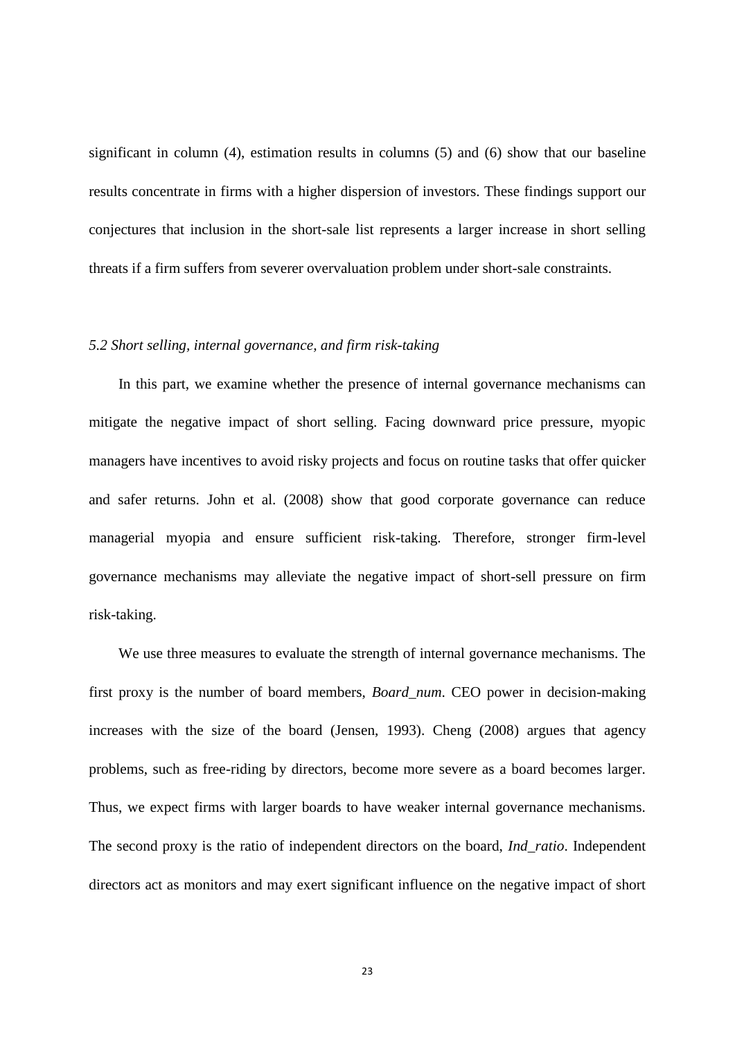significant in column (4), estimation results in columns (5) and (6) show that our baseline results concentrate in firms with a higher dispersion of investors. These findings support our conjectures that inclusion in the short-sale list represents a larger increase in short selling threats if a firm suffers from severer overvaluation problem under short-sale constraints.

### *5.2 Short selling, internal governance, and firm risk-taking*

In this part, we examine whether the presence of internal governance mechanisms can mitigate the negative impact of short selling. Facing downward price pressure, myopic managers have incentives to avoid risky projects and focus on routine tasks that offer quicker and safer returns. John et al. (2008) show that good corporate governance can reduce managerial myopia and ensure sufficient risk-taking. Therefore, stronger firm-level governance mechanisms may alleviate the negative impact of short-sell pressure on firm risk-taking.

We use three measures to evaluate the strength of internal governance mechanisms. The first proxy is the number of board members, *Board_num*. CEO power in decision-making increases with the size of the board (Jensen, 1993). Cheng (2008) argues that agency problems, such as free-riding by directors, become more severe as a board becomes larger. Thus, we expect firms with larger boards to have weaker internal governance mechanisms. The second proxy is the ratio of independent directors on the board, *Ind_ratio*. Independent directors act as monitors and may exert significant influence on the negative impact of short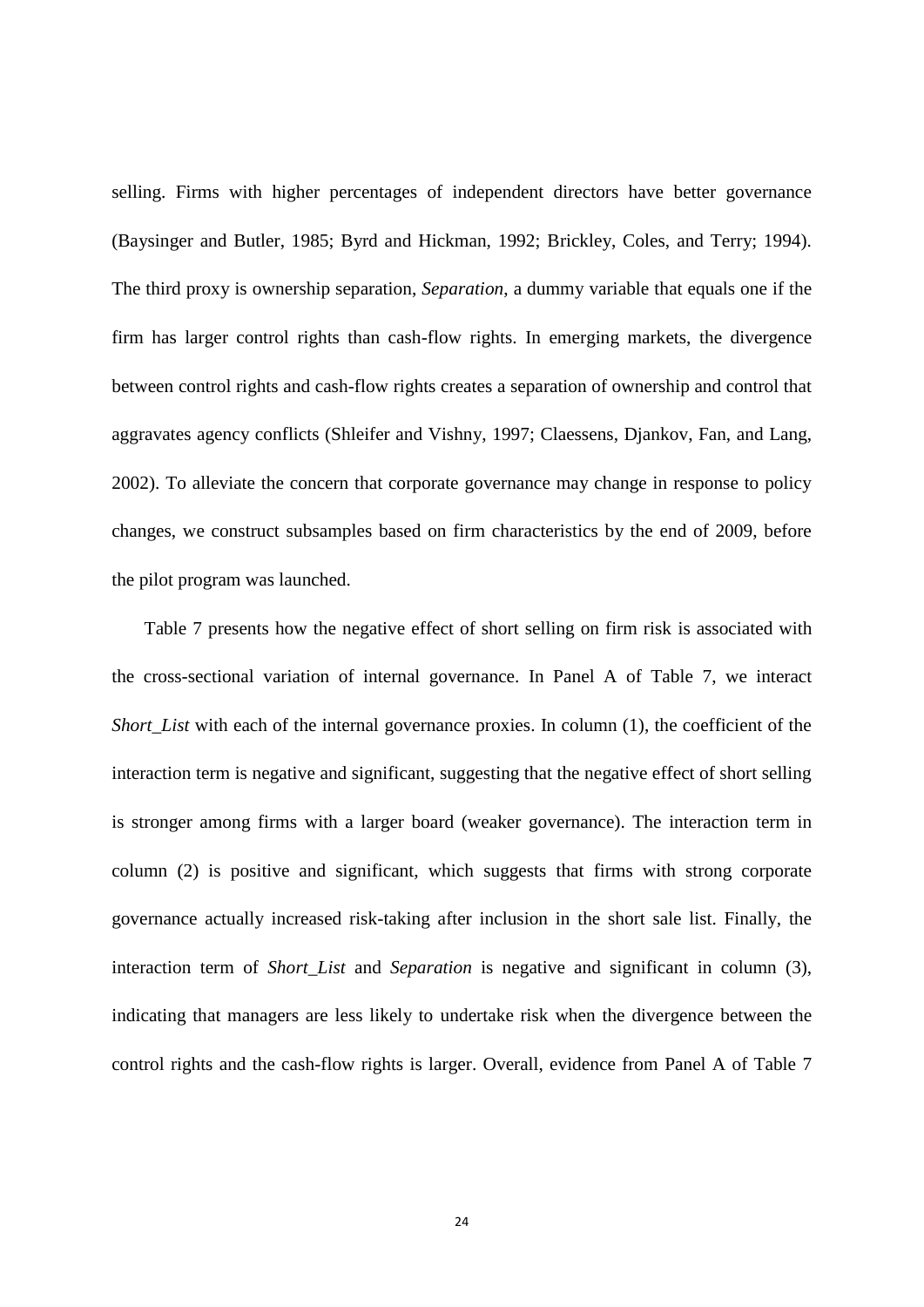selling. Firms with higher percentages of independent directors have better governance (Baysinger and Butler, 1985; Byrd and Hickman, 1992; Brickley, Coles, and Terry; 1994). The third proxy is ownership separation, *Separation*, a dummy variable that equals one if the firm has larger control rights than cash-flow rights. In emerging markets, the divergence between control rights and cash-flow rights creates a separation of ownership and control that aggravates agency conflicts (Shleifer and Vishny, 1997; Claessens, Djankov, Fan, and Lang, 2002). To alleviate the concern that corporate governance may change in response to policy changes, we construct subsamples based on firm characteristics by the end of 2009, before the pilot program was launched.

Table 7 presents how the negative effect of short selling on firm risk is associated with the cross-sectional variation of internal governance. In Panel A of Table 7, we interact *Short_List* with each of the internal governance proxies. In column (1), the coefficient of the interaction term is negative and significant, suggesting that the negative effect of short selling is stronger among firms with a larger board (weaker governance). The interaction term in column (2) is positive and significant, which suggests that firms with strong corporate governance actually increased risk-taking after inclusion in the short sale list. Finally, the interaction term of *Short_List* and *Separation* is negative and significant in column (3), indicating that managers are less likely to undertake risk when the divergence between the control rights and the cash-flow rights is larger. Overall, evidence from Panel A of Table 7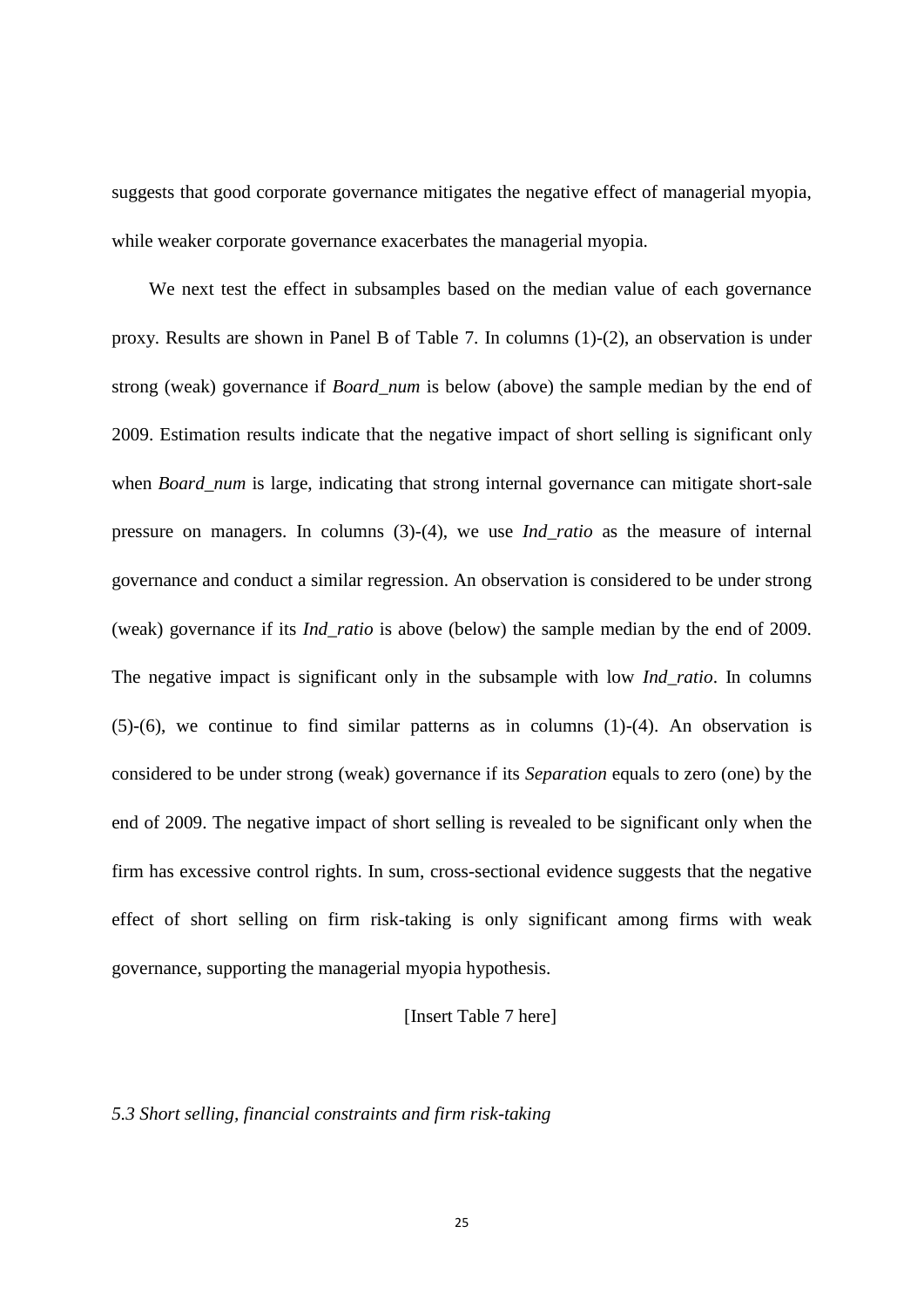suggests that good corporate governance mitigates the negative effect of managerial myopia, while weaker corporate governance exacerbates the managerial myopia.

We next test the effect in subsamples based on the median value of each governance proxy. Results are shown in Panel B of Table 7. In columns (1)-(2), an observation is under strong (weak) governance if *Board_num* is below (above) the sample median by the end of 2009. Estimation results indicate that the negative impact of short selling is significant only when *Board_num* is large, indicating that strong internal governance can mitigate short-sale pressure on managers. In columns (3)-(4), we use *Ind_ratio* as the measure of internal governance and conduct a similar regression. An observation is considered to be under strong (weak) governance if its *Ind_ratio* is above (below) the sample median by the end of 2009. The negative impact is significant only in the subsample with low *Ind_ratio*. In columns (5)-(6), we continue to find similar patterns as in columns (1)-(4). An observation is considered to be under strong (weak) governance if its *Separation* equals to zero (one) by the end of 2009. The negative impact of short selling is revealed to be significant only when the firm has excessive control rights. In sum, cross-sectional evidence suggests that the negative effect of short selling on firm risk-taking is only significant among firms with weak governance, supporting the managerial myopia hypothesis.

[Insert Table 7 here]

### *5.3 Short selling, financial constraints and firm risk-taking*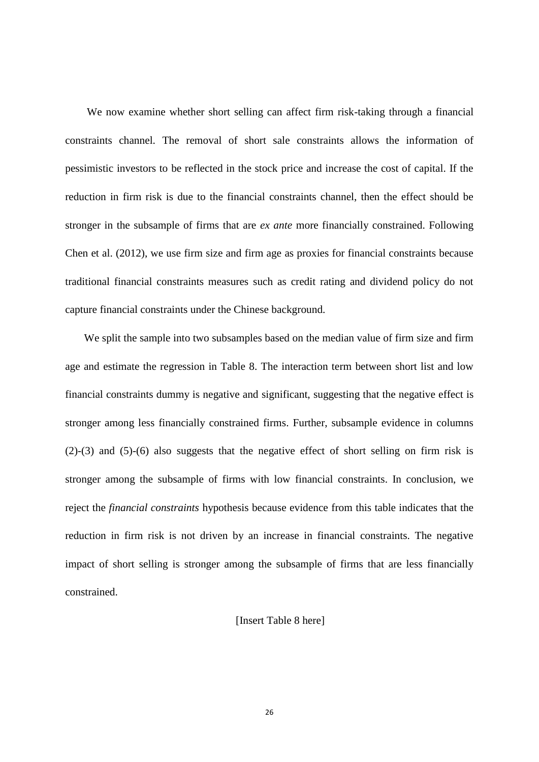We now examine whether short selling can affect firm risk-taking through a financial constraints channel. The removal of short sale constraints allows the information of pessimistic investors to be reflected in the stock price and increase the cost of capital. If the reduction in firm risk is due to the financial constraints channel, then the effect should be stronger in the subsample of firms that are *ex ante* more financially constrained. Following Chen et al. (2012), we use firm size and firm age as proxies for financial constraints because traditional financial constraints measures such as credit rating and dividend policy do not capture financial constraints under the Chinese background.

We split the sample into two subsamples based on the median value of firm size and firm age and estimate the regression in Table 8. The interaction term between short list and low financial constraints dummy is negative and significant, suggesting that the negative effect is stronger among less financially constrained firms. Further, subsample evidence in columns (2)-(3) and (5)-(6) also suggests that the negative effect of short selling on firm risk is stronger among the subsample of firms with low financial constraints. In conclusion, we reject the *financial constraints* hypothesis because evidence from this table indicates that the reduction in firm risk is not driven by an increase in financial constraints. The negative impact of short selling is stronger among the subsample of firms that are less financially constrained.

[Insert Table 8 here]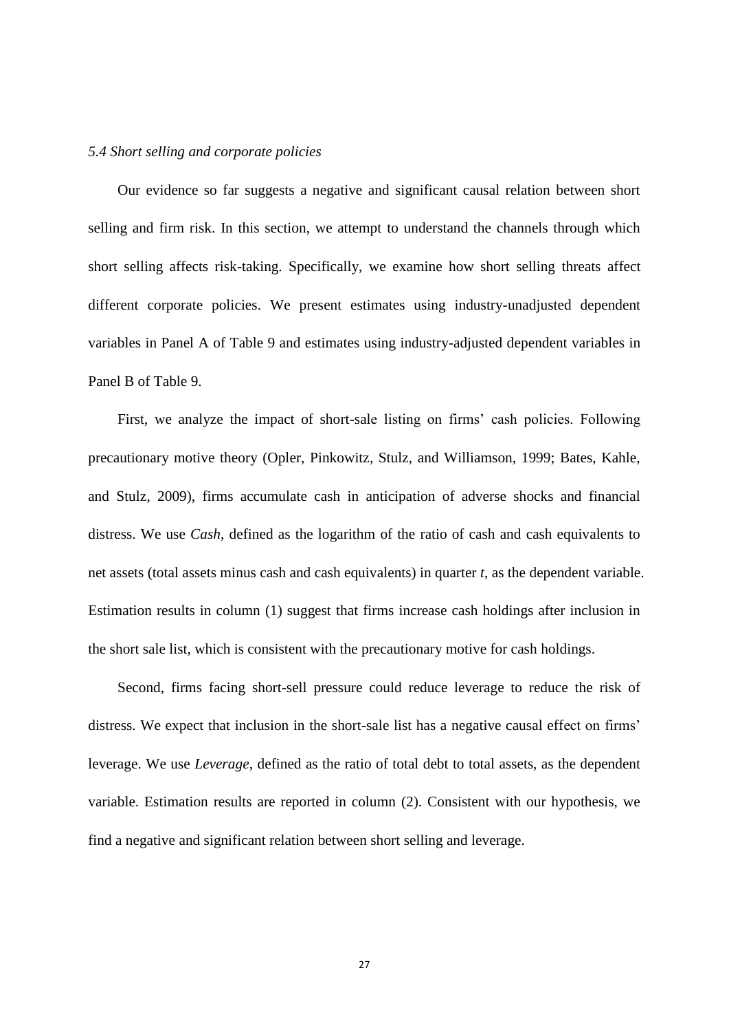*5.4 Short selling and corporate policies*

Our evidence so far suggests a negative and significant causal relation between short selling and firm risk. In this section, we attempt to understand the channels through which short selling affects risk-taking. Specifically, we examine how short selling threats affect different corporate policies. We present estimates using industry-unadjusted dependent variables in Panel A of Table 9 and estimates using industry-adjusted dependent variables in Panel B of Table 9.

First, we analyze the impact of short-sale listing on firms' cash policies. Following precautionary motive theory (Opler, Pinkowitz, Stulz, and Williamson, 1999; Bates, Kahle, and Stulz, 2009), firms accumulate cash in anticipation of adverse shocks and financial distress. We use *Cash*, defined as the logarithm of the ratio of cash and cash equivalents to net assets (total assets minus cash and cash equivalents) in quarter *t*, as the dependent variable. Estimation results in column (1) suggest that firms increase cash holdings after inclusion in the short sale list, which is consistent with the precautionary motive for cash holdings.

Second, firms facing short-sell pressure could reduce leverage to reduce the risk of distress. We expect that inclusion in the short-sale list has a negative causal effect on firms' leverage. We use *Leverage*, defined as the ratio of total debt to total assets, as the dependent variable. Estimation results are reported in column (2). Consistent with our hypothesis, we find a negative and significant relation between short selling and leverage.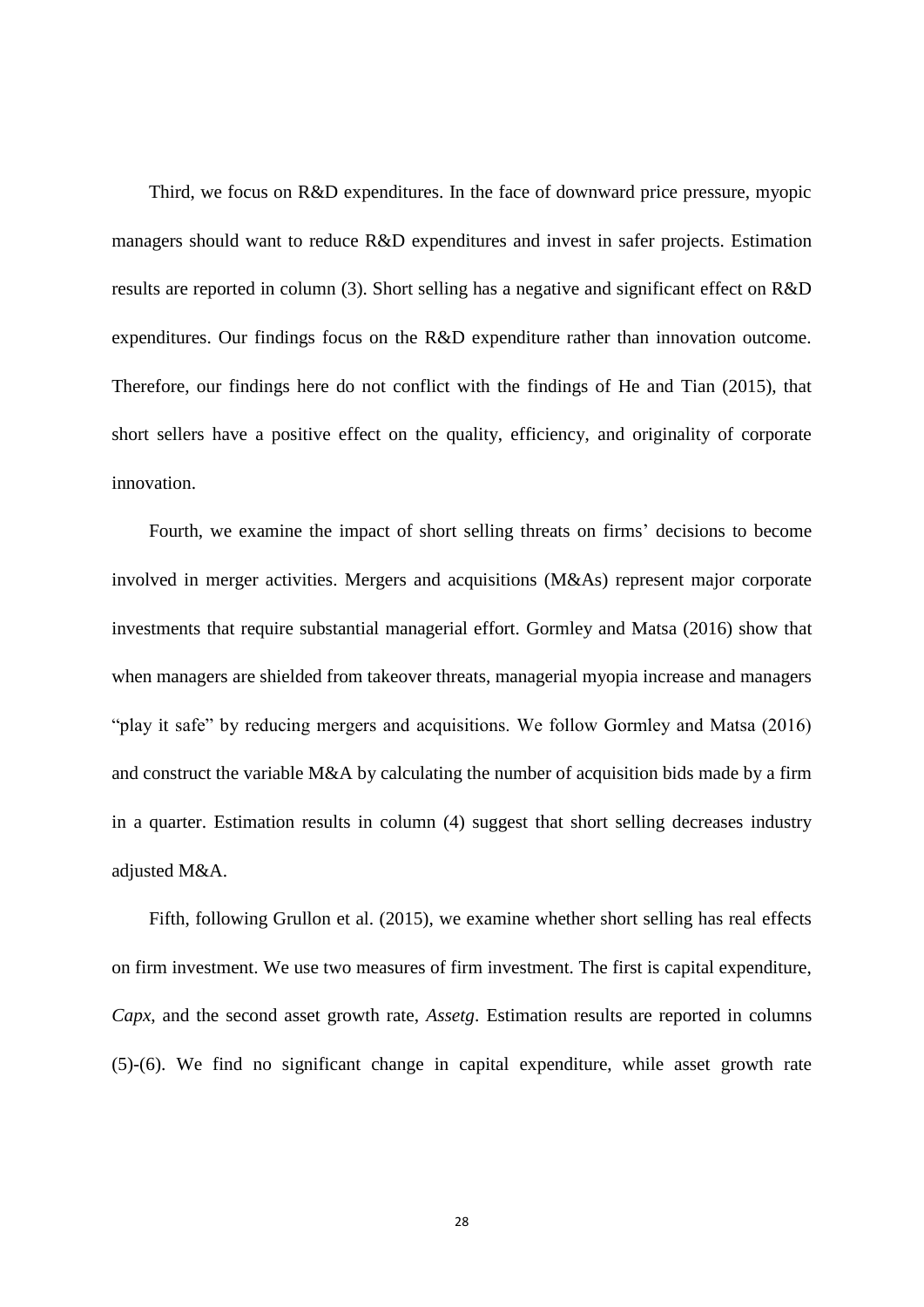Third, we focus on R&D expenditures. In the face of downward price pressure, myopic managers should want to reduce R&D expenditures and invest in safer projects. Estimation results are reported in column (3). Short selling has a negative and significant effect on R&D expenditures. Our findings focus on the R&D expenditure rather than innovation outcome. Therefore, our findings here do not conflict with the findings of He and Tian (2015), that short sellers have a positive effect on the quality, efficiency, and originality of corporate innovation.

Fourth, we examine the impact of short selling threats on firms' decisions to become involved in merger activities. Mergers and acquisitions (M&As) represent major corporate investments that require substantial managerial effort. Gormley and Matsa (2016) show that when managers are shielded from takeover threats, managerial myopia increase and managers "play it safe" by reducing mergers and acquisitions. We follow Gormley and Matsa (2016) and construct the variable M&A by calculating the number of acquisition bids made by a firm in a quarter. Estimation results in column (4) suggest that short selling decreases industry adjusted M&A.

Fifth, following Grullon et al. (2015), we examine whether short selling has real effects on firm investment. We use two measures of firm investment. The first is capital expenditure, *Capx*, and the second asset growth rate, *Assetg*. Estimation results are reported in columns (5)-(6). We find no significant change in capital expenditure, while asset growth rate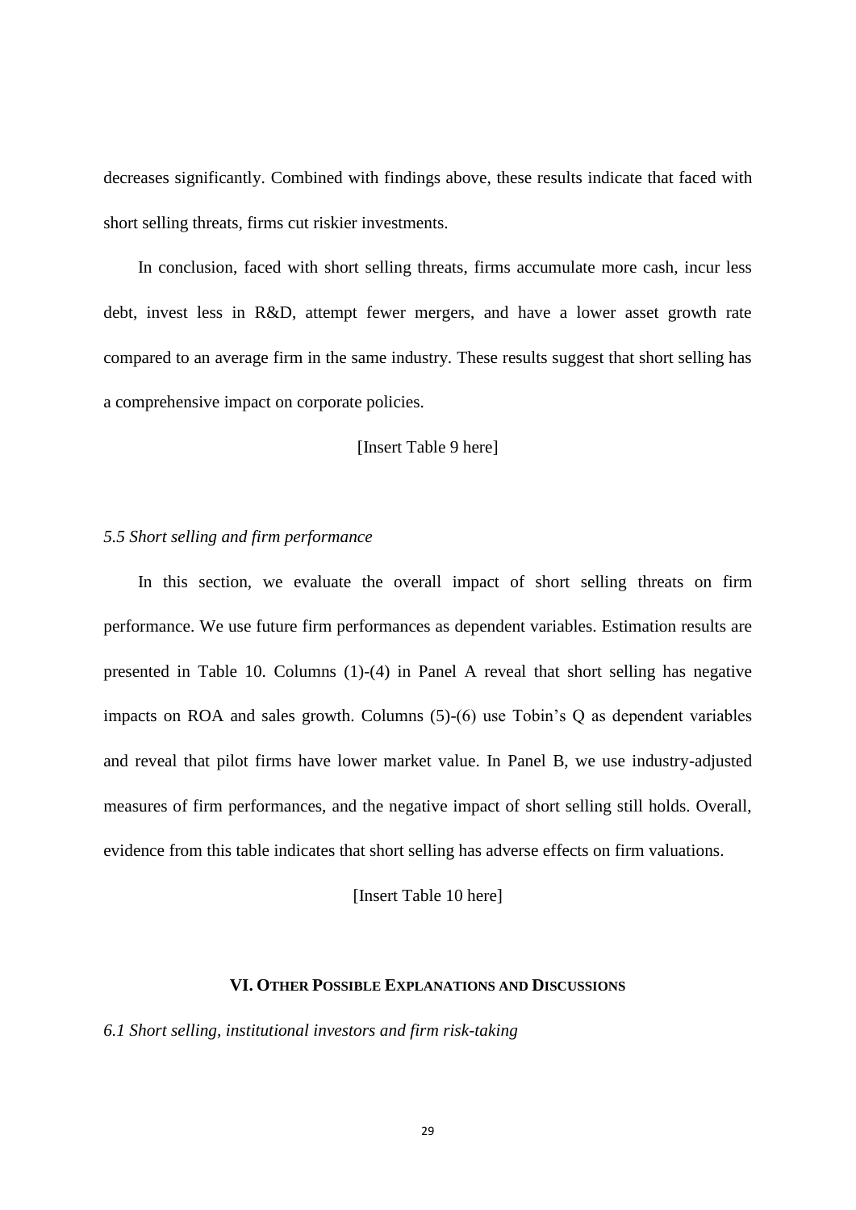decreases significantly. Combined with findings above, these results indicate that faced with short selling threats, firms cut riskier investments.

In conclusion, faced with short selling threats, firms accumulate more cash, incur less debt, invest less in R&D, attempt fewer mergers, and have a lower asset growth rate compared to an average firm in the same industry. These results suggest that short selling has a comprehensive impact on corporate policies.

[Insert Table 9 here]

*5.5 Short selling and firm performance*

In this section, we evaluate the overall impact of short selling threats on firm performance. We use future firm performances as dependent variables. Estimation results are presented in Table 10. Columns (1)-(4) in Panel A reveal that short selling has negative impacts on ROA and sales growth. Columns (5)-(6) use Tobin's Q as dependent variables and reveal that pilot firms have lower market value. In Panel B, we use industry-adjusted measures of firm performances, and the negative impact of short selling still holds. Overall, evidence from this table indicates that short selling has adverse effects on firm valuations.

[Insert Table 10 here]

## VI. OTHER POSSIBLE EXPLANATIONS AND DISCUSSIONS

*6.1 Short selling, institutional investors and firm risk-taking*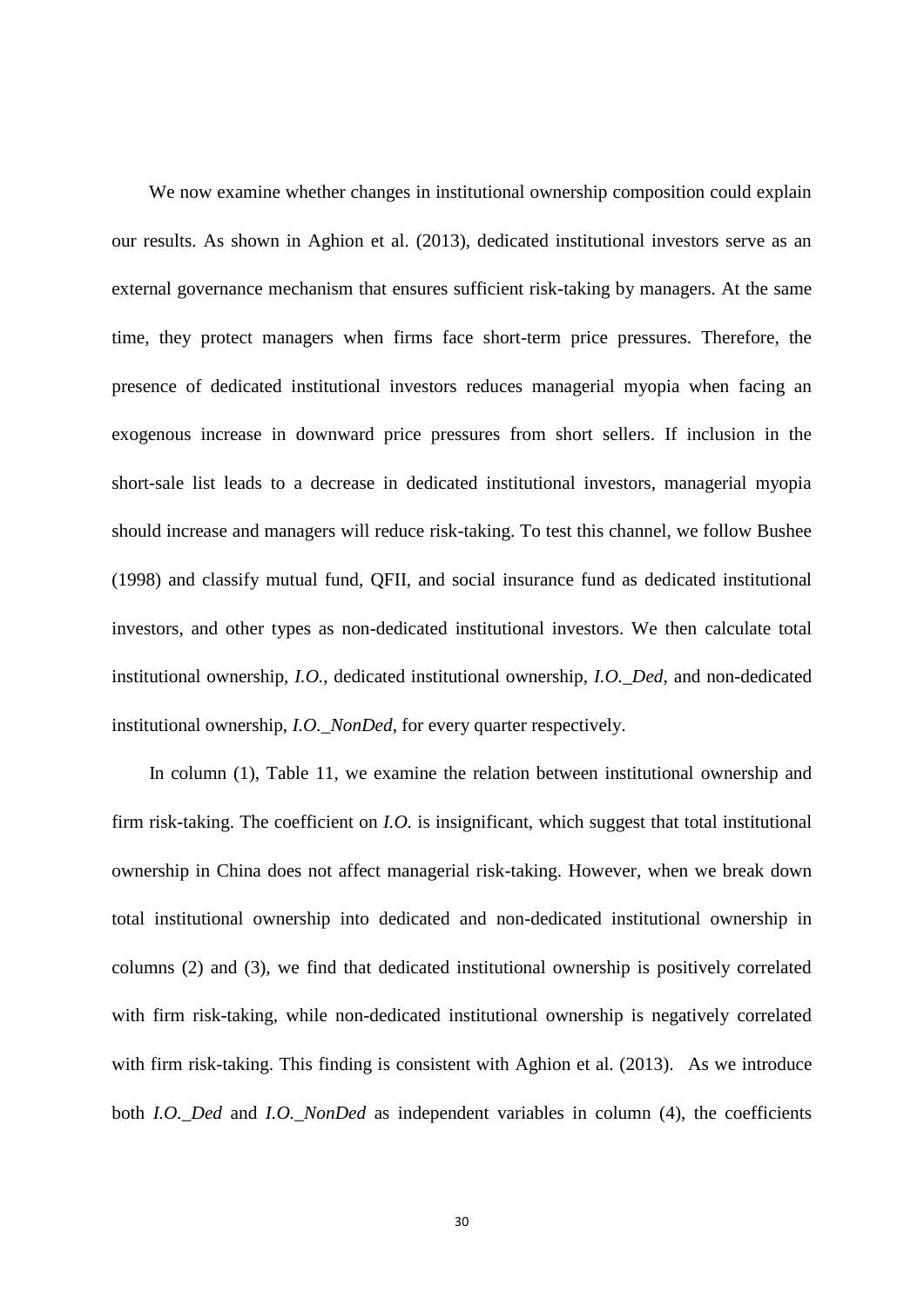We now examine whether changes in institutional ownership composition could explain our results. As shown in Aghion et al. (2013), dedicated institutional investors serve as an external governance mechanism that ensures sufficient risk-taking by managers. At the same time, they protect managers when firms face short-term price pressures. Therefore, the presence of dedicated institutional investors reduces managerial myopia when facing an exogenous increase in downward price pressures from short sellers. If inclusion in the short-sale list leads to a decrease in dedicated institutional investors, managerial myopia should increase and managers will reduce risk-taking. To test this channel, we follow Bushee (1998) and classify mutual fund, QFII, and social insurance fund as dedicated institutional investors, and other types as non-dedicated institutional investors. We then calculate total institutional ownership, *I.O.*, dedicated institutional ownership, *I.O._Ded*, and non-dedicated institutional ownership, *I.O._NonDed*, for every quarter respectively.

In column (1), Table 11, we examine the relation between institutional ownership and firm risk-taking. The coefficient on *I.O.* is insignificant, which suggest that total institutional ownership in China does not affect managerial risk-taking. However, when we break down total institutional ownership into dedicated and non-dedicated institutional ownership in columns (2) and (3), we find that dedicated institutional ownership is positively correlated with firm risk-taking, while non-dedicated institutional ownership is negatively correlated with firm risk-taking. This finding is consistent with Aghion et al. (2013). As we introduce both *I.O._Ded* and *I.O._NonDed* as independent variables in column (4), the coefficients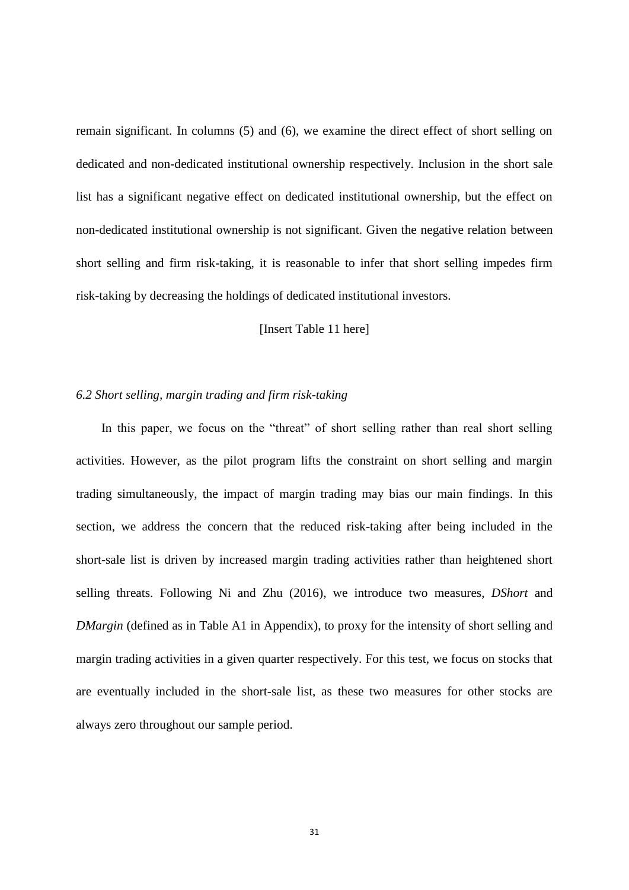remain significant. In columns (5) and (6), we examine the direct effect of short selling on dedicated and non-dedicated institutional ownership respectively. Inclusion in the short sale list has a significant negative effect on dedicated institutional ownership, but the effect on non-dedicated institutional ownership is not significant. Given the negative relation between short selling and firm risk-taking, it is reasonable to infer that short selling impedes firm risk-taking by decreasing the holdings of dedicated institutional investors.

[Insert Table 11 here]

### *6.2 Short selling, margin trading and firm risk-taking*

In this paper, we focus on the "threat" of short selling rather than real short selling activities. However, as the pilot program lifts the constraint on short selling and margin trading simultaneously, the impact of margin trading may bias our main findings. In this section, we address the concern that the reduced risk-taking after being included in the short-sale list is driven by increased margin trading activities rather than heightened short selling threats. Following Ni and Zhu (2016), we introduce two measures, *DShort* and *DMargin* (defined as in Table A1 in Appendix), to proxy for the intensity of short selling and margin trading activities in a given quarter respectively. For this test, we focus on stocks that are eventually included in the short-sale list, as these two measures for other stocks are always zero throughout our sample period.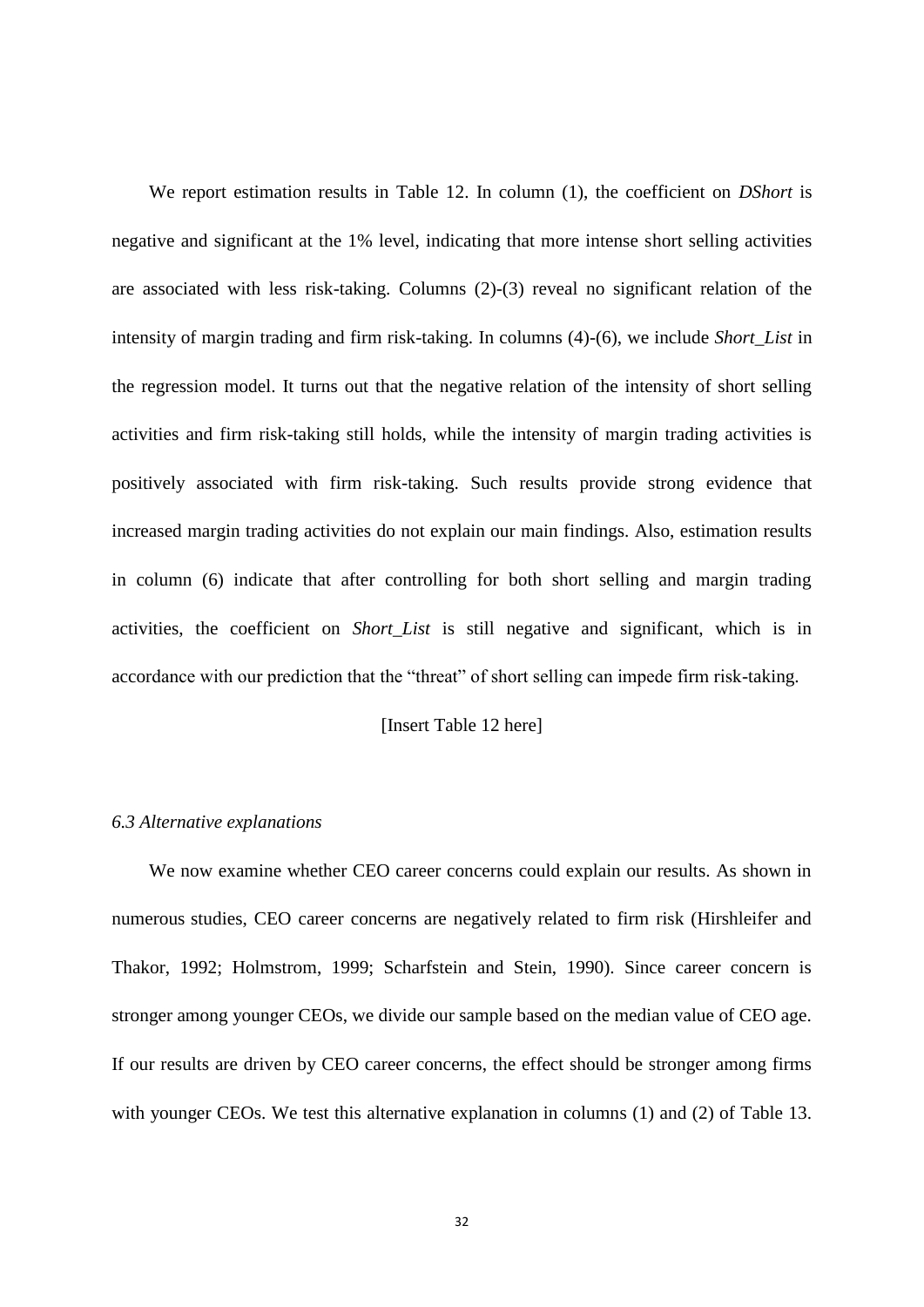We report estimation results in Table 12. In column (1), the coefficient on *DShort* is negative and significant at the 1% level, indicating that more intense short selling activities are associated with less risk-taking. Columns (2)-(3) reveal no significant relation of the intensity of margin trading and firm risk-taking. In columns (4)-(6), we include *Short_List* in the regression model. It turns out that the negative relation of the intensity of short selling activities and firm risk-taking still holds, while the intensity of margin trading activities is positively associated with firm risk-taking. Such results provide strong evidence that increased margin trading activities do not explain our main findings. Also, estimation results in column (6) indicate that after controlling for both short selling and margin trading activities, the coefficient on *Short_List* is still negative and significant, which is in accordance with our prediction that the "threat" of short selling can impede firm risk-taking.

[Insert Table 12 here]

### *6.3 Alternative explanations*

We now examine whether CEO career concerns could explain our results. As shown in numerous studies, CEO career concerns are negatively related to firm risk (Hirshleifer and Thakor, 1992; Holmstrom, 1999; Scharfstein and Stein, 1990). Since career concern is stronger among younger CEOs, we divide our sample based on the median value of CEO age. If our results are driven by CEO career concerns, the effect should be stronger among firms with younger CEOs. We test this alternative explanation in columns (1) and (2) of Table 13.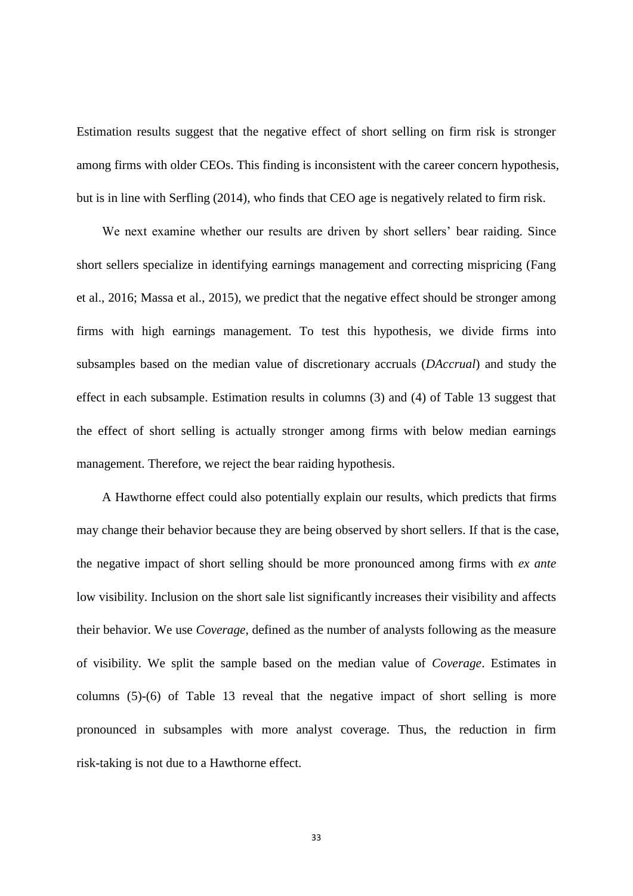Estimation results suggest that the negative effect of short selling on firm risk is stronger among firms with older CEOs. This finding is inconsistent with the career concern hypothesis, but is in line with Serfling (2014), who finds that CEO age is negatively related to firm risk.

We next examine whether our results are driven by short sellers' bear raiding. Since short sellers specialize in identifying earnings management and correcting mispricing (Fang et al., 2016; Massa et al., 2015), we predict that the negative effect should be stronger among firms with high earnings management. To test this hypothesis, we divide firms into subsamples based on the median value of discretionary accruals (*DAccrual*) and study the effect in each subsample. Estimation results in columns (3) and (4) of Table 13 suggest that the effect of short selling is actually stronger among firms with below median earnings management. Therefore, we reject the bear raiding hypothesis.

A Hawthorne effect could also potentially explain our results, which predicts that firms may change their behavior because they are being observed by short sellers. If that is the case, the negative impact of short selling should be more pronounced among firms with *ex ante* low visibility. Inclusion on the short sale list significantly increases their visibility and affects their behavior. We use *Coverage*, defined as the number of analysts following as the measure of visibility. We split the sample based on the median value of *Coverage*. Estimates in columns (5)-(6) of Table 13 reveal that the negative impact of short selling is more pronounced in subsamples with more analyst coverage. Thus, the reduction in firm risk-taking is not due to a Hawthorne effect.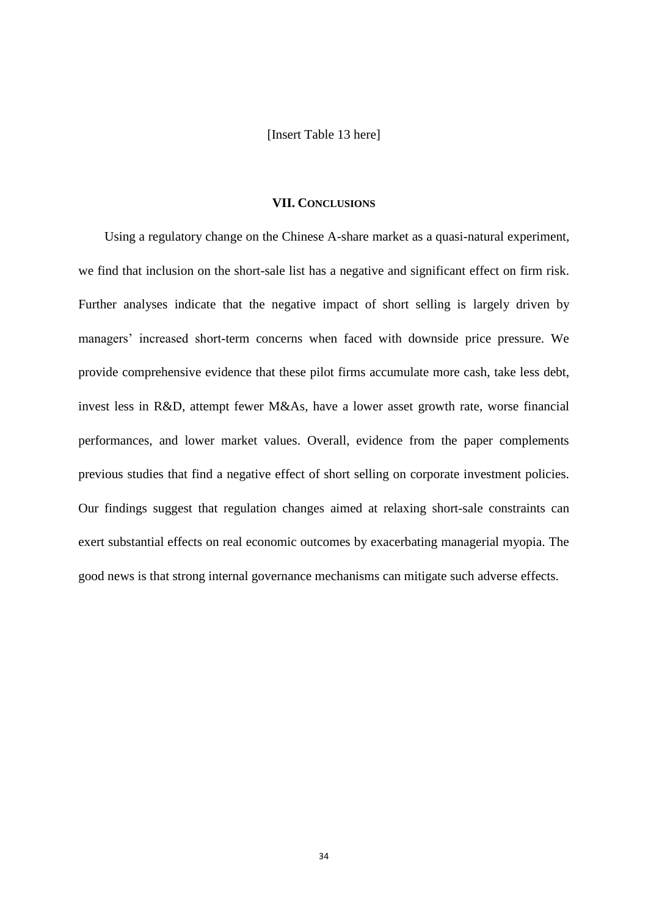[Insert Table 13 here]

## VII. CONCLUSIONS

Using a regulatory change on the Chinese A-share market as a quasi-natural experiment, we find that inclusion on the short-sale list has a negative and significant effect on firm risk. Further analyses indicate that the negative impact of short selling is largely driven by managers' increased short-term concerns when faced with downside price pressure. We provide comprehensive evidence that these pilot firms accumulate more cash, take less debt, invest less in R&D, attempt fewer M&As, have a lower asset growth rate, worse financial performances, and lower market values. Overall, evidence from the paper complements previous studies that find a negative effect of short selling on corporate investment policies. Our findings suggest that regulation changes aimed at relaxing short-sale constraints can exert substantial effects on real economic outcomes by exacerbating managerial myopia. The good news is that strong internal governance mechanisms can mitigate such adverse effects.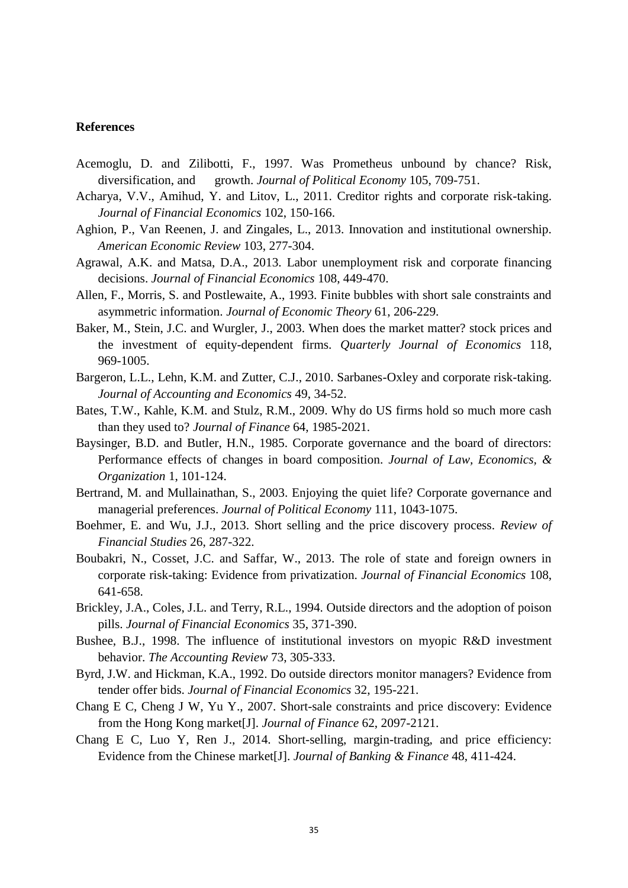**References**

Acemoglu, D. and Zilibotti, F., 1997. Was Prometheus unbound by chance? Risk, diversification, and growth. *Journal of Political Economy* 105, 709-751.

Acharya, V.V., Amihud, Y. and Litov, L., 2011. Creditor rights and corporate risk-taking. *Journal of Financial Economics* 102, 150-166.

Aghion, P., Van Reenen, J. and Zingales, L., 2013. Innovation and institutional ownership. *American Economic Review* 103, 277-304.

Agrawal, A.K. and Matsa, D.A., 2013. Labor unemployment risk and corporate financing decisions. *Journal of Financial Economics* 108, 449-470.

Allen, F., Morris, S. and Postlewaite, A., 1993. Finite bubbles with short sale constraints and asymmetric information. *Journal of Economic Theory* 61, 206-229.

Baker, M., Stein, J.C. and Wurgler, J., 2003. When does the market matter? stock prices and the investment of equity-dependent firms. *Quarterly Journal of Economics* 118, 969-1005.

Bargeron, L.L., Lehn, K.M. and Zutter, C.J., 2010. Sarbanes-Oxley and corporate risk-taking. *Journal of Accounting and Economics* 49, 34-52.

Bates, T.W., Kahle, K.M. and Stulz, R.M., 2009. Why do US firms hold so much more cash than they used to? *Journal of Finance* 64, 1985-2021.

Baysinger, B.D. and Butler, H.N., 1985. Corporate governance and the board of directors: Performance effects of changes in board composition. *Journal of Law, Economics, & Organization* 1, 101-124.

Bertrand, M. and Mullainathan, S., 2003. Enjoying the quiet life? Corporate governance and managerial preferences. *Journal of Political Economy* 111, 1043-1075.

Boehmer, E. and Wu, J.J., 2013. Short selling and the price discovery process. *Review of Financial Studies* 26, 287-322.

Boubakri, N., Cosset, J.C. and Saffar, W., 2013. The role of state and foreign owners in corporate risk-taking: Evidence from privatization. *Journal of Financial Economics* 108, 641-658.

Brickley, J.A., Coles, J.L. and Terry, R.L., 1994. Outside directors and the adoption of poison pills. *Journal of Financial Economics* 35, 371-390.

Bushee, B.J., 1998. The influence of institutional investors on myopic R&D investment behavior. *The Accounting Review* 73, 305-333.

Byrd, J.W. and Hickman, K.A., 1992. Do outside directors monitor managers? Evidence from tender offer bids. *Journal of Financial Economics* 32, 195-221.

Chang E C, Cheng J W, Yu Y., 2007. Short-sale constraints and price discovery: Evidence from the Hong Kong market[J]. *Journal of Finance* 62, 2097-2121.

Chang E C, Luo Y, Ren J., 2014. Short-selling, margin-trading, and price efficiency: Evidence from the Chinese market[J]. *Journal of Banking & Finance* 48, 411-424.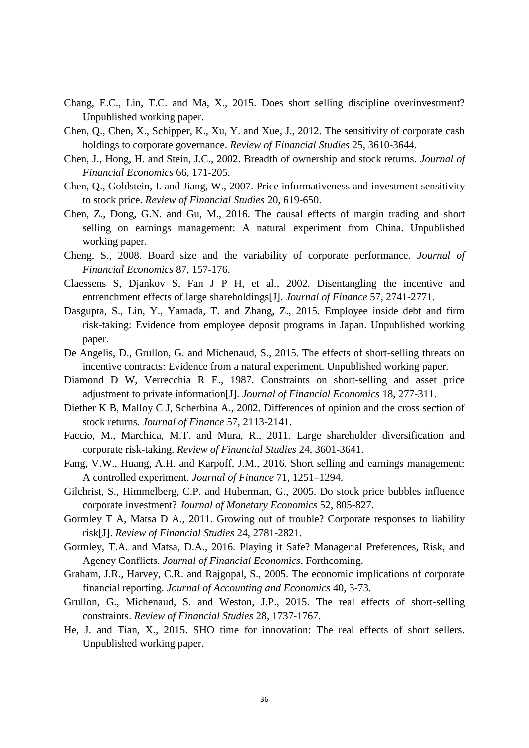Chang, E.C., Lin, T.C. and Ma, X., 2015. Does short selling discipline overinvestment? Unpublished working paper.

Chen, Q., Chen, X., Schipper, K., Xu, Y. and Xue, J., 2012. The sensitivity of corporate cash holdings to corporate governance. *Review of Financial Studies* 25, 3610-3644.

Chen, J., Hong, H. and Stein, J.C., 2002. Breadth of ownership and stock returns. *Journal of Financial Economics* 66, 171-205.

Chen, Q., Goldstein, I. and Jiang, W., 2007. Price informativeness and investment sensitivity to stock price. *Review of Financial Studies* 20, 619-650.

Chen, Z., Dong, G.N. and Gu, M., 2016. The causal effects of margin trading and short selling on earnings management: A natural experiment from China. Unpublished working paper.

Cheng, S., 2008. Board size and the variability of corporate performance. *Journal of Financial Economics* 87, 157-176.

Claessens S, Djankov S, Fan J P H, et al., 2002. Disentangling the incentive and entrenchment effects of large shareholdings[J]. *Journal of Finance* 57, 2741-2771.

Dasgupta, S., Lin, Y., Yamada, T. and Zhang, Z., 2015. Employee inside debt and firm risk-taking: Evidence from employee deposit programs in Japan. Unpublished working paper.

De Angelis, D., Grullon, G. and Michenaud, S., 2015. The effects of short-selling threats on incentive contracts: Evidence from a natural experiment. Unpublished working paper.

Diamond D W, Verrecchia R E., 1987. Constraints on short-selling and asset price adjustment to private information[J]. *Journal of Financial Economics* 18, 277-311.

Diether K B, Malloy C J, Scherbina A., 2002. Differences of opinion and the cross section of stock returns. *Journal of Finance* 57, 2113-2141.

Faccio, M., Marchica, M.T. and Mura, R., 2011. Large shareholder diversification and corporate risk-taking. *Review of Financial Studies* 24, 3601-3641.

Fang, V.W., Huang, A.H. and Karpoff, J.M., 2016. Short selling and earnings management: A controlled experiment. *Journal of Finance* 71, 1251–1294.

Gilchrist, S., Himmelberg, C.P. and Huberman, G., 2005. Do stock price bubbles influence corporate investment? *Journal of Monetary Economics* 52, 805-827.

Gormley T A, Matsa D A., 2011. Growing out of trouble? Corporate responses to liability risk[J]. *Review of Financial Studies* 24, 2781-2821.

Gormley, T.A. and Matsa, D.A., 2016. Playing it Safe? Managerial Preferences, Risk, and Agency Conflicts. *Journal of Financial Economics*, Forthcoming.

Graham, J.R., Harvey, C.R. and Rajgopal, S., 2005. The economic implications of corporate financial reporting. *Journal of Accounting and Economics* 40, 3-73.

Grullon, G., Michenaud, S. and Weston, J.P., 2015. The real effects of short-selling constraints. *Review of Financial Studies* 28, 1737-1767.

He, J. and Tian, X., 2015. SHO time for innovation: The real effects of short sellers. Unpublished working paper.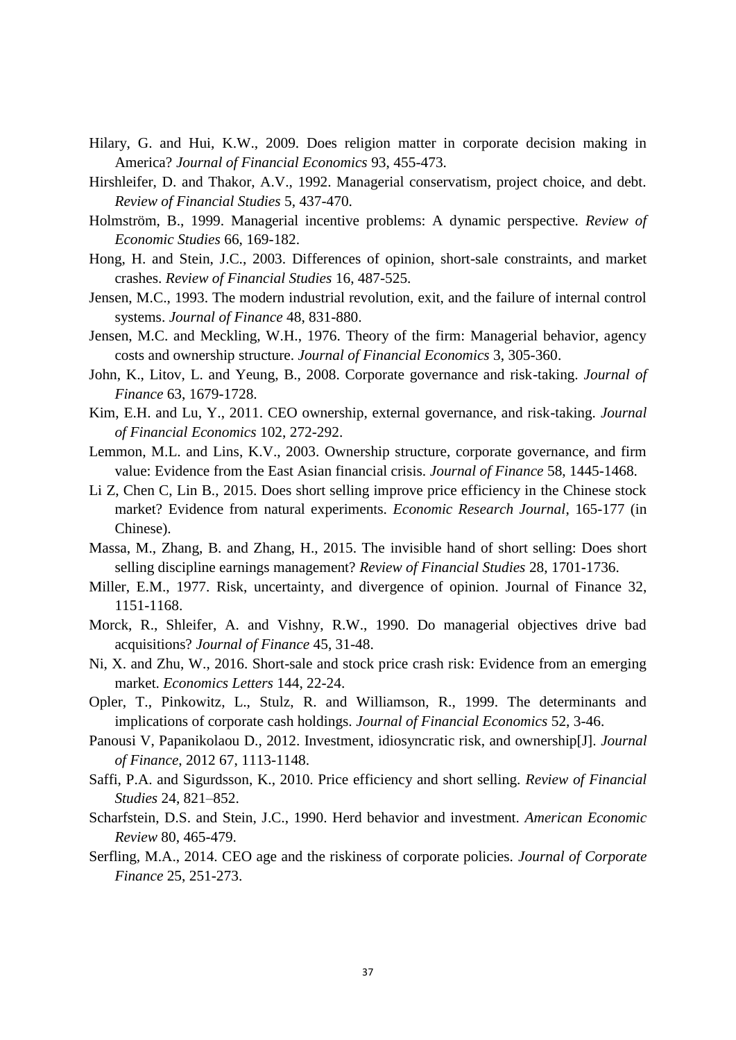Hilary, G. and Hui, K.W., 2009. Does religion matter in corporate decision making in America? *Journal of Financial Economics* 93, 455-473.

Hirshleifer, D. and Thakor, A.V., 1992. Managerial conservatism, project choice, and debt. *Review of Financial Studies* 5, 437-470.

Holmström, B., 1999. Managerial incentive problems: A dynamic perspective. *Review of Economic Studies* 66, 169-182.

Hong, H. and Stein, J.C., 2003. Differences of opinion, short-sale constraints, and market crashes. *Review of Financial Studies* 16, 487-525.

Jensen, M.C., 1993. The modern industrial revolution, exit, and the failure of internal control systems. *Journal of Finance* 48, 831-880.

Jensen, M.C. and Meckling, W.H., 1976. Theory of the firm: Managerial behavior, agency costs and ownership structure. *Journal of Financial Economics* 3, 305-360.

John, K., Litov, L. and Yeung, B., 2008. Corporate governance and risk-taking. *Journal of Finance* 63, 1679-1728.

Kim, E.H. and Lu, Y., 2011. CEO ownership, external governance, and risk-taking. *Journal of Financial Economics* 102, 272-292.

Lemmon, M.L. and Lins, K.V., 2003. Ownership structure, corporate governance, and firm value: Evidence from the East Asian financial crisis. *Journal of Finance* 58, 1445-1468.

Li Z, Chen C, Lin B., 2015. Does short selling improve price efficiency in the Chinese stock market? Evidence from natural experiments. *Economic Research Journal*, 165-177 (in Chinese).

Massa, M., Zhang, B. and Zhang, H., 2015. The invisible hand of short selling: Does short selling discipline earnings management? *Review of Financial Studies* 28, 1701-1736.

Miller, E.M., 1977. Risk, uncertainty, and divergence of opinion. Journal of Finance 32, 1151-1168.

Morck, R., Shleifer, A. and Vishny, R.W., 1990. Do managerial objectives drive bad acquisitions? *Journal of Finance* 45, 31-48.

Ni, X. and Zhu, W., 2016. Short-sale and stock price crash risk: Evidence from an emerging market. *Economics Letters* 144, 22-24.

Opler, T., Pinkowitz, L., Stulz, R. and Williamson, R., 1999. The determinants and implications of corporate cash holdings. *Journal of Financial Economics* 52, 3-46.

Panousi V, Papanikolaou D., 2012. Investment, idiosyncratic risk, and ownership[J]. *Journal of Finance*, 2012 67, 1113-1148.

Saffi, P.A. and Sigurdsson, K., 2010. Price efficiency and short selling. *Review of Financial Studies* 24, 821–852.

Scharfstein, D.S. and Stein, J.C., 1990. Herd behavior and investment. *American Economic Review* 80, 465-479.

Serfling, M.A., 2014. CEO age and the riskiness of corporate policies. *Journal of Corporate Finance* 25, 251-273.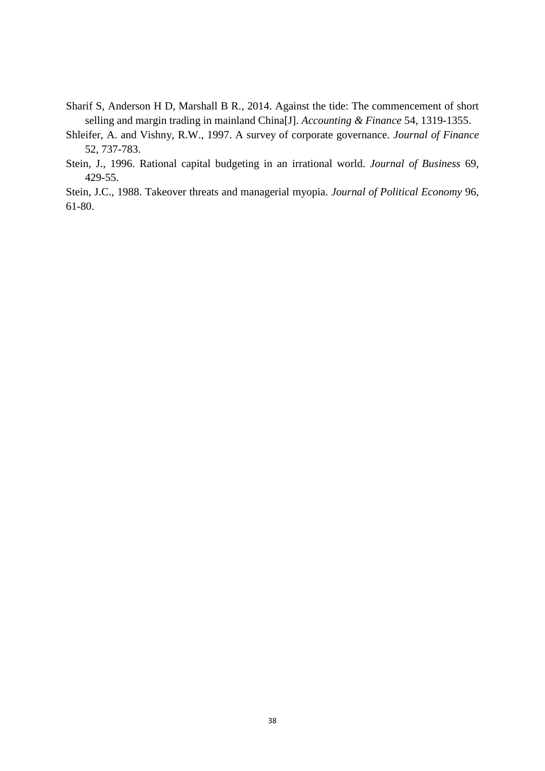Sharif S, Anderson H D, Marshall B R., 2014. Against the tide: The commencement of short selling and margin trading in mainland China[J]. *Accounting & Finance* 54, 1319-1355.

Shleifer, A. and Vishny, R.W., 1997. A survey of corporate governance. *Journal of Finance* 52, 737-783.

Stein, J., 1996. Rational capital budgeting in an irrational world. *Journal of Business* 69, 429-55.

Stein, J.C., 1988. Takeover threats and managerial myopia. *Journal of Political Economy* 96, 61-80.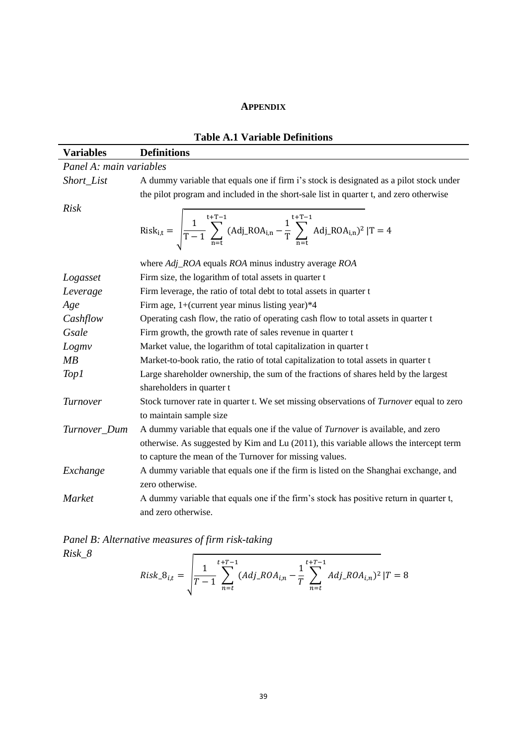# APPENDIX

**Table A.1 Variable Definitions**

| Variables | Definitions |
|---|---|
| *Panel A: main variables* | |
| *Short_List* | A dummy variable that equals one if firm i's stock is designated as a pilot stock under the pilot program and included in the short-sale list in quarter t, and zero otherwise |
| *Risk* | $\text{Risk}_{i,t} = \sqrt{\frac{1}{T-1}\sum_{n=t}^{t+T-1}(\text{Adj\_ROA}_{i,n} - \frac{1}{T}\sum_{n=t}^{t+T-1}\text{Adj\_ROA}_{i,n})^2} \,\vert T = 4$ where *Adj_ROA* equals *ROA* minus industry average *ROA* |
| *Logasset* | Firm size, the logarithm of total assets in quarter t |
| *Leverage* | Firm leverage, the ratio of total debt to total assets in quarter t |
| *Age* | Firm age, 1+(current year minus listing year)*4 |
| *Cashflow* | Operating cash flow, the ratio of operating cash flow to total assets in quarter t |
| *Gsale* | Firm growth, the growth rate of sales revenue in quarter t |
| *Logmv* | Market value, the logarithm of total capitalization in quarter t |
| *MB* | Market-to-book ratio, the ratio of total capitalization to total assets in quarter t |
| *Top1* | Large shareholder ownership, the sum of the fractions of shares held by the largest shareholders in quarter t |
| *Turnover* | Stock turnover rate in quarter t. We set missing observations of *Turnover* equal to zero to maintain sample size |
| *Turnover_Dum* | A dummy variable that equals one if the value of *Turnover* is available, and zero otherwise. As suggested by Kim and Lu (2011), this variable allows the intercept term to capture the mean of the Turnover for missing values. |
| *Exchange* | A dummy variable that equals one if the firm is listed on the Shanghai exchange, and zero otherwise. |
| *Market* | A dummy variable that equals one if the firm's stock has positive return in quarter t, and zero otherwise. |
| *Panel B: Alternative measures of firm risk-taking* | |
| *Risk_8* | $Risk\_8_{i,t} = \sqrt{\frac{1}{T-1}\sum_{n=t}^{t+T-1}(Adj\_ROA_{i,n} - \frac{1}{T}\sum_{n=t}^{t+T-1}Adj\_ROA_{i,n})^2} \,\vert T = 8$ |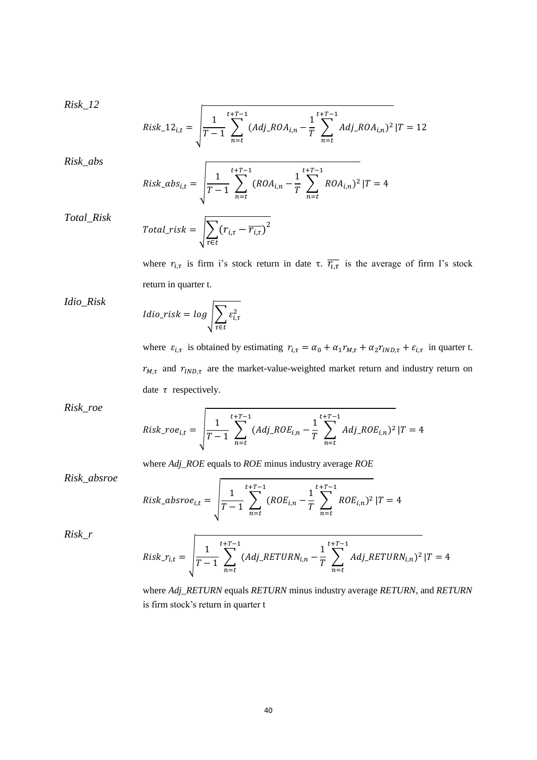*Risk_12*

$$Risk\_12_{i,t} = \sqrt{\frac{1}{T-1}\sum_{n=t}^{t+T-1}(Adj\_ROA_{i,n} - \frac{1}{T}\sum_{n=t}^{t+T-1}Adj\_ROA_{i,n})^2} \,|T = 12$$

*Risk_abs*

$$Risk\_abs_{i,t} = \sqrt{\frac{1}{T-1}\sum_{n=t}^{t+T-1}(ROA_{i,n} - \frac{1}{T}\sum_{n=t}^{t+T-1}ROA_{i,n})^2} \,|T = 4$$

*Total_Risk*

$$Total\_risk = \sqrt{\sum_{\tau \in t}(r_{i,\tau} - \overline{r_{i,\tau}})^2}$$

where $r_{i,\tau}$ is firm i's stock return in date τ. $\overline{r_{i,\tau}}$ is the average of firm I's stock return in quarter t.

*Idio_Risk*

$$Idio\_risk = log\sqrt{\sum_{\tau \in t}\varepsilon_{i,\tau}^2}$$

where $\varepsilon_{i,\tau}$ is obtained by estimating $r_{i,\tau} = \alpha_0 + \alpha_1 r_{M,\tau} + \alpha_2 r_{IND,\tau} + \varepsilon_{i,\tau}$ in quarter t. $r_{M,\tau}$ and $r_{IND,\tau}$ are the market-value-weighted market return and industry return on date $\tau$ respectively.

*Risk_roe*

$$Risk\_roe_{i,t} = \sqrt{\frac{1}{T-1}\sum_{n=t}^{t+T-1}(Adj\_ROE_{i,n} - \frac{1}{T}\sum_{n=t}^{t+T-1}Adj\_ROE_{i,n})^2} \,|T = 4$$

where *Adj_ROE* equals to *ROE* minus industry average *ROE*

*Risk_absroe*

$$Risk\_absroe_{i,t} = \sqrt{\frac{1}{T-1}\sum_{n=t}^{t+T-1}(ROE_{i,n} - \frac{1}{T}\sum_{n=t}^{t+T-1}ROE_{i,n})^2} \,|T = 4$$

*Risk_r*

$$Risk\_r_{i,t} = \sqrt{\frac{1}{T-1}\sum_{n=t}^{t+T-1}(Adj\_RETURN_{i,n} - \frac{1}{T}\sum_{n=t}^{t+T-1}Adj\_RETURN_{i,n})^2} \,|T = 4$$

where *Adj_RETURN* equals *RETURN* minus industry average *RETURN*, and *RETURN* is firm stock's return in quarter t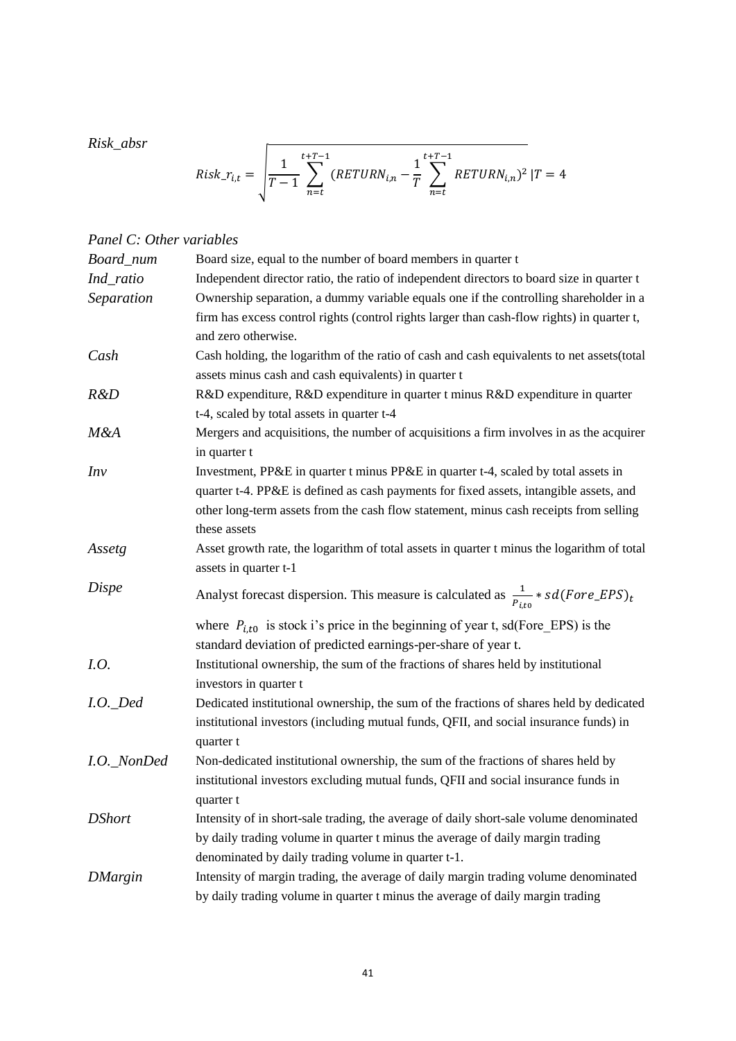*Risk_absr*

$$Risk\_r_{i,t} = \sqrt{\frac{1}{T-1}\sum_{n=t}^{t+T-1}(RETURN_{i,n} - \frac{1}{T}\sum_{n=t}^{t+T-1}RETURN_{i,n})^2} \,|T = 4$$

*Panel C: Other variables*

| | |
|---|---|
| *Board_num* | Board size, equal to the number of board members in quarter t |
| *Ind_ratio* | Independent director ratio, the ratio of independent directors to board size in quarter t |
| *Separation* | Ownership separation, a dummy variable equals one if the controlling shareholder in a firm has excess control rights (control rights larger than cash-flow rights) in quarter t, and zero otherwise. |
| *Cash* | Cash holding, the logarithm of the ratio of cash and cash equivalents to net assets(total assets minus cash and cash equivalents) in quarter t |
| *R&D* | R&D expenditure, R&D expenditure in quarter t minus R&D expenditure in quarter t-4, scaled by total assets in quarter t-4 |
| *M&A* | Mergers and acquisitions, the number of acquisitions a firm involves in as the acquirer in quarter t |
| *Inv* | Investment, PP&E in quarter t minus PP&E in quarter t-4, scaled by total assets in quarter t-4. PP&E is defined as cash payments for fixed assets, intangible assets, and other long-term assets from the cash flow statement, minus cash receipts from selling these assets |
| *Assetg* | Asset growth rate, the logarithm of total assets in quarter t minus the logarithm of total assets in quarter t-1 |
| *Dispe* | Analyst forecast dispersion. This measure is calculated as $\frac{1}{P_{i,t0}} * sd(Fore\_EPS)_t$ where $P_{i,t0}$ is stock i's price in the beginning of year t, sd(Fore_EPS) is the standard deviation of predicted earnings-per-share of year t. |
| *I.O.* | Institutional ownership, the sum of the fractions of shares held by institutional investors in quarter t |
| *I.O._Ded* | Dedicated institutional ownership, the sum of the fractions of shares held by dedicated institutional investors (including mutual funds, QFII, and social insurance funds) in quarter t |
| *I.O._NonDed* | Non-dedicated institutional ownership, the sum of the fractions of shares held by institutional investors excluding mutual funds, QFII and social insurance funds in quarter t |
| *DShort* | Intensity of in short-sale trading, the average of daily short-sale volume denominated by daily trading volume in quarter t minus the average of daily margin trading denominated by daily trading volume in quarter t-1. |
| *DMargin* | Intensity of margin trading, the average of daily margin trading volume denominated by daily trading volume in quarter t minus the average of daily margin trading |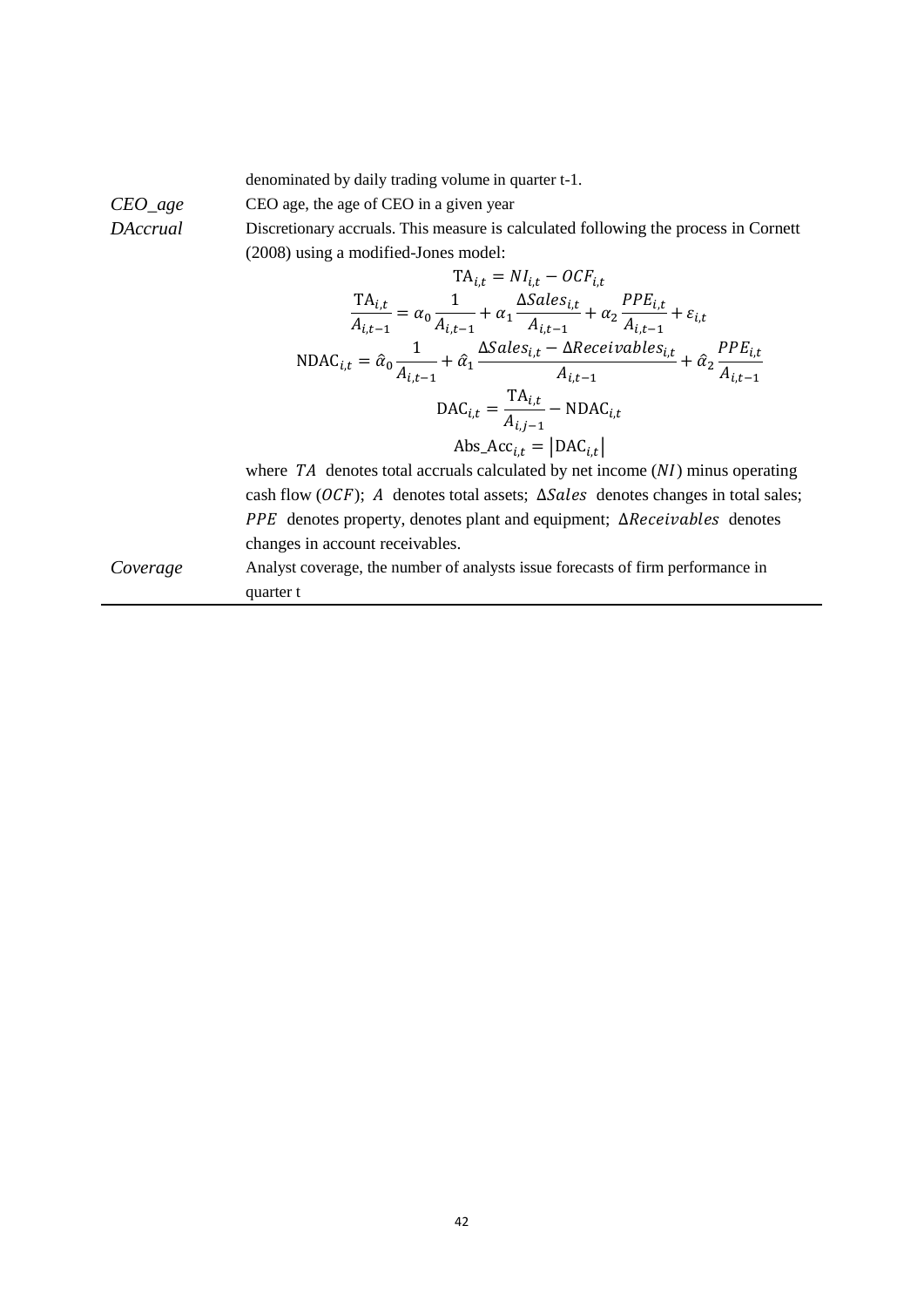| | |
|---|---|
| | denominated by daily trading volume in quarter t-1. |
| *CEO_age* | CEO age, the age of CEO in a given year |
| *DAccrual* | Discretionary accruals. This measure is calculated following the process in Cornett (2008) using a modified-Jones model: $$\mathrm{TA}_{i,t} = NI_{i,t} - OCF_{i,t}$$ $$\frac{\mathrm{TA}_{i,t}}{A_{i,t-1}} = \alpha_0 \frac{1}{A_{i,t-1}} + \alpha_1 \frac{\Delta Sales_{i,t}}{A_{i,t-1}} + \alpha_2 \frac{PPE_{i,t}}{A_{i,t-1}} + \varepsilon_{i,t}$$ $$\mathrm{NDAC}_{i,t} = \hat{\alpha}_0 \frac{1}{A_{i,t-1}} + \hat{\alpha}_1 \frac{\Delta Sales_{i,t} - \Delta Receivables_{i,t}}{A_{i,t-1}} + \hat{\alpha}_2 \frac{PPE_{i,t}}{A_{i,t-1}}$$ $$\mathrm{DAC}_{i,t} = \frac{\mathrm{TA}_{i,t}}{A_{i,j-1}} - \mathrm{NDAC}_{i,t}$$ $$\mathrm{Abs\_Acc}_{i,t} = \left|\mathrm{DAC}_{i,t}\right|$$ where $TA$ denotes total accruals calculated by net income ($NI$) minus operating cash flow ($OCF$); $A$ denotes total assets; $\Delta Sales$ denotes changes in total sales; $PPE$ denotes property, denotes plant and equipment; $\Delta Receivables$ denotes changes in account receivables. |
| *Coverage* | Analyst coverage, the number of analysts issue forecasts of firm performance in quarter t |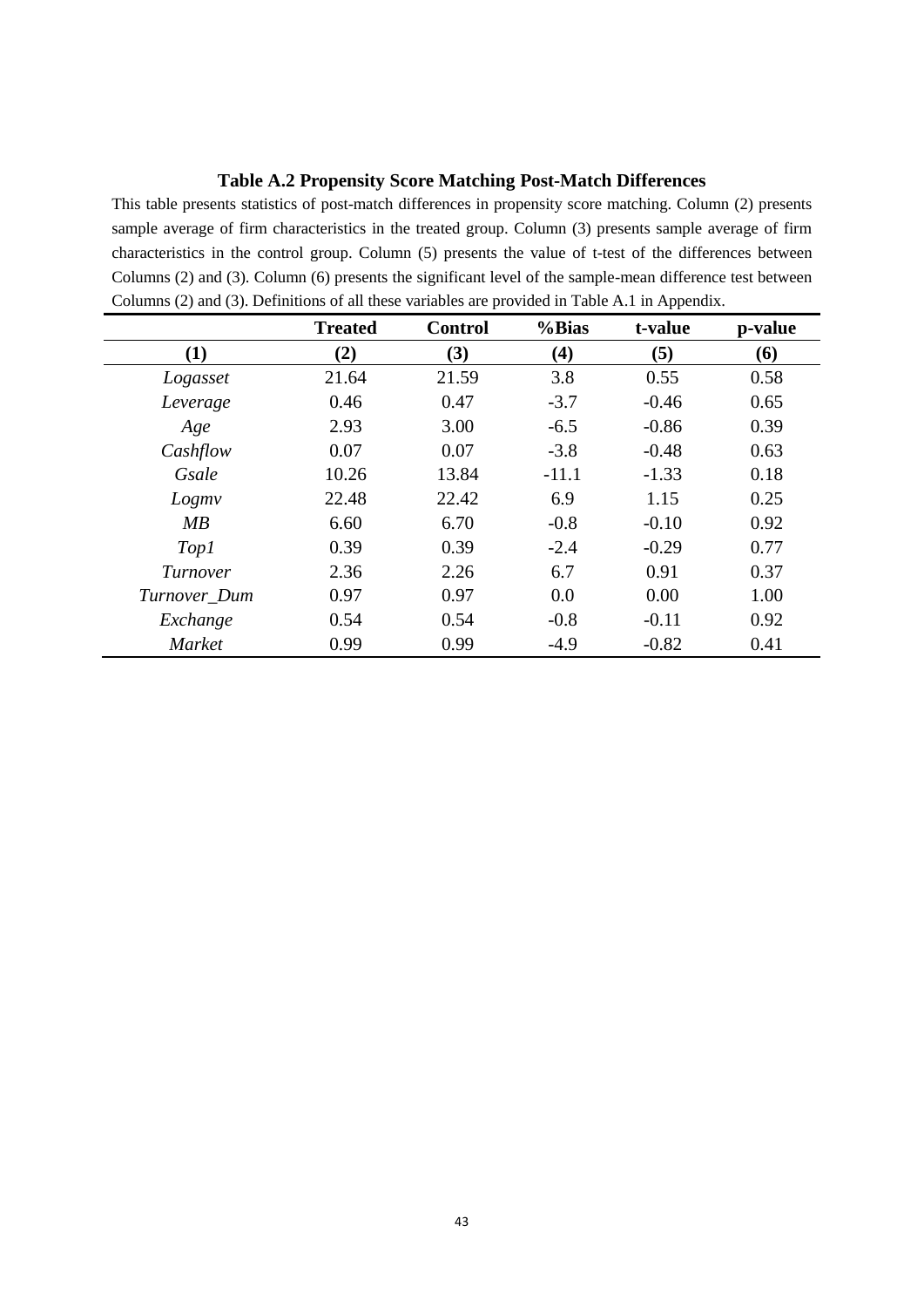**Table A.2 Propensity Score Matching Post-Match Differences**

This table presents statistics of post-match differences in propensity score matching. Column (2) presents sample average of firm characteristics in the treated group. Column (3) presents sample average of firm characteristics in the control group. Column (5) presents the value of t-test of the differences between Columns (2) and (3). Column (6) presents the significant level of the sample-mean difference test between Columns (2) and (3). Definitions of all these variables are provided in Table A.1 in Appendix.

| | **Treated** | **Control** | **%Bias** | **t-value** | **p-value** |
|---|---|---|---|---|---|
| **(1)** | **(2)** | **(3)** | **(4)** | **(5)** | **(6)** |
| *Logasset* | 21.64 | 21.59 | 3.8 | 0.55 | 0.58 |
| *Leverage* | 0.46 | 0.47 | -3.7 | -0.46 | 0.65 |
| *Age* | 2.93 | 3.00 | -6.5 | -0.86 | 0.39 |
| *Cashflow* | 0.07 | 0.07 | -3.8 | -0.48 | 0.63 |
| *Gsale* | 10.26 | 13.84 | -11.1 | -1.33 | 0.18 |
| *Logmv* | 22.48 | 22.42 | 6.9 | 1.15 | 0.25 |
| *MB* | 6.60 | 6.70 | -0.8 | -0.10 | 0.92 |
| *Top1* | 0.39 | 0.39 | -2.4 | -0.29 | 0.77 |
| *Turnover* | 2.36 | 2.26 | 6.7 | 0.91 | 0.37 |
| *Turnover_Dum* | 0.97 | 0.97 | 0.0 | 0.00 | 1.00 |
| *Exchange* | 0.54 | 0.54 | -0.8 | -0.11 | 0.92 |
| *Market* | 0.99 | 0.99 | -4.9 | -0.82 | 0.41 |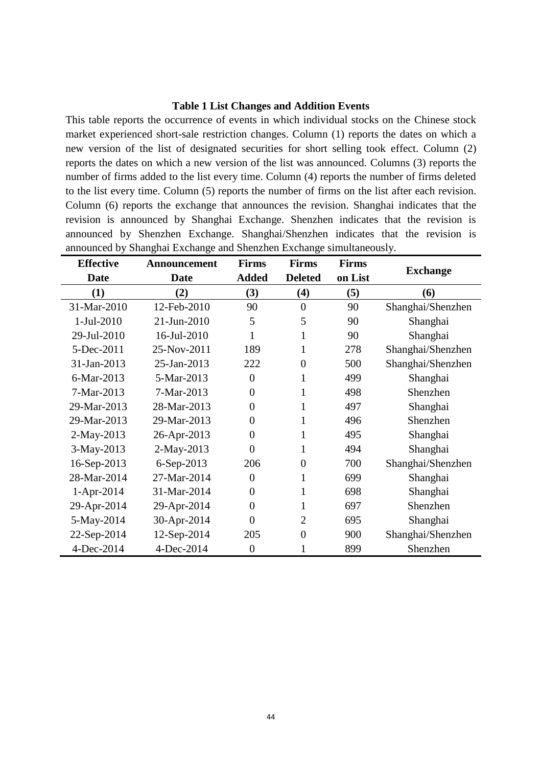**Table 1 List Changes and Addition Events**

This table reports the occurrence of events in which individual stocks on the Chinese stock market experienced short-sale restriction changes. Column (1) reports the dates on which a new version of the list of designated securities for short selling took effect. Column (2) reports the dates on which a new version of the list was announced. Columns (3) reports the number of firms added to the list every time. Column (4) reports the number of firms deleted to the list every time. Column (5) reports the number of firms on the list after each revision. Column (6) reports the exchange that announces the revision. Shanghai indicates that the revision is announced by Shanghai Exchange. Shenzhen indicates that the revision is announced by Shenzhen Exchange. Shanghai/Shenzhen indicates that the revision is announced by Shanghai Exchange and Shenzhen Exchange simultaneously.

| Effective Date | Announcement Date | Firms Added | Firms Deleted | Firms on List | Exchange |
|---|---|---|---|---|---|
| (1) | (2) | (3) | (4) | (5) | (6) |
| 31-Mar-2010 | 12-Feb-2010 | 90 | 0 | 90 | Shanghai/Shenzhen |
| 1-Jul-2010 | 21-Jun-2010 | 5 | 5 | 90 | Shanghai |
| 29-Jul-2010 | 16-Jul-2010 | 1 | 1 | 90 | Shanghai |
| 5-Dec-2011 | 25-Nov-2011 | 189 | 1 | 278 | Shanghai/Shenzhen |
| 31-Jan-2013 | 25-Jan-2013 | 222 | 0 | 500 | Shanghai/Shenzhen |
| 6-Mar-2013 | 5-Mar-2013 | 0 | 1 | 499 | Shanghai |
| 7-Mar-2013 | 7-Mar-2013 | 0 | 1 | 498 | Shenzhen |
| 29-Mar-2013 | 28-Mar-2013 | 0 | 1 | 497 | Shanghai |
| 29-Mar-2013 | 29-Mar-2013 | 0 | 1 | 496 | Shenzhen |
| 2-May-2013 | 26-Apr-2013 | 0 | 1 | 495 | Shanghai |
| 3-May-2013 | 2-May-2013 | 0 | 1 | 494 | Shanghai |
| 16-Sep-2013 | 6-Sep-2013 | 206 | 0 | 700 | Shanghai/Shenzhen |
| 28-Mar-2014 | 27-Mar-2014 | 0 | 1 | 699 | Shanghai |
| 1-Apr-2014 | 31-Mar-2014 | 0 | 1 | 698 | Shanghai |
| 29-Apr-2014 | 29-Apr-2014 | 0 | 1 | 697 | Shenzhen |
| 5-May-2014 | 30-Apr-2014 | 0 | 2 | 695 | Shanghai |
| 22-Sep-2014 | 12-Sep-2014 | 205 | 0 | 900 | Shanghai/Shenzhen |
| 4-Dec-2014 | 4-Dec-2014 | 0 | 1 | 899 | Shenzhen |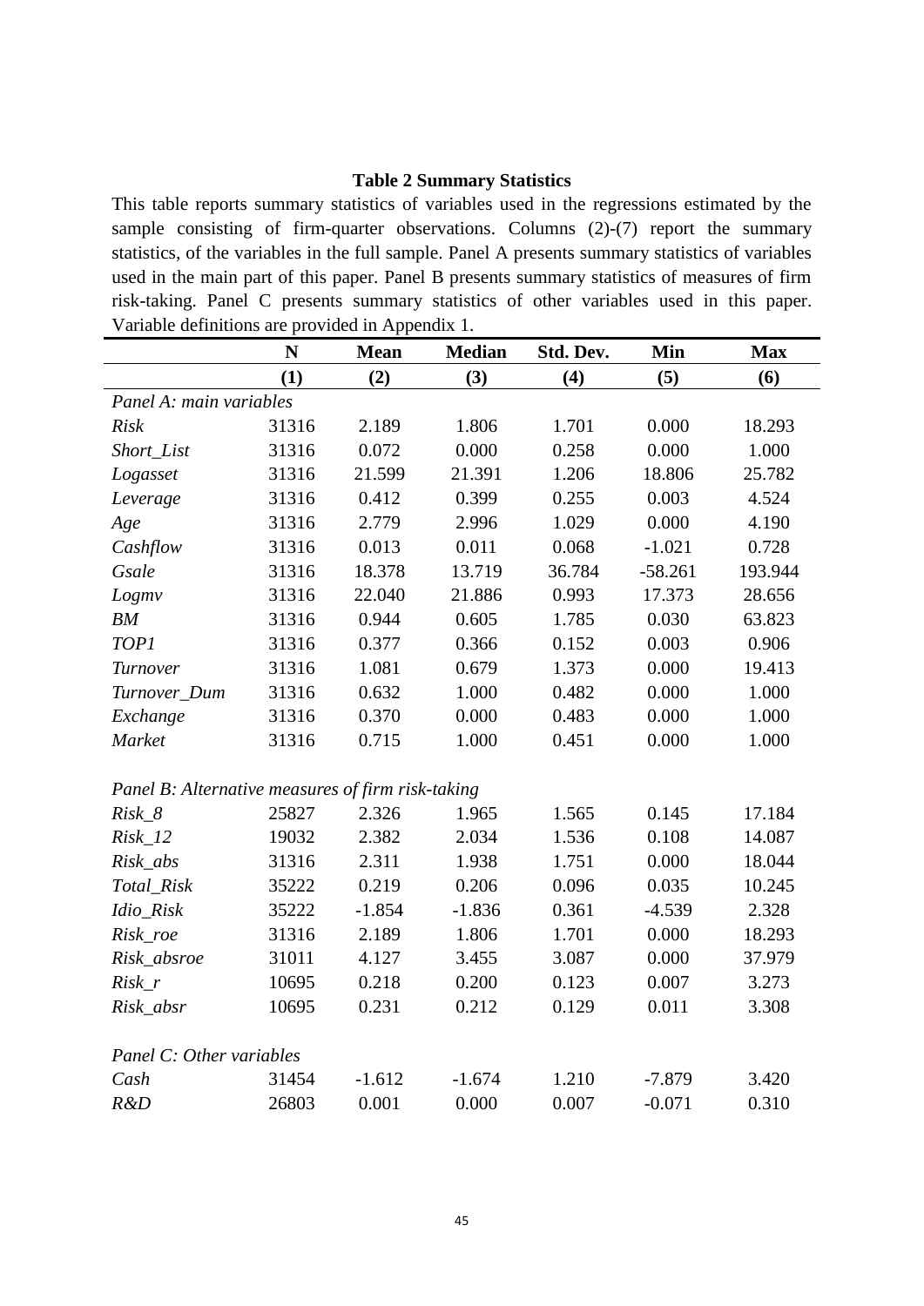**Table 2 Summary Statistics**

This table reports summary statistics of variables used in the regressions estimated by the sample consisting of firm-quarter observations. Columns (2)-(7) report the summary statistics, of the variables in the full sample. Panel A presents summary statistics of variables used in the main part of this paper. Panel B presents summary statistics of measures of firm risk-taking. Panel C presents summary statistics of other variables used in this paper. Variable definitions are provided in Appendix 1.

| | **N** | **Mean** | **Median** | **Std. Dev.** | **Min** | **Max** |
|---|---|---|---|---|---|---|
| | **(1)** | **(2)** | **(3)** | **(4)** | **(5)** | **(6)** |
| *Panel A: main variables* | | | | | | |
| *Risk* | 31316 | 2.189 | 1.806 | 1.701 | 0.000 | 18.293 |
| *Short_List* | 31316 | 0.072 | 0.000 | 0.258 | 0.000 | 1.000 |
| *Logasset* | 31316 | 21.599 | 21.391 | 1.206 | 18.806 | 25.782 |
| *Leverage* | 31316 | 0.412 | 0.399 | 0.255 | 0.003 | 4.524 |
| *Age* | 31316 | 2.779 | 2.996 | 1.029 | 0.000 | 4.190 |
| *Cashflow* | 31316 | 0.013 | 0.011 | 0.068 | -1.021 | 0.728 |
| *Gsale* | 31316 | 18.378 | 13.719 | 36.784 | -58.261 | 193.944 |
| *Logmv* | 31316 | 22.040 | 21.886 | 0.993 | 17.373 | 28.656 |
| *BM* | 31316 | 0.944 | 0.605 | 1.785 | 0.030 | 63.823 |
| *TOP1* | 31316 | 0.377 | 0.366 | 0.152 | 0.003 | 0.906 |
| *Turnover* | 31316 | 1.081 | 0.679 | 1.373 | 0.000 | 19.413 |
| *Turnover_Dum* | 31316 | 0.632 | 1.000 | 0.482 | 0.000 | 1.000 |
| *Exchange* | 31316 | 0.370 | 0.000 | 0.483 | 0.000 | 1.000 |
| *Market* | 31316 | 0.715 | 1.000 | 0.451 | 0.000 | 1.000 |
| | | | | | | |
| *Panel B: Alternative measures of firm risk-taking* | | | | | | |
| *Risk_8* | 25827 | 2.326 | 1.965 | 1.565 | 0.145 | 17.184 |
| *Risk_12* | 19032 | 2.382 | 2.034 | 1.536 | 0.108 | 14.087 |
| *Risk_abs* | 31316 | 2.311 | 1.938 | 1.751 | 0.000 | 18.044 |
| *Total_Risk* | 35222 | 0.219 | 0.206 | 0.096 | 0.035 | 10.245 |
| *Idio_Risk* | 35222 | -1.854 | -1.836 | 0.361 | -4.539 | 2.328 |
| *Risk_roe* | 31316 | 2.189 | 1.806 | 1.701 | 0.000 | 18.293 |
| *Risk_absroe* | 31011 | 4.127 | 3.455 | 3.087 | 0.000 | 37.979 |
| *Risk_r* | 10695 | 0.218 | 0.200 | 0.123 | 0.007 | 3.273 |
| *Risk_absr* | 10695 | 0.231 | 0.212 | 0.129 | 0.011 | 3.308 |
| | | | | | | |
| *Panel C: Other variables* | | | | | | |
| *Cash* | 31454 | -1.612 | -1.674 | 1.210 | -7.879 | 3.420 |
| *R&D* | 26803 | 0.001 | 0.000 | 0.007 | -0.071 | 0.310 |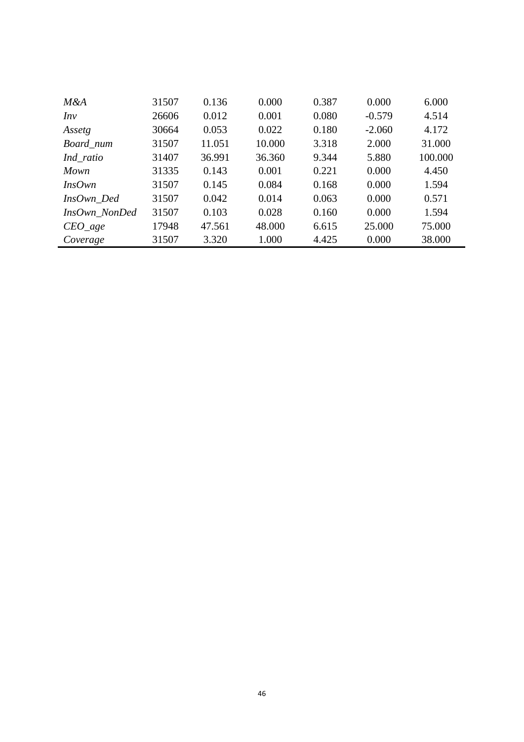| | | | | | | |
|---|---|---|---|---|---|---|
| *M&A* | 31507 | 0.136 | 0.000 | 0.387 | 0.000 | 6.000 |
| *Inv* | 26606 | 0.012 | 0.001 | 0.080 | -0.579 | 4.514 |
| *Assetg* | 30664 | 0.053 | 0.022 | 0.180 | -2.060 | 4.172 |
| *Board_num* | 31507 | 11.051 | 10.000 | 3.318 | 2.000 | 31.000 |
| *Ind_ratio* | 31407 | 36.991 | 36.360 | 9.344 | 5.880 | 100.000 |
| *Mown* | 31335 | 0.143 | 0.001 | 0.221 | 0.000 | 4.450 |
| *InsOwn* | 31507 | 0.145 | 0.084 | 0.168 | 0.000 | 1.594 |
| *InsOwn_Ded* | 31507 | 0.042 | 0.014 | 0.063 | 0.000 | 0.571 |
| *InsOwn_NonDed* | 31507 | 0.103 | 0.028 | 0.160 | 0.000 | 1.594 |
| *CEO_age* | 17948 | 47.561 | 48.000 | 6.615 | 25.000 | 75.000 |
| *Coverage* | 31507 | 3.320 | 1.000 | 4.425 | 0.000 | 38.000 |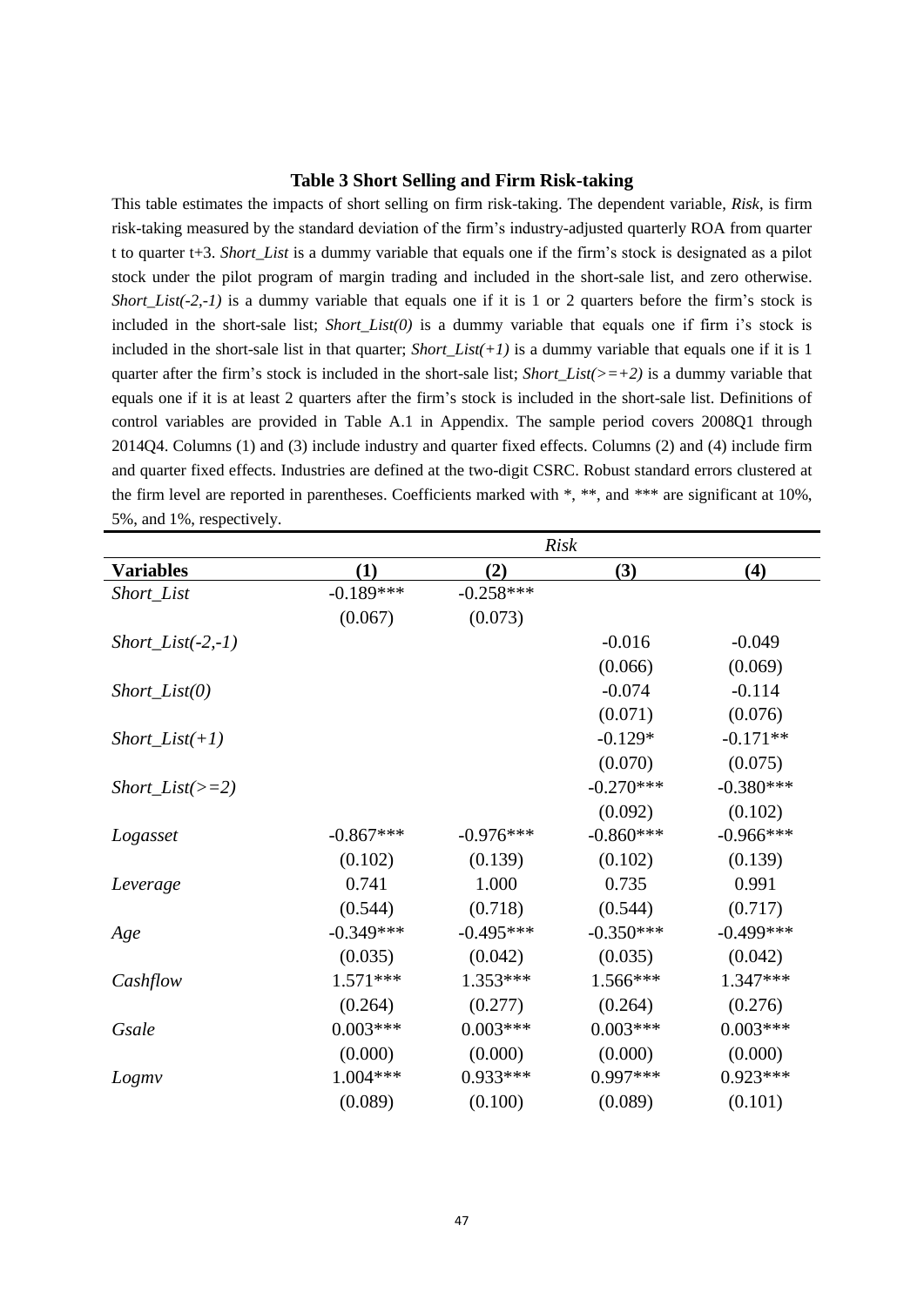**Table 3 Short Selling and Firm Risk-taking**

This table estimates the impacts of short selling on firm risk-taking. The dependent variable, *Risk*, is firm risk-taking measured by the standard deviation of the firm's industry-adjusted quarterly ROA from quarter t to quarter t+3. *Short_List* is a dummy variable that equals one if the firm's stock is designated as a pilot stock under the pilot program of margin trading and included in the short-sale list, and zero otherwise. *Short_List(-2,-1)* is a dummy variable that equals one if it is 1 or 2 quarters before the firm's stock is included in the short-sale list; *Short_List(0)* is a dummy variable that equals one if firm i's stock is included in the short-sale list in that quarter; *Short_List(+1)* is a dummy variable that equals one if it is 1 quarter after the firm's stock is included in the short-sale list; *Short_List(>=+2)* is a dummy variable that equals one if it is at least 2 quarters after the firm's stock is included in the short-sale list. Definitions of control variables are provided in Table A.1 in Appendix. The sample period covers 2008Q1 through 2014Q4. Columns (1) and (3) include industry and quarter fixed effects. Columns (2) and (4) include firm and quarter fixed effects. Industries are defined at the two-digit CSRC. Robust standard errors clustered at the firm level are reported in parentheses. Coefficients marked with *, **, and *** are significant at 10%, 5%, and 1%, respectively.

| | *Risk* | | | |
|---|---|---|---|---|
| **Variables** | **(1)** | **(2)** | **(3)** | **(4)** |
| *Short_List* | -0.189*** | -0.258*** | | |
| | (0.067) | (0.073) | | |
| *Short_List(-2,-1)* | | | -0.016 | -0.049 |
| | | | (0.066) | (0.069) |
| *Short_List(0)* | | | -0.074 | -0.114 |
| | | | (0.071) | (0.076) |
| *Short_List(+1)* | | | -0.129* | -0.171** |
| | | | (0.070) | (0.075) |
| *Short_List(>=2)* | | | -0.270*** | -0.380*** |
| | | | (0.092) | (0.102) |
| *Logasset* | -0.867*** | -0.976*** | -0.860*** | -0.966*** |
| | (0.102) | (0.139) | (0.102) | (0.139) |
| *Leverage* | 0.741 | 1.000 | 0.735 | 0.991 |
| | (0.544) | (0.718) | (0.544) | (0.717) |
| *Age* | -0.349*** | -0.495*** | -0.350*** | -0.499*** |
| | (0.035) | (0.042) | (0.035) | (0.042) |
| *Cashflow* | 1.571*** | 1.353*** | 1.566*** | 1.347*** |
| | (0.264) | (0.277) | (0.264) | (0.276) |
| *Gsale* | 0.003*** | 0.003*** | 0.003*** | 0.003*** |
| | (0.000) | (0.000) | (0.000) | (0.000) |
| *Logmv* | 1.004*** | 0.933*** | 0.997*** | 0.923*** |
| | (0.089) | (0.100) | (0.089) | (0.101) |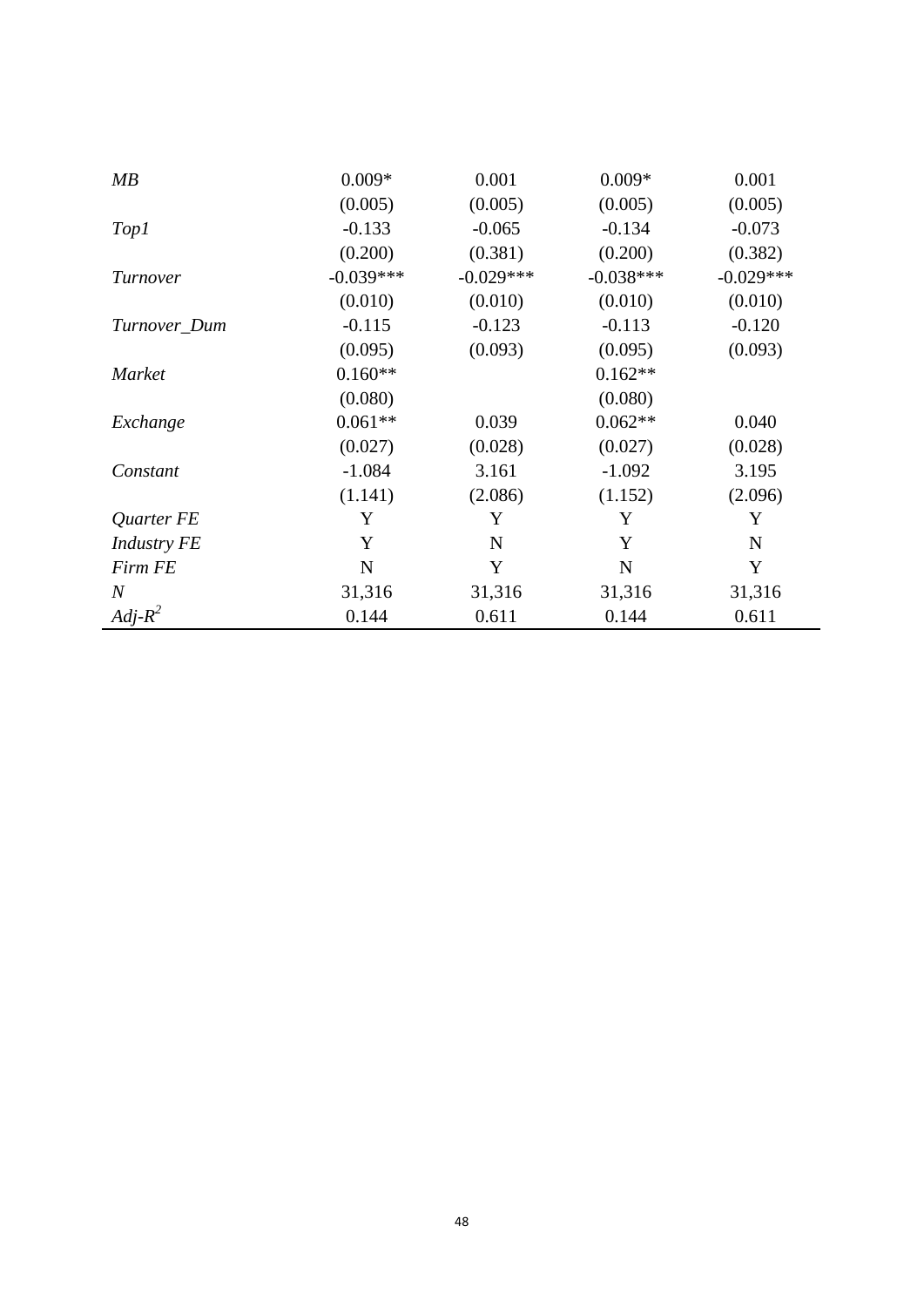| | | | | |
|---|---|---|---|---|
| *MB* | 0.009* | 0.001 | 0.009* | 0.001 |
| | (0.005) | (0.005) | (0.005) | (0.005) |
| *Top1* | -0.133 | -0.065 | -0.134 | -0.073 |
| | (0.200) | (0.381) | (0.200) | (0.382) |
| *Turnover* | -0.039*** | -0.029*** | -0.038*** | -0.029*** |
| | (0.010) | (0.010) | (0.010) | (0.010) |
| *Turnover_Dum* | -0.115 | -0.123 | -0.113 | -0.120 |
| | (0.095) | (0.093) | (0.095) | (0.093) |
| *Market* | 0.160** | | 0.162** | |
| | (0.080) | | (0.080) | |
| *Exchange* | 0.061** | 0.039 | 0.062** | 0.040 |
| | (0.027) | (0.028) | (0.027) | (0.028) |
| *Constant* | -1.084 | 3.161 | -1.092 | 3.195 |
| | (1.141) | (2.086) | (1.152) | (2.096) |
| *Quarter FE* | Y | Y | Y | Y |
| *Industry FE* | Y | N | Y | N |
| *Firm FE* | N | Y | N | Y |
| *N* | 31,316 | 31,316 | 31,316 | 31,316 |
| *Adj-$R^2$* | 0.144 | 0.611 | 0.144 | 0.611 |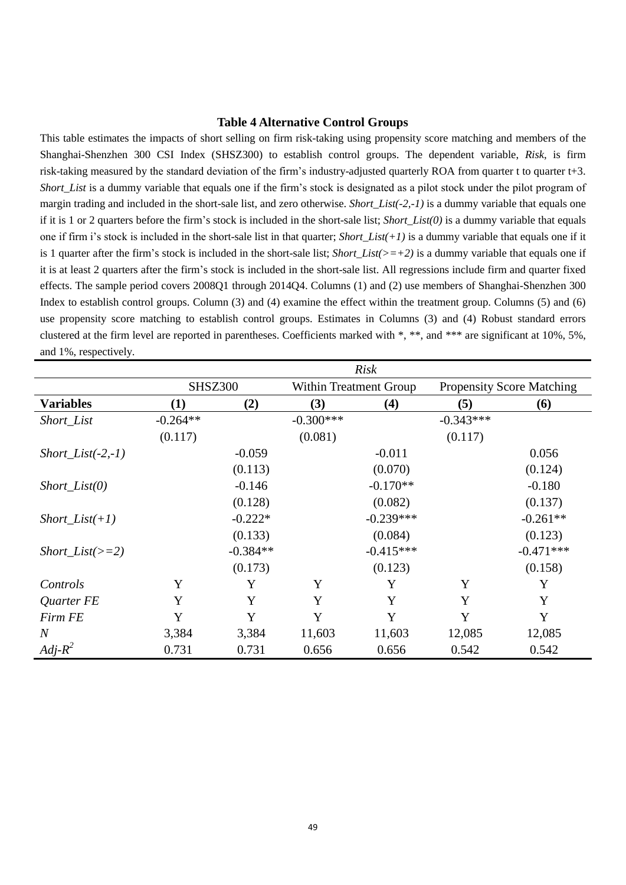**Table 4 Alternative Control Groups**

This table estimates the impacts of short selling on firm risk-taking using propensity score matching and members of the Shanghai-Shenzhen 300 CSI Index (SHSZ300) to establish control groups. The dependent variable, *Risk*, is firm risk-taking measured by the standard deviation of the firm's industry-adjusted quarterly ROA from quarter t to quarter t+3. *Short_List* is a dummy variable that equals one if the firm's stock is designated as a pilot stock under the pilot program of margin trading and included in the short-sale list, and zero otherwise. *Short_List(-2,-1)* is a dummy variable that equals one if it is 1 or 2 quarters before the firm's stock is included in the short-sale list; *Short_List(0)* is a dummy variable that equals one if firm i's stock is included in the short-sale list in that quarter; *Short_List(+1)* is a dummy variable that equals one if it is 1 quarter after the firm's stock is included in the short-sale list; *Short_List(>=+2)* is a dummy variable that equals one if it is at least 2 quarters after the firm's stock is included in the short-sale list. All regressions include firm and quarter fixed effects. The sample period covers 2008Q1 through 2014Q4. Columns (1) and (2) use members of Shanghai-Shenzhen 300 Index to establish control groups. Column (3) and (4) examine the effect within the treatment group. Columns (5) and (6) use propensity score matching to establish control groups. Estimates in Columns (3) and (4) Robust standard errors clustered at the firm level are reported in parentheses. Coefficients marked with *, **, and *** are significant at 10%, 5%, and 1%, respectively.

| | *Risk* | | | | | |
|---|---|---|---|---|---|---|
| | SHSZ300 | | Within Treatment Group | | Propensity Score Matching | |
| **Variables** | **(1)** | **(2)** | **(3)** | **(4)** | **(5)** | **(6)** |
| *Short_List* | -0.264** | | -0.300*** | | -0.343*** | |
| | (0.117) | | (0.081) | | (0.117) | |
| *Short_List(-2,-1)* | | -0.059 | | -0.011 | | 0.056 |
| | | (0.113) | | (0.070) | | (0.124) |
| *Short_List(0)* | | -0.146 | | -0.170** | | -0.180 |
| | | (0.128) | | (0.082) | | (0.137) |
| *Short_List(+1)* | | -0.222* | | -0.239*** | | -0.261** |
| | | (0.133) | | (0.084) | | (0.123) |
| *Short_List(>=2)* | | -0.384** | | -0.415*** | | -0.471*** |
| | | (0.173) | | (0.123) | | (0.158) |
| *Controls* | Y | Y | Y | Y | Y | Y |
| *Quarter FE* | Y | Y | Y | Y | Y | Y |
| *Firm FE* | Y | Y | Y | Y | Y | Y |
| *N* | 3,384 | 3,384 | 11,603 | 11,603 | 12,085 | 12,085 |
| *Adj-$R^2$* | 0.731 | 0.731 | 0.656 | 0.656 | 0.542 | 0.542 |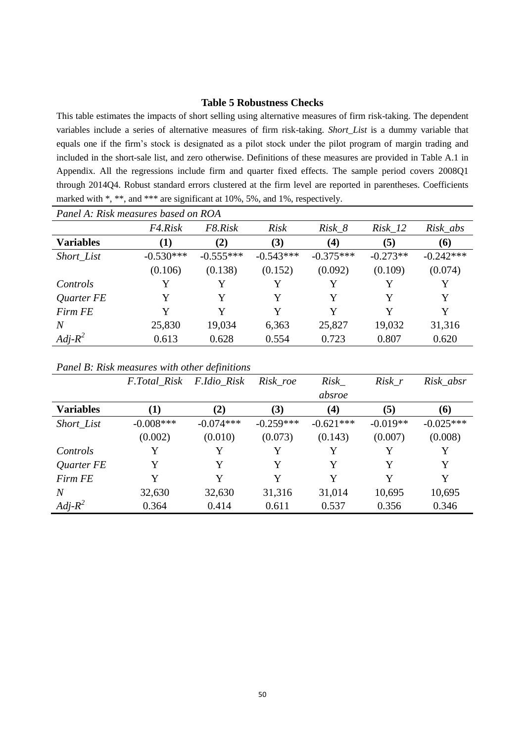**Table 5 Robustness Checks**

This table estimates the impacts of short selling using alternative measures of firm risk-taking. The dependent variables include a series of alternative measures of firm risk-taking. *Short_List* is a dummy variable that equals one if the firm's stock is designated as a pilot stock under the pilot program of margin trading and included in the short-sale list, and zero otherwise. Definitions of these measures are provided in Table A.1 in Appendix. All the regressions include firm and quarter fixed effects. The sample period covers 2008Q1 through 2014Q4. Robust standard errors clustered at the firm level are reported in parentheses. Coefficients marked with *, **, and *** are significant at 10%, 5%, and 1%, respectively.

*Panel A: Risk measures based on ROA*

| | *F4.Risk* | *F8.Risk* | *Risk* | *Risk_8* | *Risk_12* | *Risk_abs* |
|---|---|---|---|---|---|---|
| **Variables** | **(1)** | **(2)** | **(3)** | **(4)** | **(5)** | **(6)** |
| *Short_List* | -0.530*** | -0.555*** | -0.543*** | -0.375*** | -0.273** | -0.242*** |
| | (0.106) | (0.138) | (0.152) | (0.092) | (0.109) | (0.074) |
| *Controls* | Y | Y | Y | Y | Y | Y |
| *Quarter FE* | Y | Y | Y | Y | Y | Y |
| *Firm FE* | Y | Y | Y | Y | Y | Y |
| *N* | 25,830 | 19,034 | 6,363 | 25,827 | 19,032 | 31,316 |
| *Adj-$R^2$* | 0.613 | 0.628 | 0.554 | 0.723 | 0.807 | 0.620 |

*Panel B: Risk measures with other definitions*

| | *F.Total_Risk* | *F.Idio_Risk* | *Risk_roe* | *Risk_absroe* | *Risk_r* | *Risk_absr* |
|---|---|---|---|---|---|---|
| **Variables** | **(1)** | **(2)** | **(3)** | **(4)** | **(5)** | **(6)** |
| *Short_List* | -0.008*** | -0.074*** | -0.259*** | -0.621*** | -0.019** | -0.025*** |
| | (0.002) | (0.010) | (0.073) | (0.143) | (0.007) | (0.008) |
| *Controls* | Y | Y | Y | Y | Y | Y |
| *Quarter FE* | Y | Y | Y | Y | Y | Y |
| *Firm FE* | Y | Y | Y | Y | Y | Y |
| *N* | 32,630 | 32,630 | 31,316 | 31,014 | 10,695 | 10,695 |
| *Adj-$R^2$* | 0.364 | 0.414 | 0.611 | 0.537 | 0.356 | 0.346 |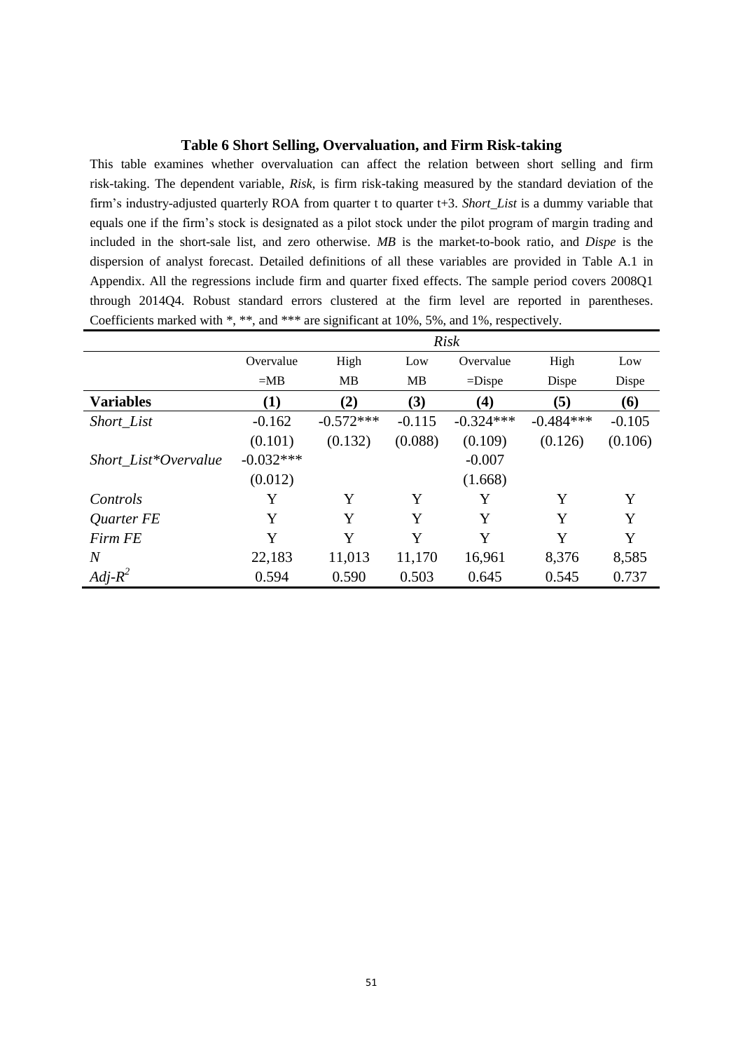**Table 6 Short Selling, Overvaluation, and Firm Risk-taking**

This table examines whether overvaluation can affect the relation between short selling and firm risk-taking. The dependent variable, *Risk*, is firm risk-taking measured by the standard deviation of the firm's industry-adjusted quarterly ROA from quarter t to quarter t+3. *Short_List* is a dummy variable that equals one if the firm's stock is designated as a pilot stock under the pilot program of margin trading and included in the short-sale list, and zero otherwise. *MB* is the market-to-book ratio, and *Dispe* is the dispersion of analyst forecast. Detailed definitions of all these variables are provided in Table A.1 in Appendix. All the regressions include firm and quarter fixed effects. The sample period covers 2008Q1 through 2014Q4. Robust standard errors clustered at the firm level are reported in parentheses. Coefficients marked with *, **, and *** are significant at 10%, 5%, and 1%, respectively.

| | *Risk* | | | | | |
|---|---|---|---|---|---|---|
| | Overvalue =MB | High MB | Low MB | Overvalue =Dispe | High Dispe | Low Dispe |
| **Variables** | **(1)** | **(2)** | **(3)** | **(4)** | **(5)** | **(6)** |
| *Short_List* | -0.162 | -0.572*** | -0.115 | -0.324*** | -0.484*** | -0.105 |
| | (0.101) | (0.132) | (0.088) | (0.109) | (0.126) | (0.106) |
| *Short_List*Overvalue* | -0.032*** | | | -0.007 | | |
| | (0.012) | | | (1.668) | | |
| *Controls* | Y | Y | Y | Y | Y | Y |
| *Quarter FE* | Y | Y | Y | Y | Y | Y |
| *Firm FE* | Y | Y | Y | Y | Y | Y |
| *N* | 22,183 | 11,013 | 11,170 | 16,961 | 8,376 | 8,585 |
| *Adj-$R^2$* | 0.594 | 0.590 | 0.503 | 0.645 | 0.545 | 0.737 |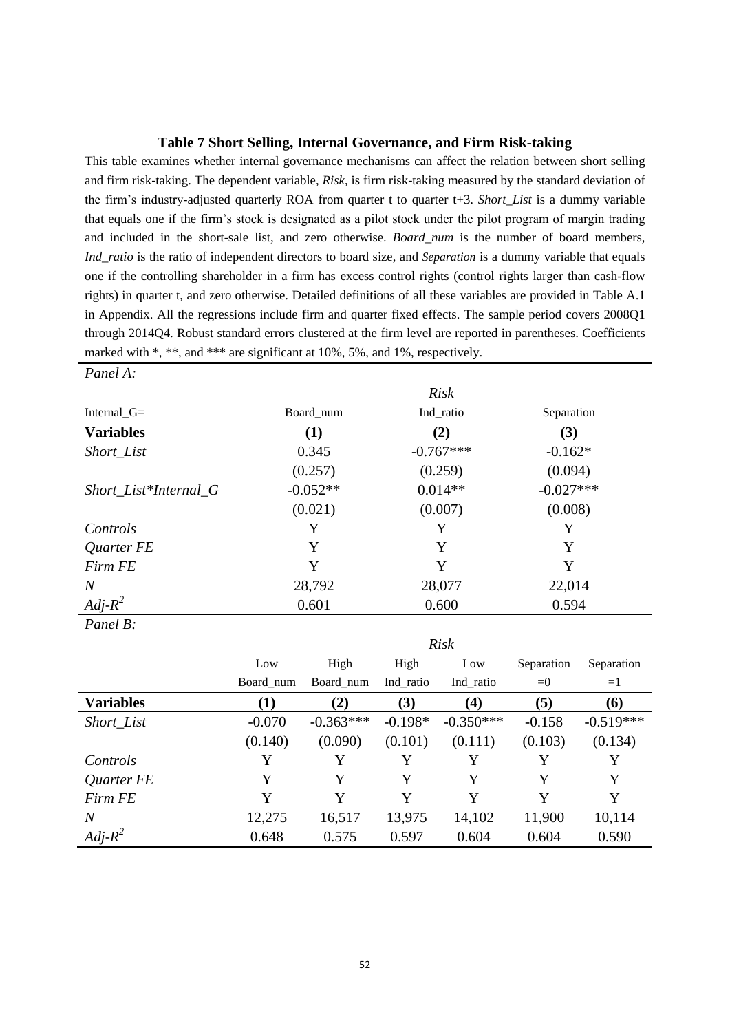**Table 7 Short Selling, Internal Governance, and Firm Risk-taking**

This table examines whether internal governance mechanisms can affect the relation between short selling and firm risk-taking. The dependent variable, *Risk*, is firm risk-taking measured by the standard deviation of the firm's industry-adjusted quarterly ROA from quarter t to quarter t+3. *Short_List* is a dummy variable that equals one if the firm's stock is designated as a pilot stock under the pilot program of margin trading and included in the short-sale list, and zero otherwise. *Board_num* is the number of board members, *Ind_ratio* is the ratio of independent directors to board size, and *Separation* is a dummy variable that equals one if the controlling shareholder in a firm has excess control rights (control rights larger than cash-flow rights) in quarter t, and zero otherwise. Detailed definitions of all these variables are provided in Table A.1 in Appendix. All the regressions include firm and quarter fixed effects. The sample period covers 2008Q1 through 2014Q4. Robust standard errors clustered at the firm level are reported in parentheses. Coefficients marked with *, **, and *** are significant at 10%, 5%, and 1%, respectively.

*Panel A:*

| | *Risk* | | |
|---|---|---|---|
| Internal_G= | Board_num | Ind_ratio | Separation |
| **Variables** | **(1)** | **(2)** | **(3)** |
| *Short_List* | 0.345 | -0.767*** | -0.162* |
| | (0.257) | (0.259) | (0.094) |
| *Short_List*Internal_G* | -0.052** | 0.014** | -0.027*** |
| | (0.021) | (0.007) | (0.008) |
| *Controls* | Y | Y | Y |
| *Quarter FE* | Y | Y | Y |
| *Firm FE* | Y | Y | Y |
| *N* | 28,792 | 28,077 | 22,014 |
| *Adj-$R^2$* | 0.601 | 0.600 | 0.594 |

*Panel B:*

| | *Risk* | | | | | |
|---|---|---|---|---|---|---|
| | Low Board_num | High Board_num | High Ind_ratio | Low Ind_ratio | Separation =0 | Separation =1 |
| **Variables** | **(1)** | **(2)** | **(3)** | **(4)** | **(5)** | **(6)** |
| *Short_List* | -0.070 | -0.363*** | -0.198* | -0.350*** | -0.158 | -0.519*** |
| | (0.140) | (0.090) | (0.101) | (0.111) | (0.103) | (0.134) |
| *Controls* | Y | Y | Y | Y | Y | Y |
| *Quarter FE* | Y | Y | Y | Y | Y | Y |
| *Firm FE* | Y | Y | Y | Y | Y | Y |
| *N* | 12,275 | 16,517 | 13,975 | 14,102 | 11,900 | 10,114 |
| *Adj-$R^2$* | 0.648 | 0.575 | 0.597 | 0.604 | 0.604 | 0.590 |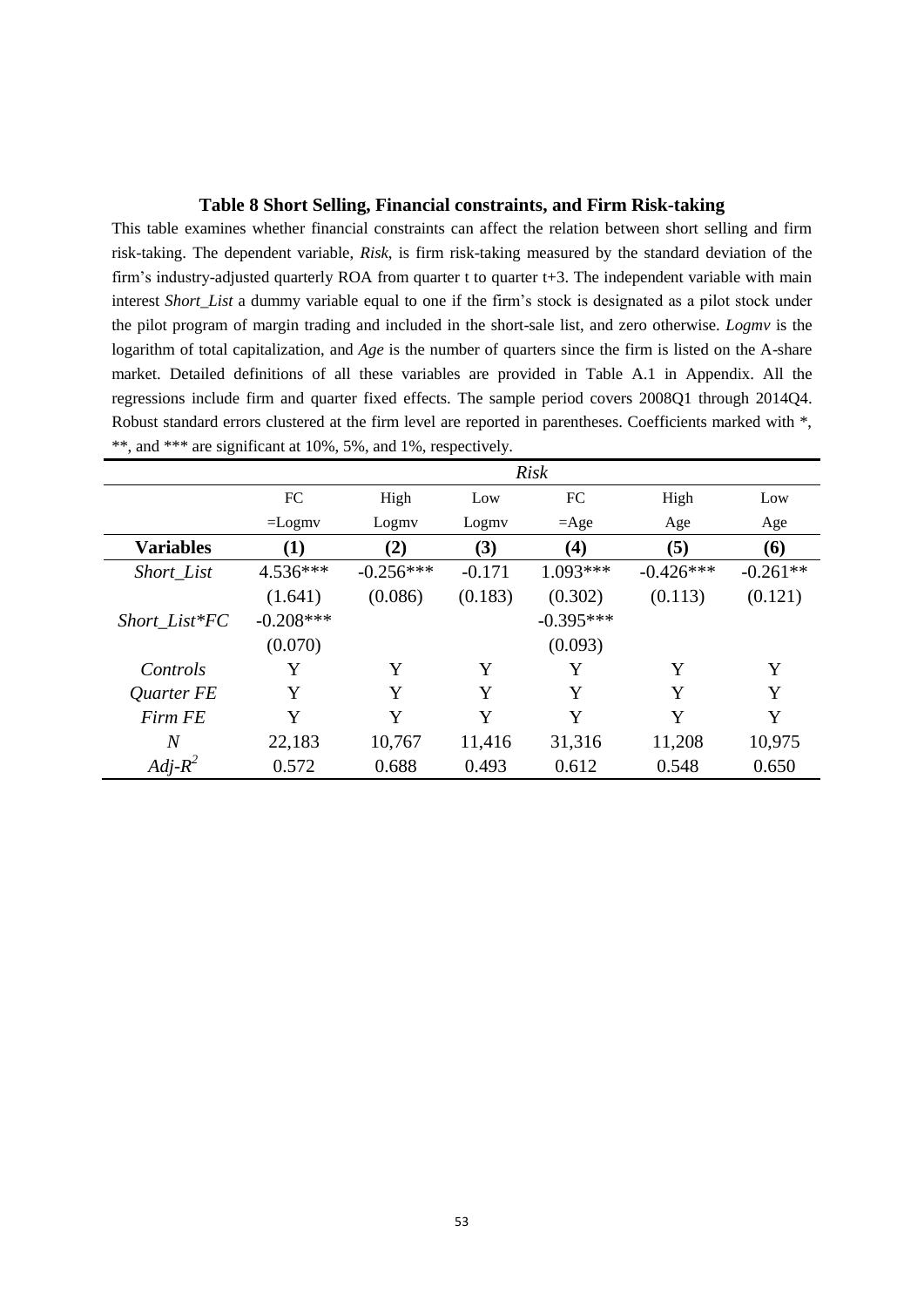**Table 8 Short Selling, Financial constraints, and Firm Risk-taking**

This table examines whether financial constraints can affect the relation between short selling and firm risk-taking. The dependent variable, *Risk*, is firm risk-taking measured by the standard deviation of the firm's industry-adjusted quarterly ROA from quarter t to quarter t+3. The independent variable with main interest *Short_List* a dummy variable equal to one if the firm's stock is designated as a pilot stock under the pilot program of margin trading and included in the short-sale list, and zero otherwise. *Logmv* is the logarithm of total capitalization, and *Age* is the number of quarters since the firm is listed on the A-share market. Detailed definitions of all these variables are provided in Table A.1 in Appendix. All the regressions include firm and quarter fixed effects. The sample period covers 2008Q1 through 2014Q4. Robust standard errors clustered at the firm level are reported in parentheses. Coefficients marked with *, **, and *** are significant at 10%, 5%, and 1%, respectively.

| | *Risk* | | | | | |
|---|---|---|---|---|---|---|
| | FC =Logmv | High Logmv | Low Logmv | FC =Age | High Age | Low Age |
| **Variables** | **(1)** | **(2)** | **(3)** | **(4)** | **(5)** | **(6)** |
| *Short_List* | 4.536*** | -0.256*** | -0.171 | 1.093*** | -0.426*** | -0.261** |
| | (1.641) | (0.086) | (0.183) | (0.302) | (0.113) | (0.121) |
| *Short_List*FC* | -0.208*** | | | -0.395*** | | |
| | (0.070) | | | (0.093) | | |
| *Controls* | Y | Y | Y | Y | Y | Y |
| *Quarter FE* | Y | Y | Y | Y | Y | Y |
| *Firm FE* | Y | Y | Y | Y | Y | Y |
| *N* | 22,183 | 10,767 | 11,416 | 31,316 | 11,208 | 10,975 |
| $Adj\text{-}R^2$ | 0.572 | 0.688 | 0.493 | 0.612 | 0.548 | 0.650 |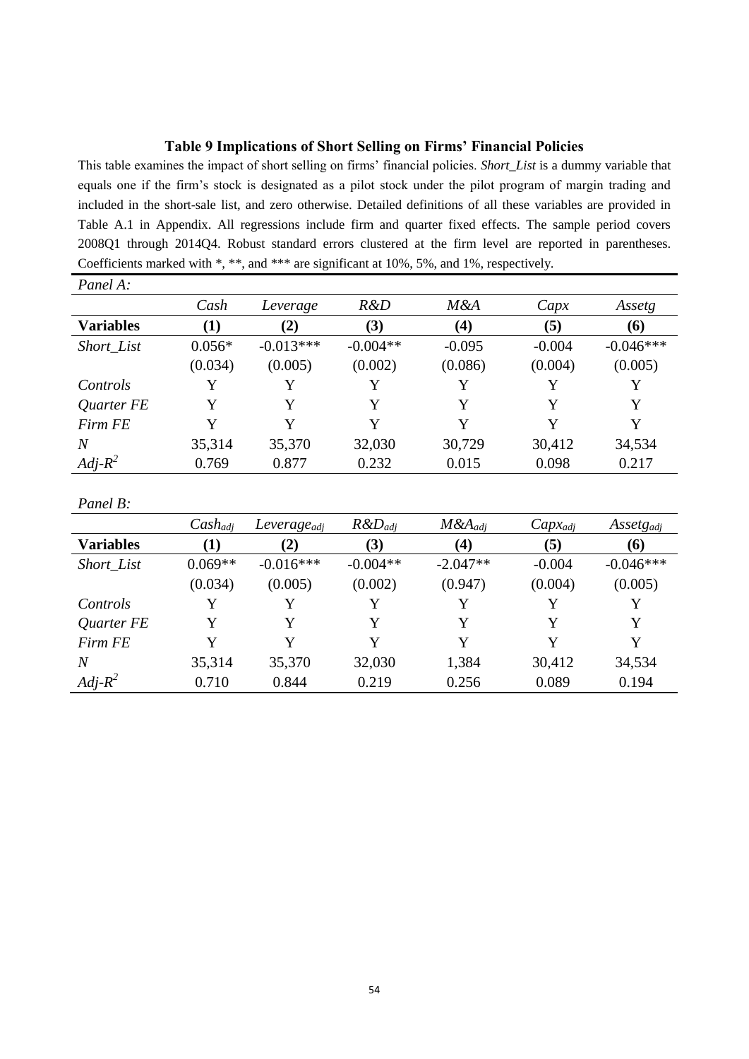**Table 9 Implications of Short Selling on Firms' Financial Policies**

This table examines the impact of short selling on firms' financial policies. *Short_List* is a dummy variable that equals one if the firm's stock is designated as a pilot stock under the pilot program of margin trading and included in the short-sale list, and zero otherwise. Detailed definitions of all these variables are provided in Table A.1 in Appendix. All regressions include firm and quarter fixed effects. The sample period covers 2008Q1 through 2014Q4. Robust standard errors clustered at the firm level are reported in parentheses. Coefficients marked with *, **, and *** are significant at 10%, 5%, and 1%, respectively.

*Panel A:*

| | *Cash* | *Leverage* | *R&D* | *M&A* | *Capx* | *Assetg* |
|---|---|---|---|---|---|---|
| **Variables** | **(1)** | **(2)** | **(3)** | **(4)** | **(5)** | **(6)** |
| *Short_List* | 0.056* | -0.013*** | -0.004** | -0.095 | -0.004 | -0.046*** |
| | (0.034) | (0.005) | (0.002) | (0.086) | (0.004) | (0.005) |
| *Controls* | Y | Y | Y | Y | Y | Y |
| *Quarter FE* | Y | Y | Y | Y | Y | Y |
| *Firm FE* | Y | Y | Y | Y | Y | Y |
| *N* | 35,314 | 35,370 | 32,030 | 30,729 | 30,412 | 34,534 |
| *Adj-$R^2$* | 0.769 | 0.877 | 0.232 | 0.015 | 0.098 | 0.217 |

*Panel B:*

| | $Cash_{adj}$ | $Leverage_{adj}$ | $R\&D_{adj}$ | $M\&A_{adj}$ | $Capx_{adj}$ | $Assetg_{adj}$ |
|---|---|---|---|---|---|---|
| **Variables** | **(1)** | **(2)** | **(3)** | **(4)** | **(5)** | **(6)** |
| *Short_List* | 0.069** | -0.016*** | -0.004** | -2.047** | -0.004 | -0.046*** |
| | (0.034) | (0.005) | (0.002) | (0.947) | (0.004) | (0.005) |
| *Controls* | Y | Y | Y | Y | Y | Y |
| *Quarter FE* | Y | Y | Y | Y | Y | Y |
| *Firm FE* | Y | Y | Y | Y | Y | Y |
| *N* | 35,314 | 35,370 | 32,030 | 1,384 | 30,412 | 34,534 |
| *Adj-$R^2$* | 0.710 | 0.844 | 0.219 | 0.256 | 0.089 | 0.194 |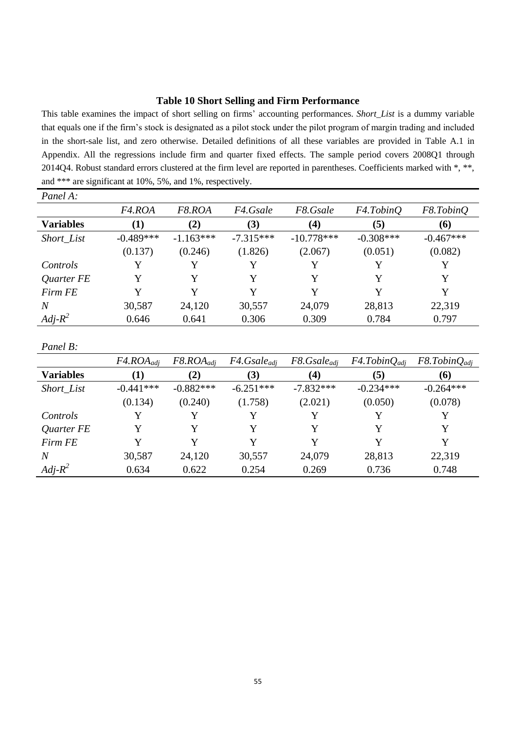**Table 10 Short Selling and Firm Performance**

This table examines the impact of short selling on firms' accounting performances. *Short_List* is a dummy variable that equals one if the firm's stock is designated as a pilot stock under the pilot program of margin trading and included in the short-sale list, and zero otherwise. Detailed definitions of all these variables are provided in Table A.1 in Appendix. All the regressions include firm and quarter fixed effects. The sample period covers 2008Q1 through 2014Q4. Robust standard errors clustered at the firm level are reported in parentheses. Coefficients marked with *, **, and *** are significant at 10%, 5%, and 1%, respectively.

*Panel A:*

| | *F4.ROA* | *F8.ROA* | *F4.Gsale* | *F8.Gsale* | *F4.TobinQ* | *F8.TobinQ* |
|---|---|---|---|---|---|---|
| **Variables** | **(1)** | **(2)** | **(3)** | **(4)** | **(5)** | **(6)** |
| *Short_List* | -0.489*** | -1.163*** | -7.315*** | -10.778*** | -0.308*** | -0.467*** |
| | (0.137) | (0.246) | (1.826) | (2.067) | (0.051) | (0.082) |
| *Controls* | Y | Y | Y | Y | Y | Y |
| *Quarter FE* | Y | Y | Y | Y | Y | Y |
| *Firm FE* | Y | Y | Y | Y | Y | Y |
| *N* | 30,587 | 24,120 | 30,557 | 24,079 | 28,813 | 22,319 |
| *Adj-$R^2$* | 0.646 | 0.641 | 0.306 | 0.309 | 0.784 | 0.797 |

*Panel B:*

| | *$F4.ROA_{adj}$* | *$F8.ROA_{adj}$* | *$F4.Gsale_{adj}$* | *$F8.Gsale_{adj}$* | *$F4.TobinQ_{adj}$* | *$F8.TobinQ_{adj}$* |
|---|---|---|---|---|---|---|
| **Variables** | **(1)** | **(2)** | **(3)** | **(4)** | **(5)** | **(6)** |
| *Short_List* | -0.441*** | -0.882*** | -6.251*** | -7.832*** | -0.234*** | -0.264*** |
| | (0.134) | (0.240) | (1.758) | (2.021) | (0.050) | (0.078) |
| *Controls* | Y | Y | Y | Y | Y | Y |
| *Quarter FE* | Y | Y | Y | Y | Y | Y |
| *Firm FE* | Y | Y | Y | Y | Y | Y |
| *N* | 30,587 | 24,120 | 30,557 | 24,079 | 28,813 | 22,319 |
| *Adj-$R^2$* | 0.634 | 0.622 | 0.254 | 0.269 | 0.736 | 0.748 |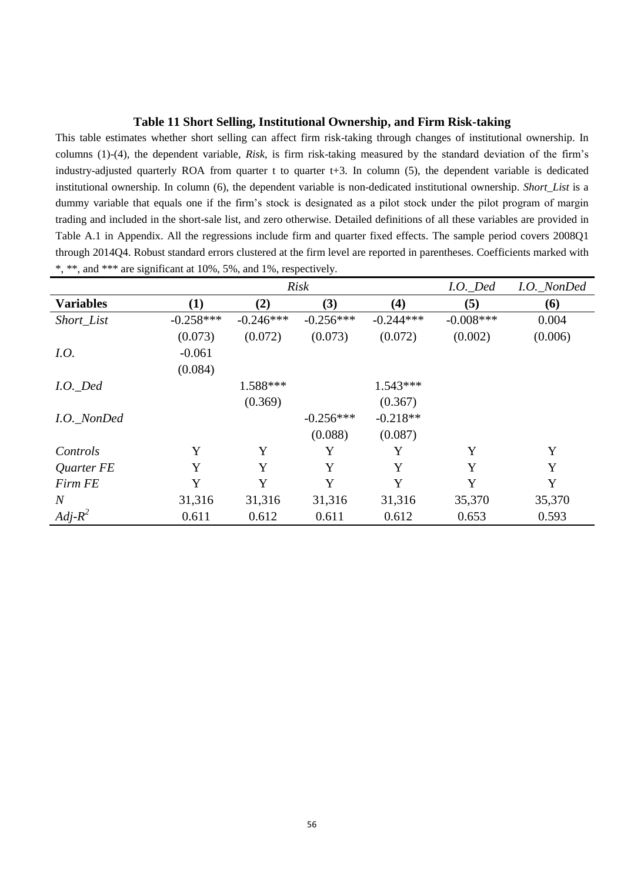**Table 11 Short Selling, Institutional Ownership, and Firm Risk-taking**

This table estimates whether short selling can affect firm risk-taking through changes of institutional ownership. In columns (1)-(4), the dependent variable, *Risk*, is firm risk-taking measured by the standard deviation of the firm's industry-adjusted quarterly ROA from quarter t to quarter t+3. In column (5), the dependent variable is dedicated institutional ownership. In column (6), the dependent variable is non-dedicated institutional ownership. *Short_List* is a dummy variable that equals one if the firm's stock is designated as a pilot stock under the pilot program of margin trading and included in the short-sale list, and zero otherwise. Detailed definitions of all these variables are provided in Table A.1 in Appendix. All the regressions include firm and quarter fixed effects. The sample period covers 2008Q1 through 2014Q4. Robust standard errors clustered at the firm level are reported in parentheses. Coefficients marked with *, **, and *** are significant at 10%, 5%, and 1%, respectively.

| | *Risk* | | | | *I.O._Ded* | *I.O._NonDed* |
|---|---|---|---|---|---|---|
| **Variables** | **(1)** | **(2)** | **(3)** | **(4)** | **(5)** | **(6)** |
| *Short_List* | -0.258*** | -0.246*** | -0.256*** | -0.244*** | -0.008*** | 0.004 |
| | (0.073) | (0.072) | (0.073) | (0.072) | (0.002) | (0.006) |
| *I.O.* | -0.061 | | | | | |
| | (0.084) | | | | | |
| *I.O._Ded* | | 1.588*** | | 1.543*** | | |
| | | (0.369) | | (0.367) | | |
| *I.O._NonDed* | | | -0.256*** | -0.218** | | |
| | | | (0.088) | (0.087) | | |
| *Controls* | Y | Y | Y | Y | Y | Y |
| *Quarter FE* | Y | Y | Y | Y | Y | Y |
| *Firm FE* | Y | Y | Y | Y | Y | Y |
| *N* | 31,316 | 31,316 | 31,316 | 31,316 | 35,370 | 35,370 |
| *Adj-$R^2$* | 0.611 | 0.612 | 0.611 | 0.612 | 0.653 | 0.593 |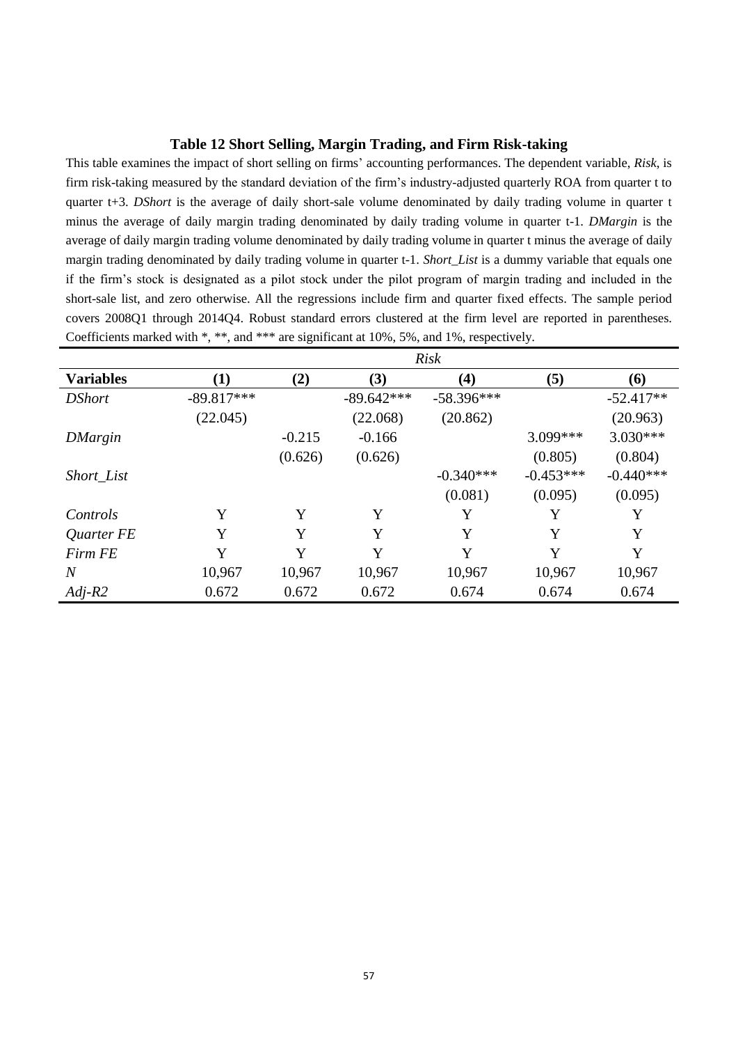**Table 12 Short Selling, Margin Trading, and Firm Risk-taking**

This table examines the impact of short selling on firms' accounting performances. The dependent variable, *Risk*, is firm risk-taking measured by the standard deviation of the firm's industry-adjusted quarterly ROA from quarter t to quarter t+3. *DShort* is the average of daily short-sale volume denominated by daily trading volume in quarter t minus the average of daily margin trading denominated by daily trading volume in quarter t-1. *DMargin* is the average of daily margin trading volume denominated by daily trading volume in quarter t minus the average of daily margin trading denominated by daily trading volume in quarter t-1. *Short_List* is a dummy variable that equals one if the firm's stock is designated as a pilot stock under the pilot program of margin trading and included in the short-sale list, and zero otherwise. All the regressions include firm and quarter fixed effects. The sample period covers 2008Q1 through 2014Q4. Robust standard errors clustered at the firm level are reported in parentheses. Coefficients marked with *, **, and *** are significant at 10%, 5%, and 1%, respectively.

| | *Risk* | | | | | |
|---|---|---|---|---|---|---|
| **Variables** | **(1)** | **(2)** | **(3)** | **(4)** | **(5)** | **(6)** |
| *DShort* | -89.817*** | | -89.642*** | -58.396*** | | -52.417** |
| | (22.045) | | (22.068) | (20.862) | | (20.963) |
| *DMargin* | | -0.215 | -0.166 | | 3.099*** | 3.030*** |
| | | (0.626) | (0.626) | | (0.805) | (0.804) |
| *Short_List* | | | | -0.340*** | -0.453*** | -0.440*** |
| | | | | (0.081) | (0.095) | (0.095) |
| *Controls* | Y | Y | Y | Y | Y | Y |
| *Quarter FE* | Y | Y | Y | Y | Y | Y |
| *Firm FE* | Y | Y | Y | Y | Y | Y |
| *N* | 10,967 | 10,967 | 10,967 | 10,967 | 10,967 | 10,967 |
| *Adj-R2* | 0.672 | 0.672 | 0.672 | 0.674 | 0.674 | 0.674 |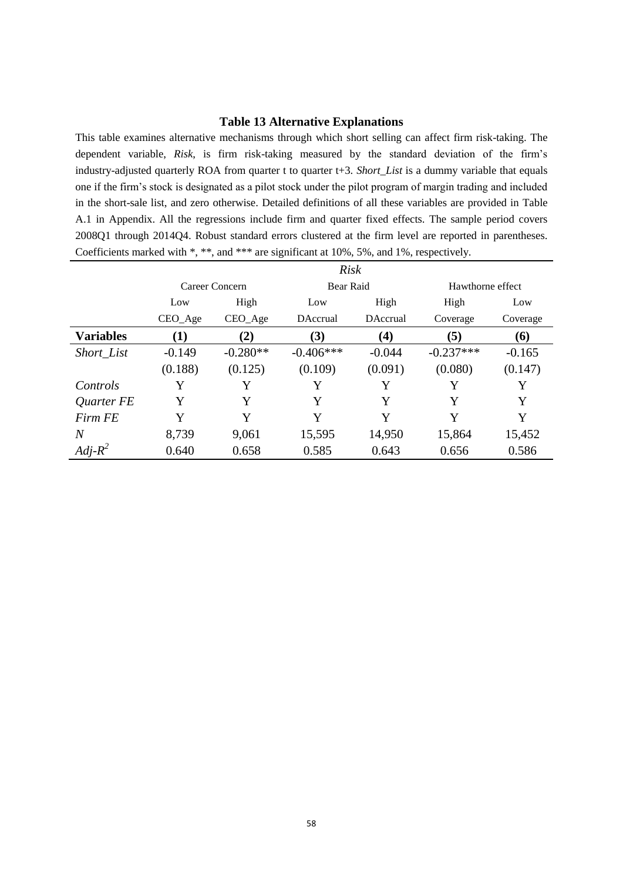**Table 13 Alternative Explanations**

This table examines alternative mechanisms through which short selling can affect firm risk-taking. The dependent variable, *Risk*, is firm risk-taking measured by the standard deviation of the firm's industry-adjusted quarterly ROA from quarter t to quarter t+3. *Short_List* is a dummy variable that equals one if the firm's stock is designated as a pilot stock under the pilot program of margin trading and included in the short-sale list, and zero otherwise. Detailed definitions of all these variables are provided in Table A.1 in Appendix. All the regressions include firm and quarter fixed effects. The sample period covers 2008Q1 through 2014Q4. Robust standard errors clustered at the firm level are reported in parentheses. Coefficients marked with *, **, and *** are significant at 10%, 5%, and 1%, respectively.

| | *Risk* | | | | | |
|---|---|---|---|---|---|---|
| | Career Concern | | Bear Raid | | Hawthorne effect | |
| | Low CEO_Age | High CEO_Age | Low DAccrual | High DAccrual | High Coverage | Low Coverage |
| **Variables** | **(1)** | **(2)** | **(3)** | **(4)** | **(5)** | **(6)** |
| *Short_List* | -0.149 | -0.280** | -0.406*** | -0.044 | -0.237*** | -0.165 |
| | (0.188) | (0.125) | (0.109) | (0.091) | (0.080) | (0.147) |
| *Controls* | Y | Y | Y | Y | Y | Y |
| *Quarter FE* | Y | Y | Y | Y | Y | Y |
| *Firm FE* | Y | Y | Y | Y | Y | Y |
| *N* | 8,739 | 9,061 | 15,595 | 14,950 | 15,864 | 15,452 |
| $Adj\text{-}R^2$ | 0.640 | 0.658 | 0.585 | 0.643 | 0.656 | 0.586 |